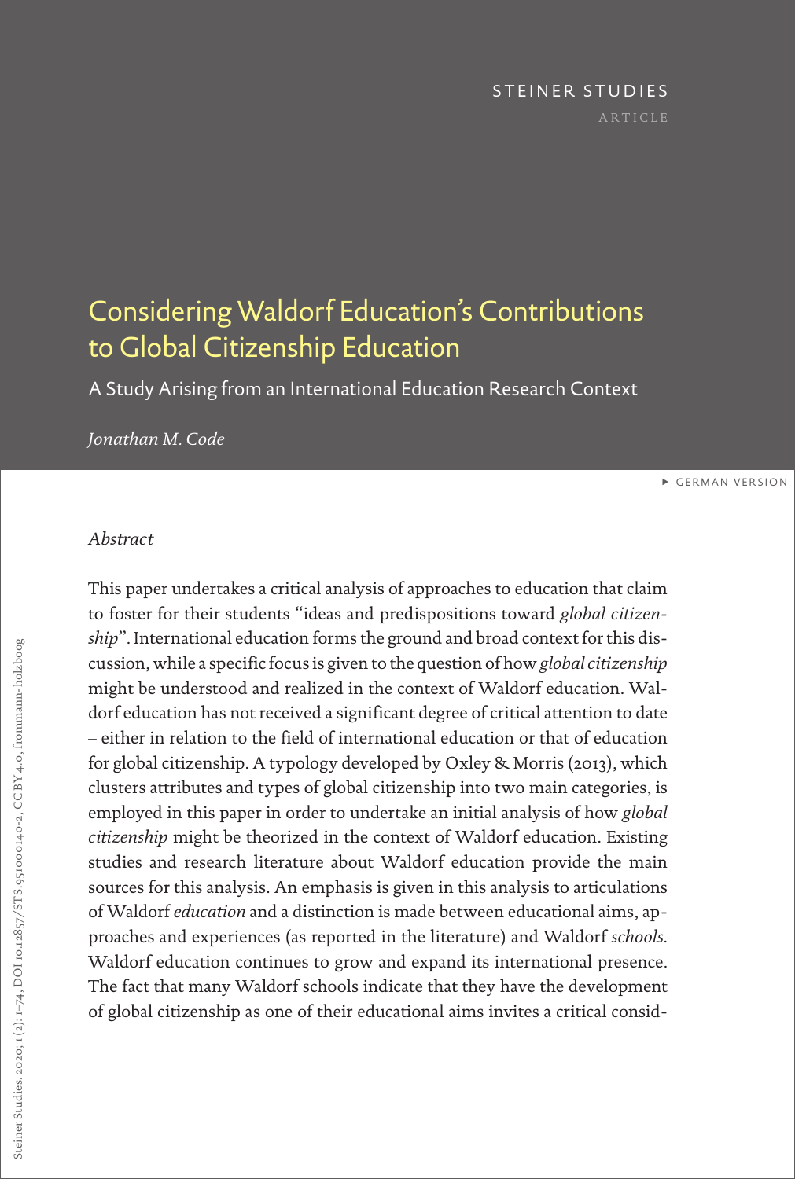STEINER STUDIES

ARTICLE

# Considering Waldorf Education's Contributions to Global Citizenship Education

## A Study Arising from an International Education Research Context

*Jonathan M. Code*

▸ GERMAN VERSION

*Abstract*

This paper undertakes a critical analysis of approaches to education that claim to foster for their students "ideas and predispositions toward *global citizenship*". International education forms the ground and broad context for this discussion, while a specific focus is given to the question of how *global citizenship* might be understood and realized in the context of Waldorf education. Waldorf education has not received a significant degree of critical attention to date – either in relation to the field of international education or that of education for global citizenship. A typology developed by Oxley & Morris (2013), which clusters attributes and types of global citizenship into two main categories, is employed in this paper in order to undertake an initial analysis of how *global citizenship* might be theorized in the context of Waldorf education. Existing studies and research literature about Waldorf education provide the main sources for this analysis. An emphasis is given in this analysis to articulations of Waldorf *education* and a distinction is made between educational aims, approaches and experiences (as reported in the literature) and Waldorf *schools*. Waldorf education continues to grow and expand its international presence. The fact that many Waldorf schools indicate that they have the development of global citizenship as one of their educational aims invites a critical consid-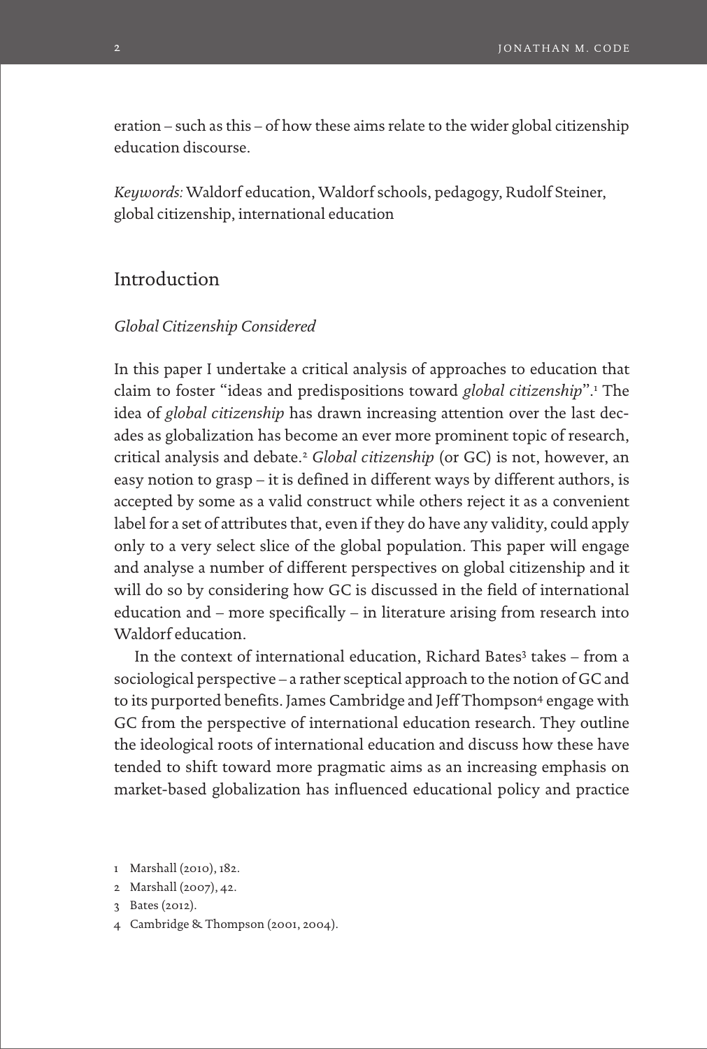eration – such as this – of how these aims relate to the wider global citizenship education discourse.

*Keywords:* Waldorf education, Waldorf schools, pedagogy, Rudolf Steiner, global citizenship, international education

## Introduction

### *Global Citizenship Considered*

In this paper I undertake a critical analysis of approaches to education that claim to foster "ideas and predispositions toward *global citizenship*".[1] The idea of *global citizenship* has drawn increasing attention over the last decades as globalization has become an ever more prominent topic of research, critical analysis and debate.[2] *Global citizenship* (or GC) is not, however, an easy notion to grasp – it is defined in different ways by different authors, is accepted by some as a valid construct while others reject it as a convenient label for a set of attributes that, even if they do have any validity, could apply only to a very select slice of the global population. This paper will engage and analyse a number of different perspectives on global citizenship and it will do so by considering how GC is discussed in the field of international education and – more specifically – in literature arising from research into Waldorf education.

In the context of international education, Richard Bates[3] takes – from a sociological perspective – a rather sceptical approach to the notion of GC and to its purported benefits. James Cambridge and Jeff Thompson[4] engage with GC from the perspective of international education research. They outline the ideological roots of international education and discuss how these have tended to shift toward more pragmatic aims as an increasing emphasis on market-based globalization has influenced educational policy and practice

1 Marshall (2010), 182.

2 Marshall (2007), 42.

3 Bates (2012).

4 Cambridge & Thompson (2001, 2004).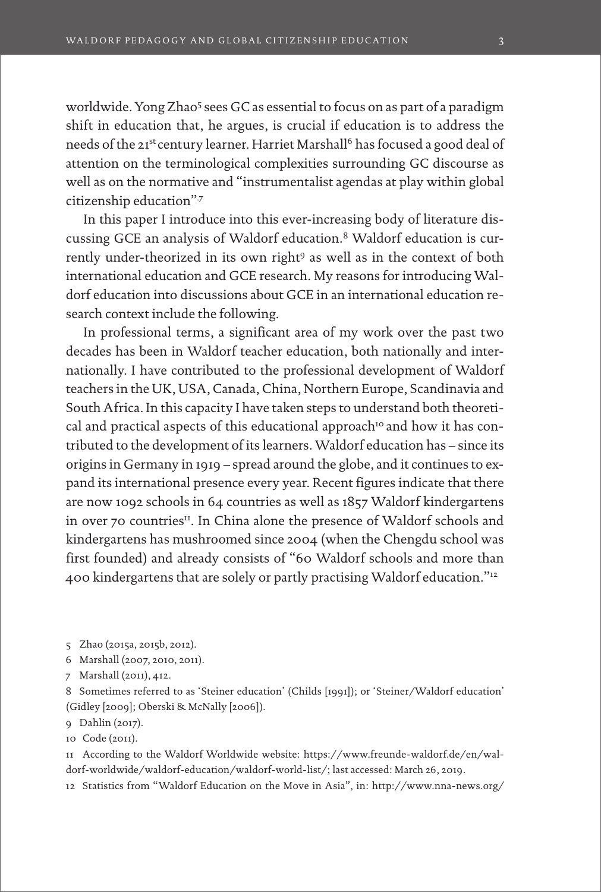worldwide. Yong Zhao[5] sees GC as essential to focus on as part of a paradigm shift in education that, he argues, is crucial if education is to address the needs of the 21st century learner. Harriet Marshall[6] has focused a good deal of attention on the terminological complexities surrounding GC discourse as well as on the normative and "instrumentalist agendas at play within global citizenship education".[7]

In this paper I introduce into this ever-increasing body of literature discussing GCE an analysis of Waldorf education.[8] Waldorf education is currently under-theorized in its own right[9] as well as in the context of both international education and GCE research. My reasons for introducing Waldorf education into discussions about GCE in an international education research context include the following.

In professional terms, a significant area of my work over the past two decades has been in Waldorf teacher education, both nationally and internationally. I have contributed to the professional development of Waldorf teachers in the UK, USA, Canada, China, Northern Europe, Scandinavia and South Africa. In this capacity I have taken steps to understand both theoretical and practical aspects of this educational approach[10] and how it has contributed to the development of its learners. Waldorf education has – since its origins in Germany in 1919 – spread around the globe, and it continues to expand its international presence every year. Recent figures indicate that there are now 1092 schools in 64 countries as well as 1857 Waldorf kindergartens in over 70 countries[11]. In China alone the presence of Waldorf schools and kindergartens has mushroomed since 2004 (when the Chengdu school was first founded) and already consists of "60 Waldorf schools and more than 400 kindergartens that are solely or partly practising Waldorf education."[12]

5 Zhao (2015a, 2015b, 2012).

6 Marshall (2007, 2010, 2011).

7 Marshall (2011), 412.

8 Sometimes referred to as 'Steiner education' (Childs [1991]); or 'Steiner/Waldorf education' (Gidley [2009]; Oberski & McNally [2006]).

9 Dahlin (2017).

10 Code (2011).

11 According to the Waldorf Worldwide website: https://www.freunde-waldorf.de/en/waldorf-worldwide/waldorf-education/waldorf-world-list/; last accessed: March 26, 2019.

12 Statistics from "Waldorf Education on the Move in Asia", in: http://www.nna-news.org/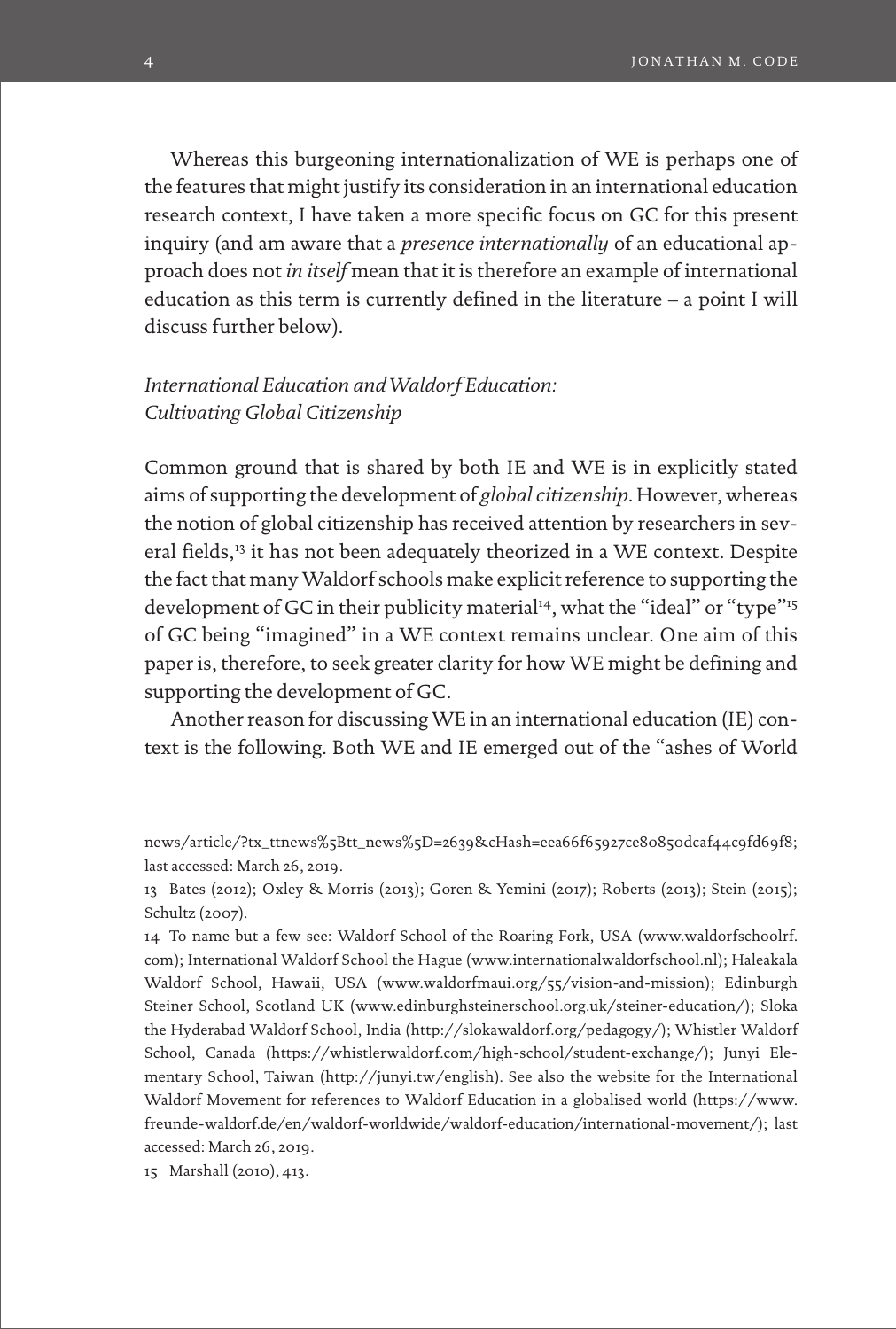Whereas this burgeoning internationalization of WE is perhaps one of the features that might justify its consideration in an international education research context, I have taken a more specific focus on GC for this present inquiry (and am aware that a *presence internationally* of an educational approach does not *in itself* mean that it is therefore an example of international education as this term is currently defined in the literature – a point I will discuss further below).

## *International Education and Waldorf Education: Cultivating Global Citizenship*

Common ground that is shared by both IE and WE is in explicitly stated aims of supporting the development of *global citizenship*. However, whereas the notion of global citizenship has received attention by researchers in several fields,[13] it has not been adequately theorized in a WE context. Despite the fact that many Waldorf schools make explicit reference to supporting the development of GC in their publicity material[14], what the "ideal" or "type"[15] of GC being "imagined" in a WE context remains unclear. One aim of this paper is, therefore, to seek greater clarity for how WE might be defining and supporting the development of GC.

Another reason for discussing WE in an international education (IE) context is the following. Both WE and IE emerged out of the "ashes of World

---

news/article/?tx_ttnews%5Btt_news%5D=2639&cHash=eea66f65927ce80850dcaf44c9fd69f8; last accessed: March 26, 2019.

13 Bates (2012); Oxley & Morris (2013); Goren & Yemini (2017); Roberts (2013); Stein (2015); Schultz (2007).

14 To name but a few see: Waldorf School of the Roaring Fork, USA (www.waldorfschoolrf.com); International Waldorf School the Hague (www.internationalwaldorfschool.nl); Haleakala Waldorf School, Hawaii, USA (www.waldorfmaui.org/55/vision-and-mission); Edinburgh Steiner School, Scotland UK (www.edinburghsteinerschool.org.uk/steiner-education/); Sloka the Hyderabad Waldorf School, India (http://slokawaldorf.org/pedagogy/); Whistler Waldorf School, Canada (https://whistlerwaldorf.com/high-school/student-exchange/); Junyi Elementary School, Taiwan (http://junyi.tw/english). See also the website for the International Waldorf Movement for references to Waldorf Education in a globalised world (https://www.freunde-waldorf.de/en/waldorf-worldwide/waldorf-education/international-movement/); last accessed: March 26, 2019.

15 Marshall (2010), 413.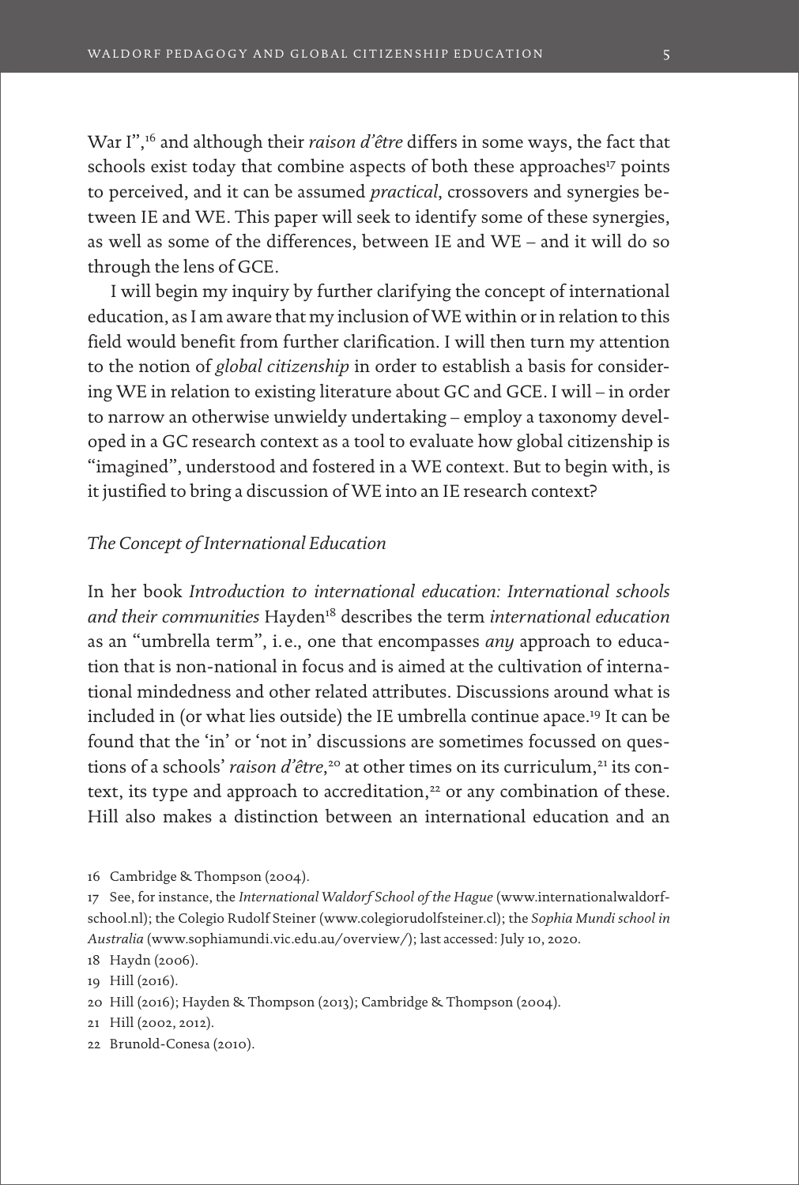War I",[16] and although their *raison d'être* differs in some ways, the fact that schools exist today that combine aspects of both these approaches[17] points to perceived, and it can be assumed *practical*, crossovers and synergies between IE and WE. This paper will seek to identify some of these synergies, as well as some of the differences, between IE and WE – and it will do so through the lens of GCE.

I will begin my inquiry by further clarifying the concept of international education, as I am aware that my inclusion of WE within or in relation to this field would benefit from further clarification. I will then turn my attention to the notion of *global citizenship* in order to establish a basis for considering WE in relation to existing literature about GC and GCE. I will – in order to narrow an otherwise unwieldy undertaking – employ a taxonomy developed in a GC research context as a tool to evaluate how global citizenship is "imagined", understood and fostered in a WE context. But to begin with, is it justified to bring a discussion of WE into an IE research context?

### *The Concept of International Education*

In her book *Introduction to international education: International schools and their communities* Hayden[18] describes the term *international education* as an "umbrella term", i.e., one that encompasses *any* approach to education that is non-national in focus and is aimed at the cultivation of international mindedness and other related attributes. Discussions around what is included in (or what lies outside) the IE umbrella continue apace.[19] It can be found that the 'in' or 'not in' discussions are sometimes focussed on questions of a schools' *raison d'être*,[20] at other times on its curriculum,[21] its context, its type and approach to accreditation,[22] or any combination of these. Hill also makes a distinction between an international education and an

16 Cambridge & Thompson (2004).

17 See, for instance, the *International Waldorf School of the Hague* (www.internationalwaldorfschool.nl); the Colegio Rudolf Steiner (www.colegiorudolfsteiner.cl); the *Sophia Mundi school in Australia* (www.sophiamundi.vic.edu.au/overview/); last accessed: July 10, 2020.

18 Haydn (2006).

19 Hill (2016).

20 Hill (2016); Hayden & Thompson (2013); Cambridge & Thompson (2004).

21 Hill (2002, 2012).

22 Brunold-Conesa (2010).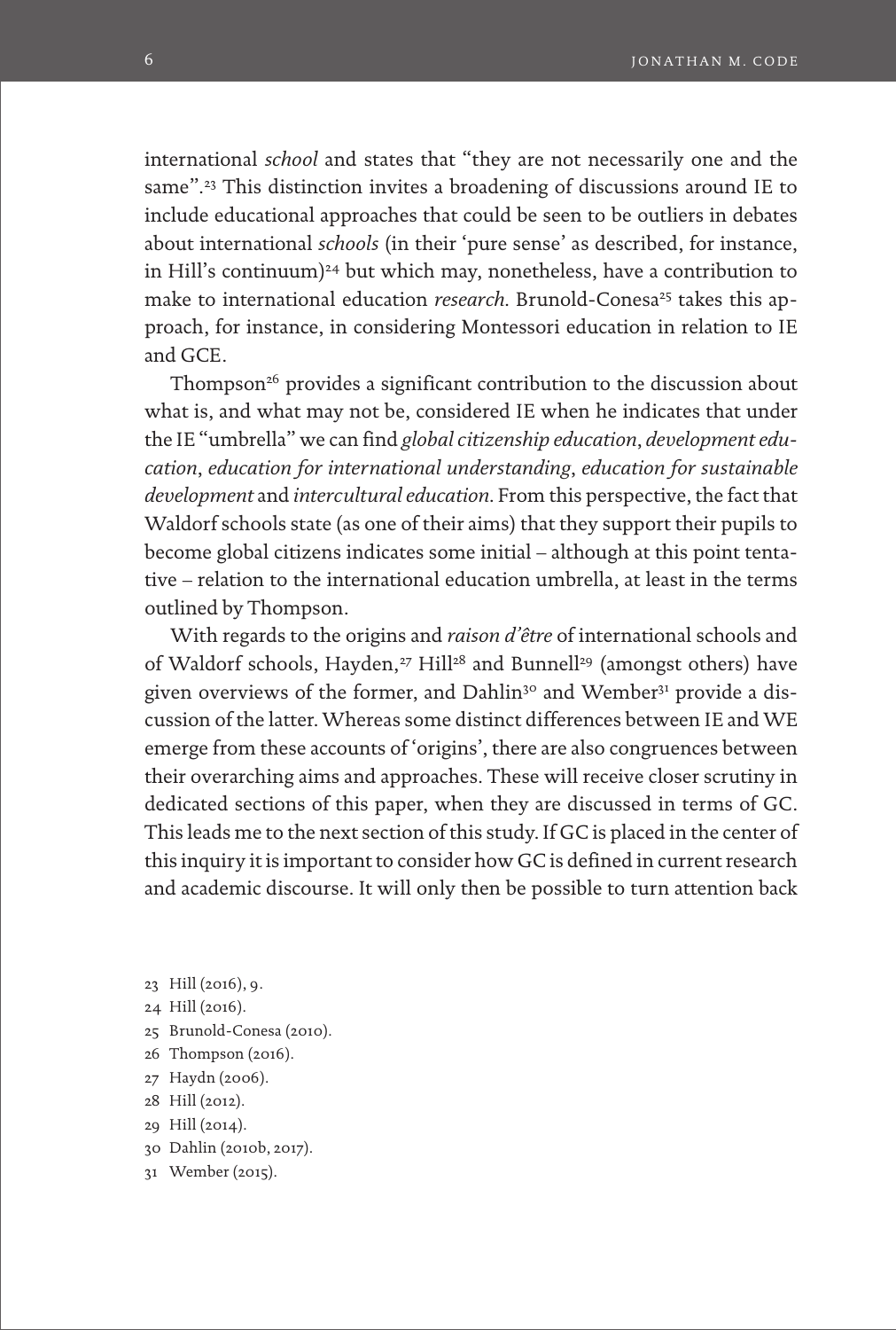international *school* and states that "they are not necessarily one and the same".[23] This distinction invites a broadening of discussions around IE to include educational approaches that could be seen to be outliers in debates about international *schools* (in their 'pure sense' as described, for instance, in Hill's continuum)[24] but which may, nonetheless, have a contribution to make to international education *research*. Brunold-Conesa[25] takes this approach, for instance, in considering Montessori education in relation to IE and GCE.

Thompson[26] provides a significant contribution to the discussion about what is, and what may not be, considered IE when he indicates that under the IE "umbrella" we can find *global citizenship education*, *development education*, *education for international understanding*, *education for sustainable development* and *intercultural education*. From this perspective, the fact that Waldorf schools state (as one of their aims) that they support their pupils to become global citizens indicates some initial – although at this point tentative – relation to the international education umbrella, at least in the terms outlined by Thompson.

With regards to the origins and *raison d'être* of international schools and of Waldorf schools, Hayden,[27] Hill[28] and Bunnell[29] (amongst others) have given overviews of the former, and Dahlin[30] and Wember[31] provide a discussion of the latter. Whereas some distinct differences between IE and WE emerge from these accounts of 'origins', there are also congruences between their overarching aims and approaches. These will receive closer scrutiny in dedicated sections of this paper, when they are discussed in terms of GC. This leads me to the next section of this study. If GC is placed in the center of this inquiry it is important to consider how GC is defined in current research and academic discourse. It will only then be possible to turn attention back

23 Hill (2016), 9.
24 Hill (2016).
25 Brunold-Conesa (2010).
26 Thompson (2016).
27 Haydn (2006).
28 Hill (2012).
29 Hill (2014).
30 Dahlin (2010b, 2017).
31 Wember (2015).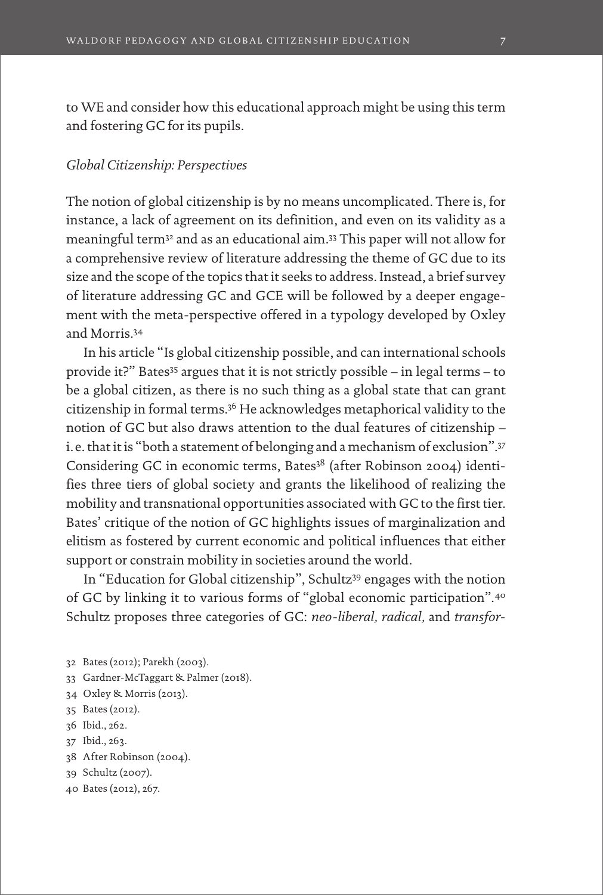to WE and consider how this educational approach might be using this term and fostering GC for its pupils.

*Global Citizenship: Perspectives*

The notion of global citizenship is by no means uncomplicated. There is, for instance, a lack of agreement on its definition, and even on its validity as a meaningful term[32] and as an educational aim.[33] This paper will not allow for a comprehensive review of literature addressing the theme of GC due to its size and the scope of the topics that it seeks to address. Instead, a brief survey of literature addressing GC and GCE will be followed by a deeper engagement with the meta-perspective offered in a typology developed by Oxley and Morris.[34]

In his article "Is global citizenship possible, and can international schools provide it?" Bates[35] argues that it is not strictly possible – in legal terms – to be a global citizen, as there is no such thing as a global state that can grant citizenship in formal terms.[36] He acknowledges metaphorical validity to the notion of GC but also draws attention to the dual features of citizenship – i. e. that it is "both a statement of belonging and a mechanism of exclusion".[37] Considering GC in economic terms, Bates[38] (after Robinson 2004) identifies three tiers of global society and grants the likelihood of realizing the mobility and transnational opportunities associated with GC to the first tier. Bates' critique of the notion of GC highlights issues of marginalization and elitism as fostered by current economic and political influences that either support or constrain mobility in societies around the world.

In "Education for Global citizenship", Schultz[39] engages with the notion of GC by linking it to various forms of "global economic participation".[40] Schultz proposes three categories of GC: *neo-liberal, radical,* and *transfor-*

32 Bates (2012); Parekh (2003).
33 Gardner-McTaggart & Palmer (2018).
34 Oxley & Morris (2013).
35 Bates (2012).
36 Ibid., 262.
37 Ibid., 263.
38 After Robinson (2004).
39 Schultz (2007).
40 Bates (2012), 267.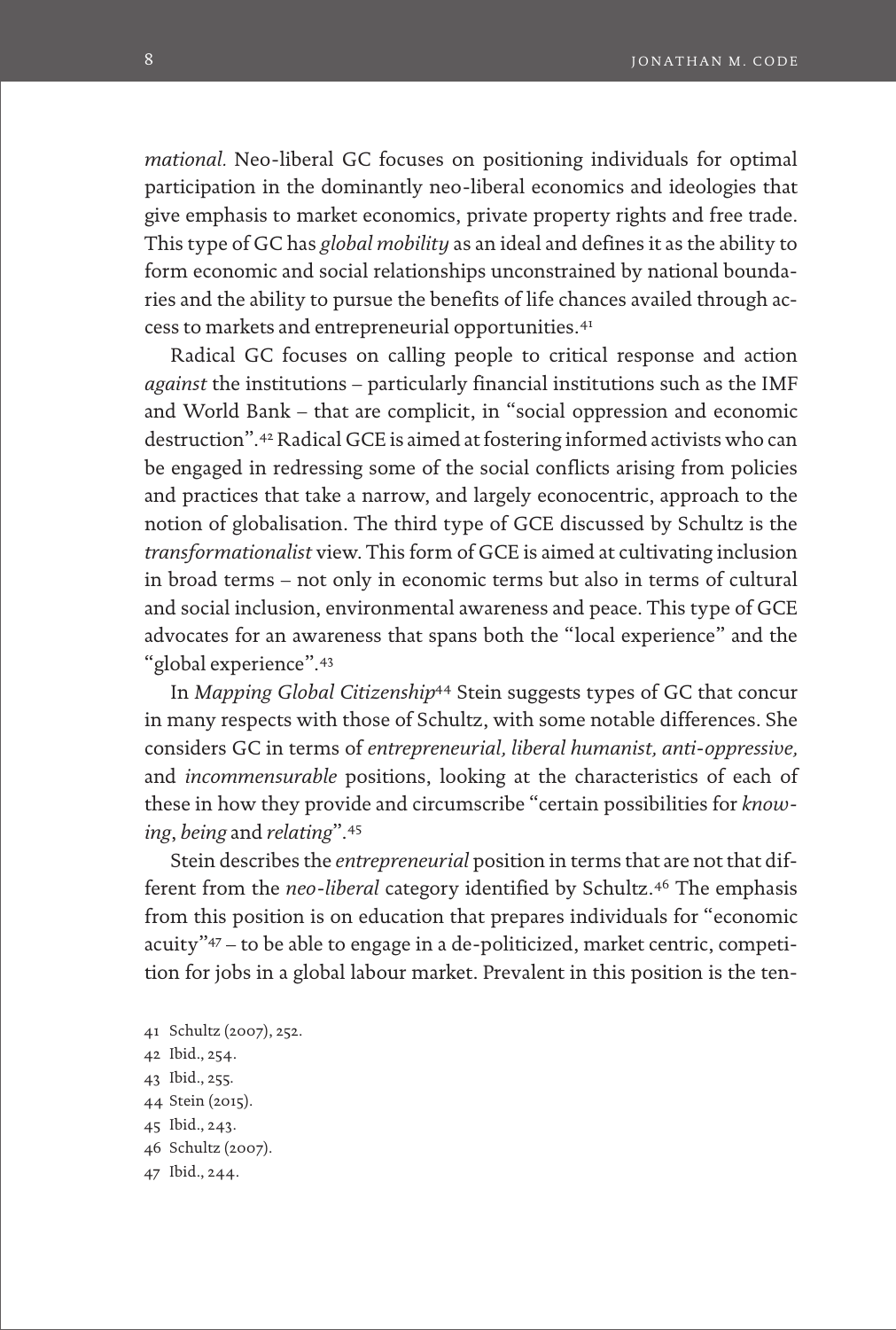*mational*. Neo-liberal GC focuses on positioning individuals for optimal participation in the dominantly neo-liberal economics and ideologies that give emphasis to market economics, private property rights and free trade. This type of GC has *global mobility* as an ideal and defines it as the ability to form economic and social relationships unconstrained by national boundaries and the ability to pursue the benefits of life chances availed through access to markets and entrepreneurial opportunities.[41]

Radical GC focuses on calling people to critical response and action *against* the institutions – particularly financial institutions such as the IMF and World Bank – that are complicit, in "social oppression and economic destruction".[42] Radical GCE is aimed at fostering informed activists who can be engaged in redressing some of the social conflicts arising from policies and practices that take a narrow, and largely econocentric, approach to the notion of globalisation. The third type of GCE discussed by Schultz is the *transformationalist* view. This form of GCE is aimed at cultivating inclusion in broad terms – not only in economic terms but also in terms of cultural and social inclusion, environmental awareness and peace. This type of GCE advocates for an awareness that spans both the "local experience" and the "global experience".[43]

In *Mapping Global Citizenship*[44] Stein suggests types of GC that concur in many respects with those of Schultz, with some notable differences. She considers GC in terms of *entrepreneurial, liberal humanist, anti-oppressive,* and *incommensurable* positions, looking at the characteristics of each of these in how they provide and circumscribe "certain possibilities for *knowing*, *being* and *relating*".[45]

Stein describes the *entrepreneurial* position in terms that are not that different from the *neo-liberal* category identified by Schultz.[46] The emphasis from this position is on education that prepares individuals for "economic acuity"[47] – to be able to engage in a de-politicized, market centric, competition for jobs in a global labour market. Prevalent in this position is the ten-

41 Schultz (2007), 252.
42 Ibid., 254.
43 Ibid., 255.
44 Stein (2015).
45 Ibid., 243.
46 Schultz (2007).
47 Ibid., 244.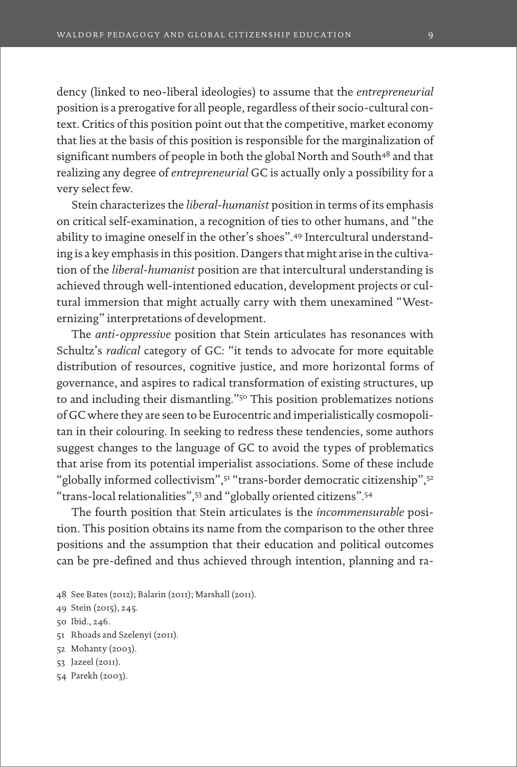dency (linked to neo-liberal ideologies) to assume that the *entrepreneurial* position is a prerogative for all people, regardless of their socio-cultural context. Critics of this position point out that the competitive, market economy that lies at the basis of this position is responsible for the marginalization of significant numbers of people in both the global North and South[48] and that realizing any degree of *entrepreneurial* GC is actually only a possibility for a very select few.

Stein characterizes the *liberal-humanist* position in terms of its emphasis on critical self-examination, a recognition of ties to other humans, and "the ability to imagine oneself in the other's shoes".[49] Intercultural understanding is a key emphasis in this position. Dangers that might arise in the cultivation of the *liberal-humanist* position are that intercultural understanding is achieved through well-intentioned education, development projects or cultural immersion that might actually carry with them unexamined "Westernizing" interpretations of development.

The *anti-oppressive* position that Stein articulates has resonances with Schultz's *radical* category of GC: "it tends to advocate for more equitable distribution of resources, cognitive justice, and more horizontal forms of governance, and aspires to radical transformation of existing structures, up to and including their dismantling."[50] This position problematizes notions of GC where they are seen to be Eurocentric and imperialistically cosmopolitan in their colouring. In seeking to redress these tendencies, some authors suggest changes to the language of GC to avoid the types of problematics that arise from its potential imperialist associations. Some of these include "globally informed collectivism",[51] "trans-border democratic citizenship",[52] "trans-local relationalities",[53] and "globally oriented citizens".[54]

The fourth position that Stein articulates is the *incommensurable* position. This position obtains its name from the comparison to the other three positions and the assumption that their education and political outcomes can be pre-defined and thus achieved through intention, planning and ra-

48 See Bates (2012); Balarin (2011); Marshall (2011).

49 Stein (2015), 245.

50 Ibid., 246.

51 Rhoads and Szelenyi (2011).

52 Mohanty (2003).

53 Jazeel (2011).

54 Parekh (2003).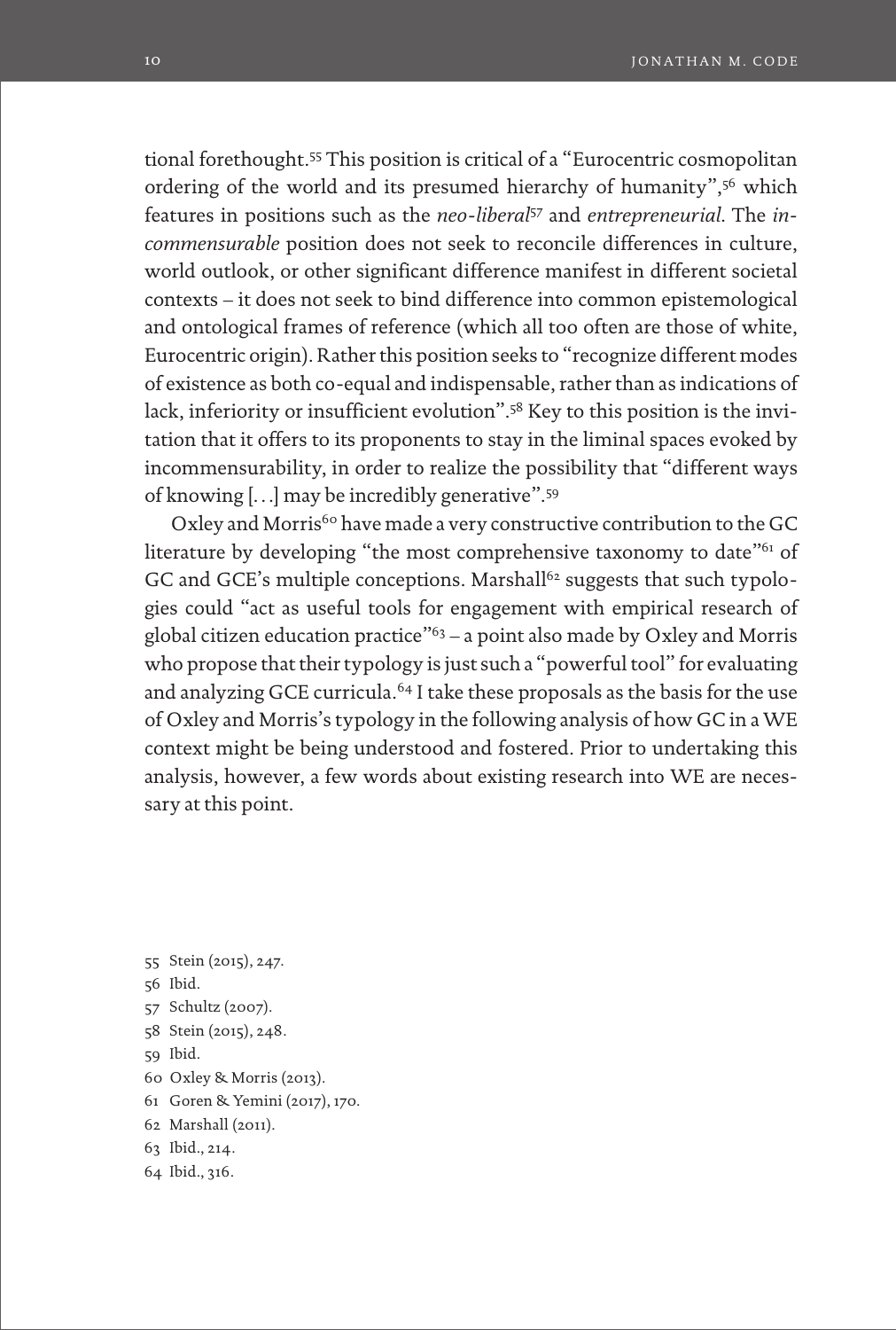tional forethought.[55] This position is critical of a "Eurocentric cosmopolitan ordering of the world and its presumed hierarchy of humanity",[56] which features in positions such as the *neo-liberal*[57] and *entrepreneurial*. The *incommensurable* position does not seek to reconcile differences in culture, world outlook, or other significant difference manifest in different societal contexts – it does not seek to bind difference into common epistemological and ontological frames of reference (which all too often are those of white, Eurocentric origin). Rather this position seeks to "recognize different modes of existence as both co-equal and indispensable, rather than as indications of lack, inferiority or insufficient evolution".[58] Key to this position is the invitation that it offers to its proponents to stay in the liminal spaces evoked by incommensurability, in order to realize the possibility that "different ways of knowing [...] may be incredibly generative".[59]

Oxley and Morris[60] have made a very constructive contribution to the GC literature by developing "the most comprehensive taxonomy to date"[61] of GC and GCE's multiple conceptions. Marshall[62] suggests that such typologies could "act as useful tools for engagement with empirical research of global citizen education practice"[63] – a point also made by Oxley and Morris who propose that their typology is just such a "powerful tool" for evaluating and analyzing GCE curricula.[64] I take these proposals as the basis for the use of Oxley and Morris's typology in the following analysis of how GC in a WE context might be being understood and fostered. Prior to undertaking this analysis, however, a few words about existing research into WE are necessary at this point.

55 Stein (2015), 247.
56 Ibid.
57 Schultz (2007).
58 Stein (2015), 248.
59 Ibid.
60 Oxley & Morris (2013).
61 Goren & Yemini (2017), 170.
62 Marshall (2011).
63 Ibid., 214.
64 Ibid., 316.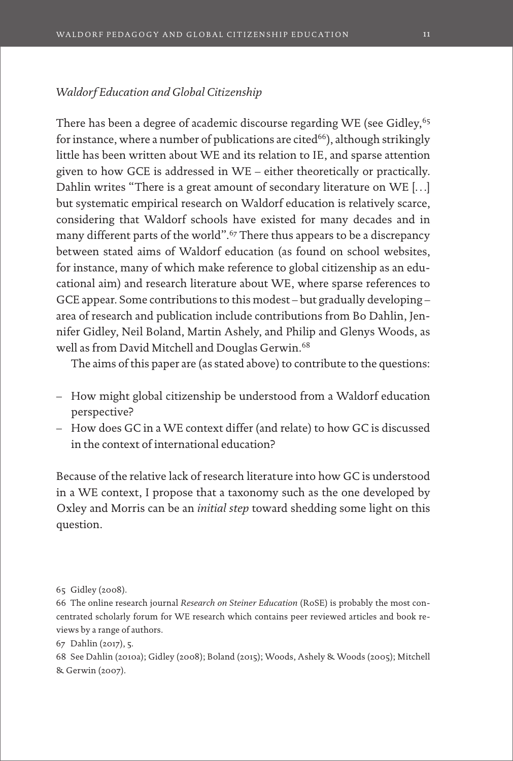*Waldorf Education and Global Citizenship*

There has been a degree of academic discourse regarding WE (see Gidley,[65] for instance, where a number of publications are cited[66]), although strikingly little has been written about WE and its relation to IE, and sparse attention given to how GCE is addressed in WE – either theoretically or practically. Dahlin writes "There is a great amount of secondary literature on WE [...] but systematic empirical research on Waldorf education is relatively scarce, considering that Waldorf schools have existed for many decades and in many different parts of the world".[67] There thus appears to be a discrepancy between stated aims of Waldorf education (as found on school websites, for instance, many of which make reference to global citizenship as an educational aim) and research literature about WE, where sparse references to GCE appear. Some contributions to this modest – but gradually developing – area of research and publication include contributions from Bo Dahlin, Jennifer Gidley, Neil Boland, Martin Ashely, and Philip and Glenys Woods, as well as from David Mitchell and Douglas Gerwin.[68]

The aims of this paper are (as stated above) to contribute to the questions:

- How might global citizenship be understood from a Waldorf education perspective?
- How does GC in a WE context differ (and relate) to how GC is discussed in the context of international education?

Because of the relative lack of research literature into how GC is understood in a WE context, I propose that a taxonomy such as the one developed by Oxley and Morris can be an *initial step* toward shedding some light on this question.

65 Gidley (2008).

66 The online research journal *Research on Steiner Education* (RoSE) is probably the most concentrated scholarly forum for WE research which contains peer reviewed articles and book reviews by a range of authors.

67 Dahlin (2017), 5.

68 See Dahlin (2010a); Gidley (2008); Boland (2015); Woods, Ashely & Woods (2005); Mitchell & Gerwin (2007).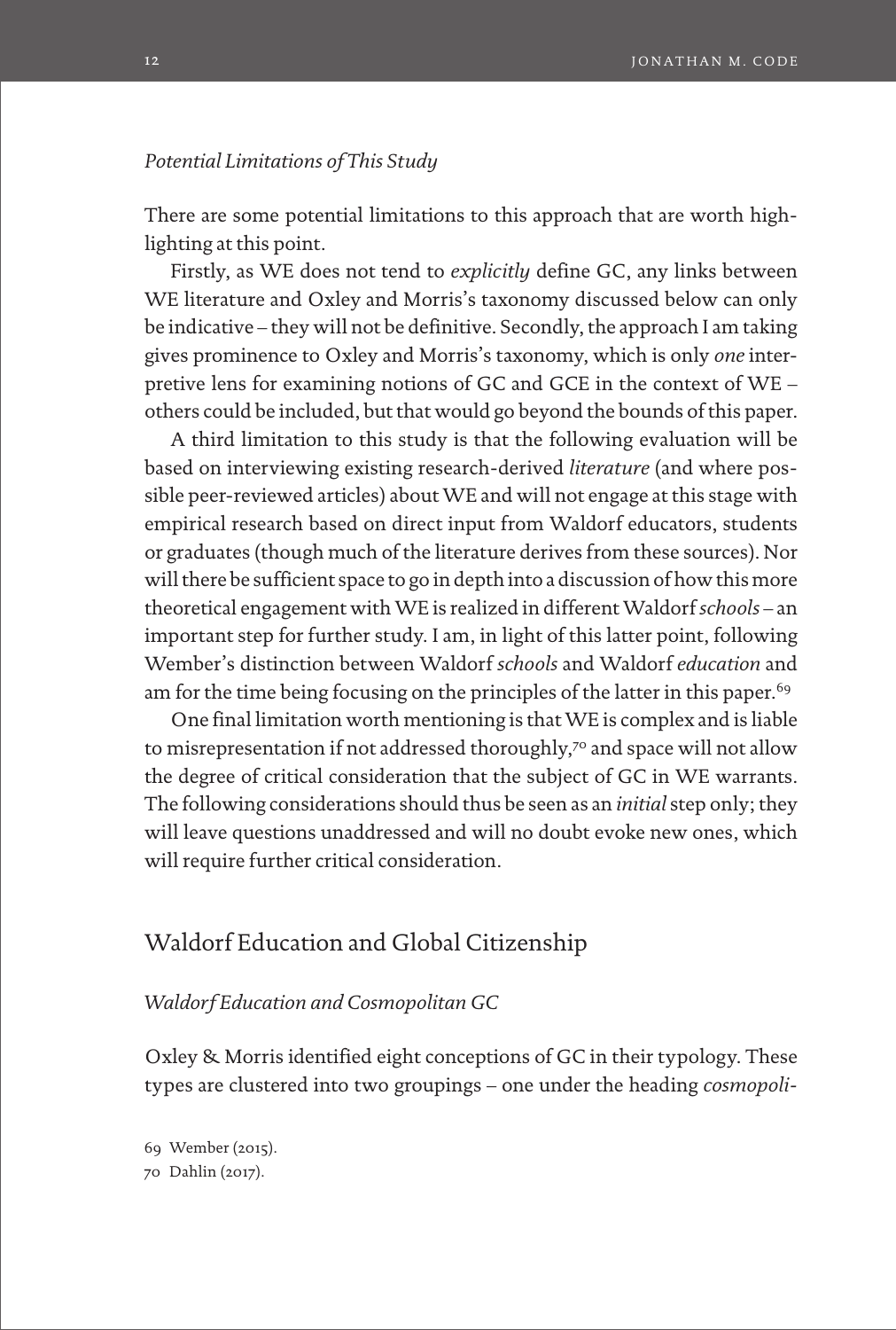### *Potential Limitations of This Study*

There are some potential limitations to this approach that are worth highlighting at this point.

Firstly, as WE does not tend to *explicitly* define GC, any links between WE literature and Oxley and Morris's taxonomy discussed below can only be indicative – they will not be definitive. Secondly, the approach I am taking gives prominence to Oxley and Morris's taxonomy, which is only *one* interpretive lens for examining notions of GC and GCE in the context of WE – others could be included, but that would go beyond the bounds of this paper.

A third limitation to this study is that the following evaluation will be based on interviewing existing research-derived *literature* (and where possible peer-reviewed articles) about WE and will not engage at this stage with empirical research based on direct input from Waldorf educators, students or graduates (though much of the literature derives from these sources). Nor will there be sufficient space to go in depth into a discussion of how this more theoretical engagement with WE is realized in different Waldorf *schools* – an important step for further study. I am, in light of this latter point, following Wember's distinction between Waldorf *schools* and Waldorf *education* and am for the time being focusing on the principles of the latter in this paper.[69]

One final limitation worth mentioning is that WE is complex and is liable to misrepresentation if not addressed thoroughly,[70] and space will not allow the degree of critical consideration that the subject of GC in WE warrants. The following considerations should thus be seen as an *initial* step only; they will leave questions unaddressed and will no doubt evoke new ones, which will require further critical consideration.

## Waldorf Education and Global Citizenship

### *Waldorf Education and Cosmopolitan GC*

Oxley & Morris identified eight conceptions of GC in their typology. These types are clustered into two groupings – one under the heading *cosmopoli-*

69 Wember (2015).
70 Dahlin (2017).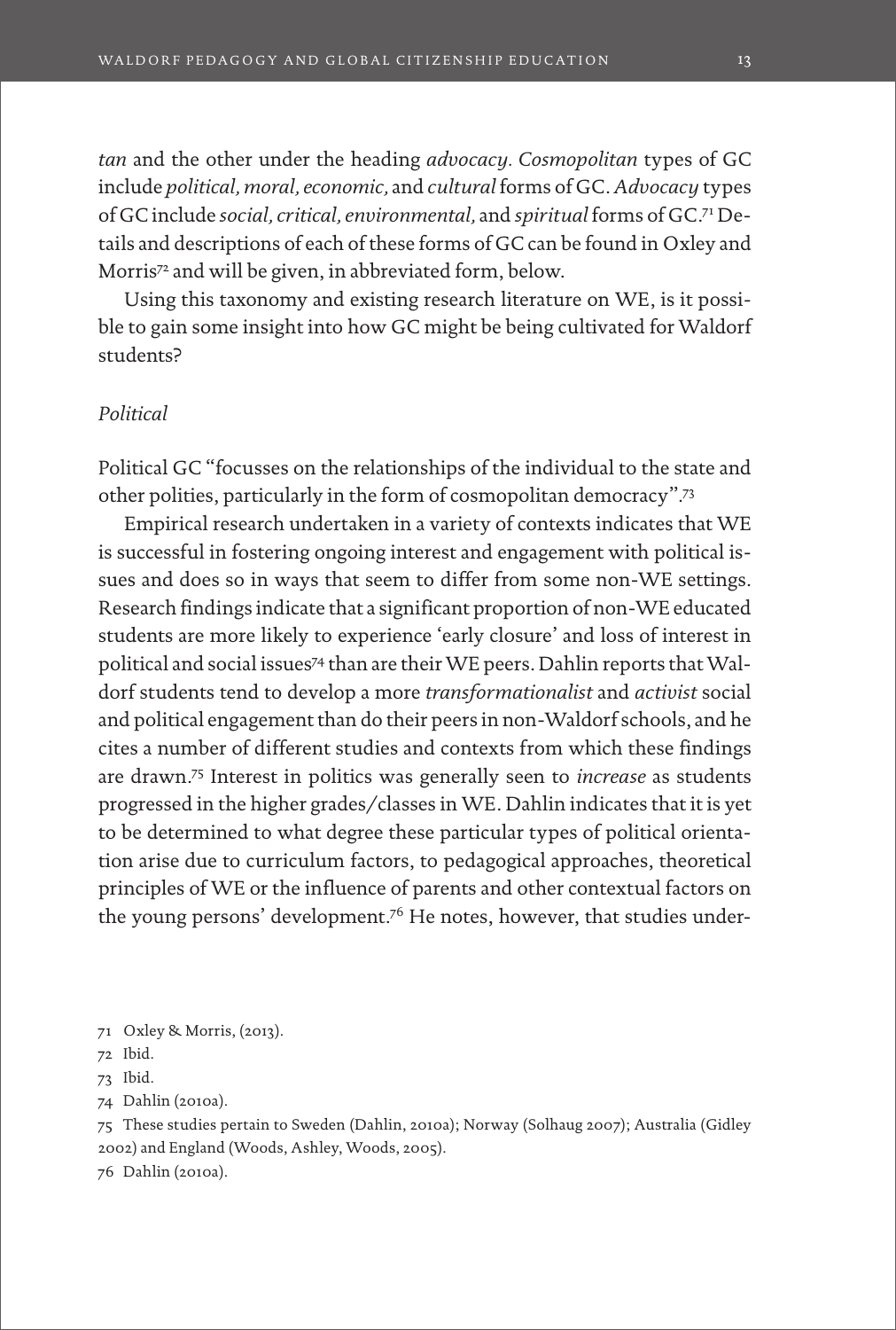*tan* and the other under the heading *advocacy*. *Cosmopolitan* types of GC include *political, moral, economic,* and *cultural* forms of GC. *Advocacy* types of GC include *social, critical, environmental,* and *spiritual* forms of GC.[71] Details and descriptions of each of these forms of GC can be found in Oxley and Morris[72] and will be given, in abbreviated form, below.

Using this taxonomy and existing research literature on WE, is it possible to gain some insight into how GC might be being cultivated for Waldorf students?

*Political*

Political GC "focusses on the relationships of the individual to the state and other polities, particularly in the form of cosmopolitan democracy".[73]

Empirical research undertaken in a variety of contexts indicates that WE is successful in fostering ongoing interest and engagement with political issues and does so in ways that seem to differ from some non-WE settings. Research findings indicate that a significant proportion of non-WE educated students are more likely to experience 'early closure' and loss of interest in political and social issues[74] than are their WE peers. Dahlin reports that Waldorf students tend to develop a more *transformationalist* and *activist* social and political engagement than do their peers in non-Waldorf schools, and he cites a number of different studies and contexts from which these findings are drawn.[75] Interest in politics was generally seen to *increase* as students progressed in the higher grades/classes in WE. Dahlin indicates that it is yet to be determined to what degree these particular types of political orientation arise due to curriculum factors, to pedagogical approaches, theoretical principles of WE or the influence of parents and other contextual factors on the young persons' development.[76] He notes, however, that studies under-

71 Oxley & Morris, (2013).

72 Ibid.

73 Ibid.

74 Dahlin (2010a).

75 These studies pertain to Sweden (Dahlin, 2010a); Norway (Solhaug 2007); Australia (Gidley 2002) and England (Woods, Ashley, Woods, 2005).

76 Dahlin (2010a).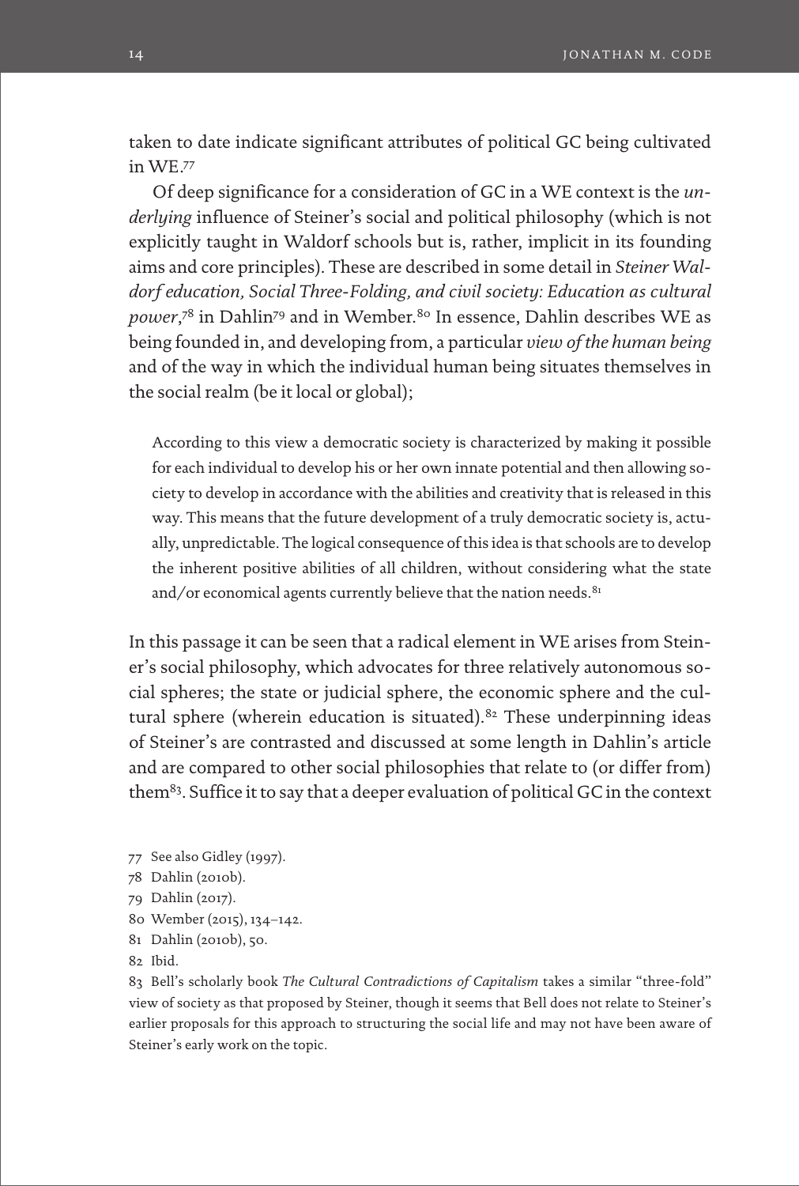taken to date indicate significant attributes of political GC being cultivated in WE.[77]

Of deep significance for a consideration of GC in a WE context is the *underlying* influence of Steiner's social and political philosophy (which is not explicitly taught in Waldorf schools but is, rather, implicit in its founding aims and core principles). These are described in some detail in *Steiner Waldorf education, Social Three-Folding, and civil society: Education as cultural power*,[78] in Dahlin[79] and in Wember.[80] In essence, Dahlin describes WE as being founded in, and developing from, a particular *view of the human being* and of the way in which the individual human being situates themselves in the social realm (be it local or global);

> According to this view a democratic society is characterized by making it possible for each individual to develop his or her own innate potential and then allowing society to develop in accordance with the abilities and creativity that is released in this way. This means that the future development of a truly democratic society is, actually, unpredictable. The logical consequence of this idea is that schools are to develop the inherent positive abilities of all children, without considering what the state and/or economical agents currently believe that the nation needs.[81]

In this passage it can be seen that a radical element in WE arises from Steiner's social philosophy, which advocates for three relatively autonomous social spheres; the state or judicial sphere, the economic sphere and the cultural sphere (wherein education is situated).[82] These underpinning ideas of Steiner's are contrasted and discussed at some length in Dahlin's article and are compared to other social philosophies that relate to (or differ from) them[83]. Suffice it to say that a deeper evaluation of political GC in the context

---

77 See also Gidley (1997).

78 Dahlin (2010b).

79 Dahlin (2017).

80 Wember (2015), 134–142.

81 Dahlin (2010b), 50.

82 Ibid.

83 Bell's scholarly book *The Cultural Contradictions of Capitalism* takes a similar "three-fold" view of society as that proposed by Steiner, though it seems that Bell does not relate to Steiner's earlier proposals for this approach to structuring the social life and may not have been aware of Steiner's early work on the topic.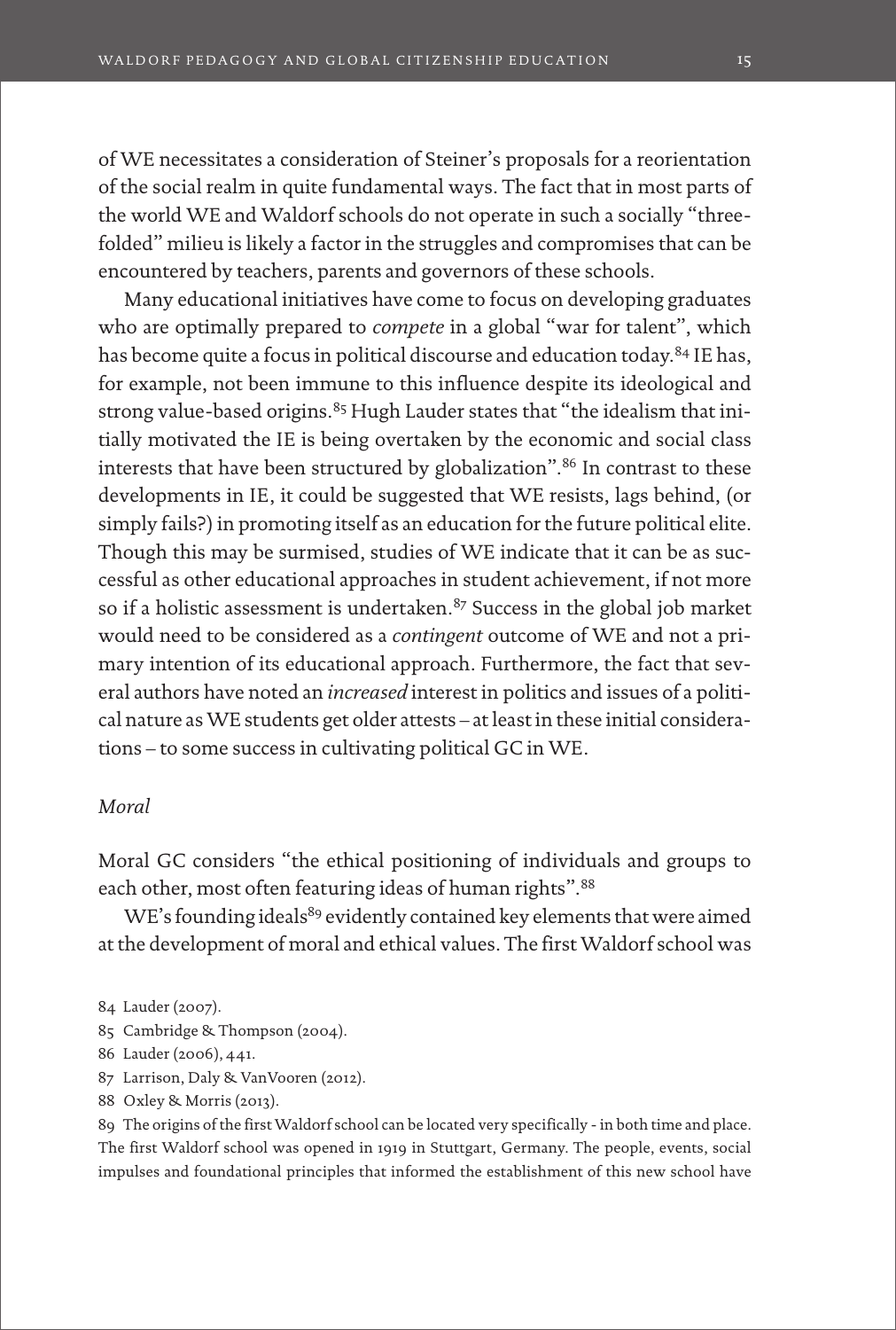of WE necessitates a consideration of Steiner's proposals for a reorientation of the social realm in quite fundamental ways. The fact that in most parts of the world WE and Waldorf schools do not operate in such a socially "three-folded" milieu is likely a factor in the struggles and compromises that can be encountered by teachers, parents and governors of these schools.

Many educational initiatives have come to focus on developing graduates who are optimally prepared to *compete* in a global "war for talent", which has become quite a focus in political discourse and education today.[84] IE has, for example, not been immune to this influence despite its ideological and strong value-based origins.[85] Hugh Lauder states that "the idealism that initially motivated the IE is being overtaken by the economic and social class interests that have been structured by globalization".[86] In contrast to these developments in IE, it could be suggested that WE resists, lags behind, (or simply fails?) in promoting itself as an education for the future political elite. Though this may be surmised, studies of WE indicate that it can be as successful as other educational approaches in student achievement, if not more so if a holistic assessment is undertaken.[87] Success in the global job market would need to be considered as a *contingent* outcome of WE and not a primary intention of its educational approach. Furthermore, the fact that several authors have noted an *increased* interest in politics and issues of a political nature as WE students get older attests – at least in these initial considerations – to some success in cultivating political GC in WE.

### *Moral*

Moral GC considers "the ethical positioning of individuals and groups to each other, most often featuring ideas of human rights".[88]

WE's founding ideals[89] evidently contained key elements that were aimed at the development of moral and ethical values. The first Waldorf school was

84 Lauder (2007).

85 Cambridge & Thompson (2004).

86 Lauder (2006), 441.

87 Larrison, Daly & VanVooren (2012).

88 Oxley & Morris (2013).

89 The origins of the first Waldorf school can be located very specifically - in both time and place. The first Waldorf school was opened in 1919 in Stuttgart, Germany. The people, events, social impulses and foundational principles that informed the establishment of this new school have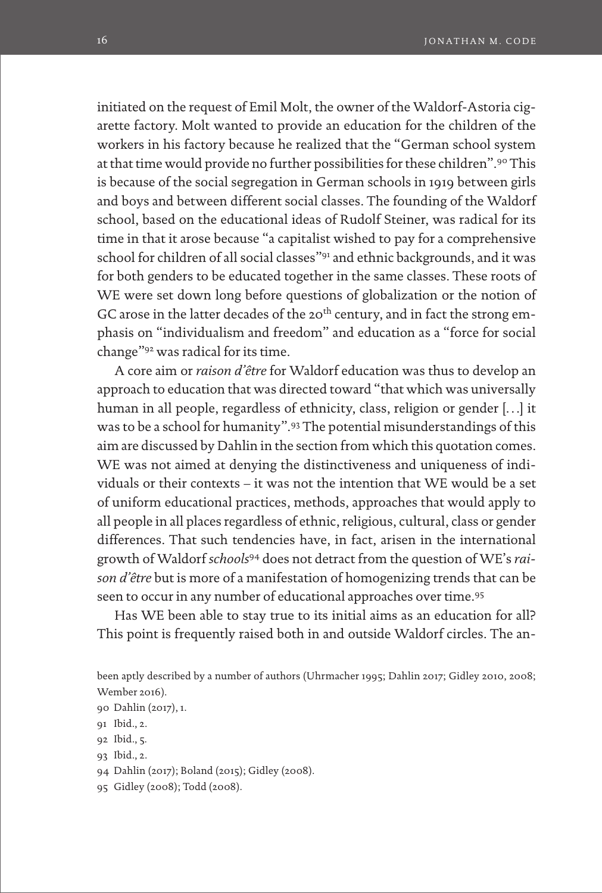initiated on the request of Emil Molt, the owner of the Waldorf-Astoria cigarette factory. Molt wanted to provide an education for the children of the workers in his factory because he realized that the "German school system at that time would provide no further possibilities for these children".[90] This is because of the social segregation in German schools in 1919 between girls and boys and between different social classes. The founding of the Waldorf school, based on the educational ideas of Rudolf Steiner, was radical for its time in that it arose because "a capitalist wished to pay for a comprehensive school for children of all social classes"[91] and ethnic backgrounds, and it was for both genders to be educated together in the same classes. These roots of WE were set down long before questions of globalization or the notion of GC arose in the latter decades of the 20th century, and in fact the strong emphasis on "individualism and freedom" and education as a "force for social change"[92] was radical for its time.

A core aim or *raison d'être* for Waldorf education was thus to develop an approach to education that was directed toward "that which was universally human in all people, regardless of ethnicity, class, religion or gender [...] it was to be a school for humanity".[93] The potential misunderstandings of this aim are discussed by Dahlin in the section from which this quotation comes. WE was not aimed at denying the distinctiveness and uniqueness of individuals or their contexts – it was not the intention that WE would be a set of uniform educational practices, methods, approaches that would apply to all people in all places regardless of ethnic, religious, cultural, class or gender differences. That such tendencies have, in fact, arisen in the international growth of Waldorf *schools*[94] does not detract from the question of WE's *raison d'être* but is more of a manifestation of homogenizing trends that can be seen to occur in any number of educational approaches over time.[95]

Has WE been able to stay true to its initial aims as an education for all? This point is frequently raised both in and outside Waldorf circles. The an-

been aptly described by a number of authors (Uhrmacher 1995; Dahlin 2017; Gidley 2010, 2008; Wember 2016).

90 Dahlin (2017), 1.

91 Ibid., 2.

92 Ibid., 5.

93 Ibid., 2.

94 Dahlin (2017); Boland (2015); Gidley (2008).

95 Gidley (2008); Todd (2008).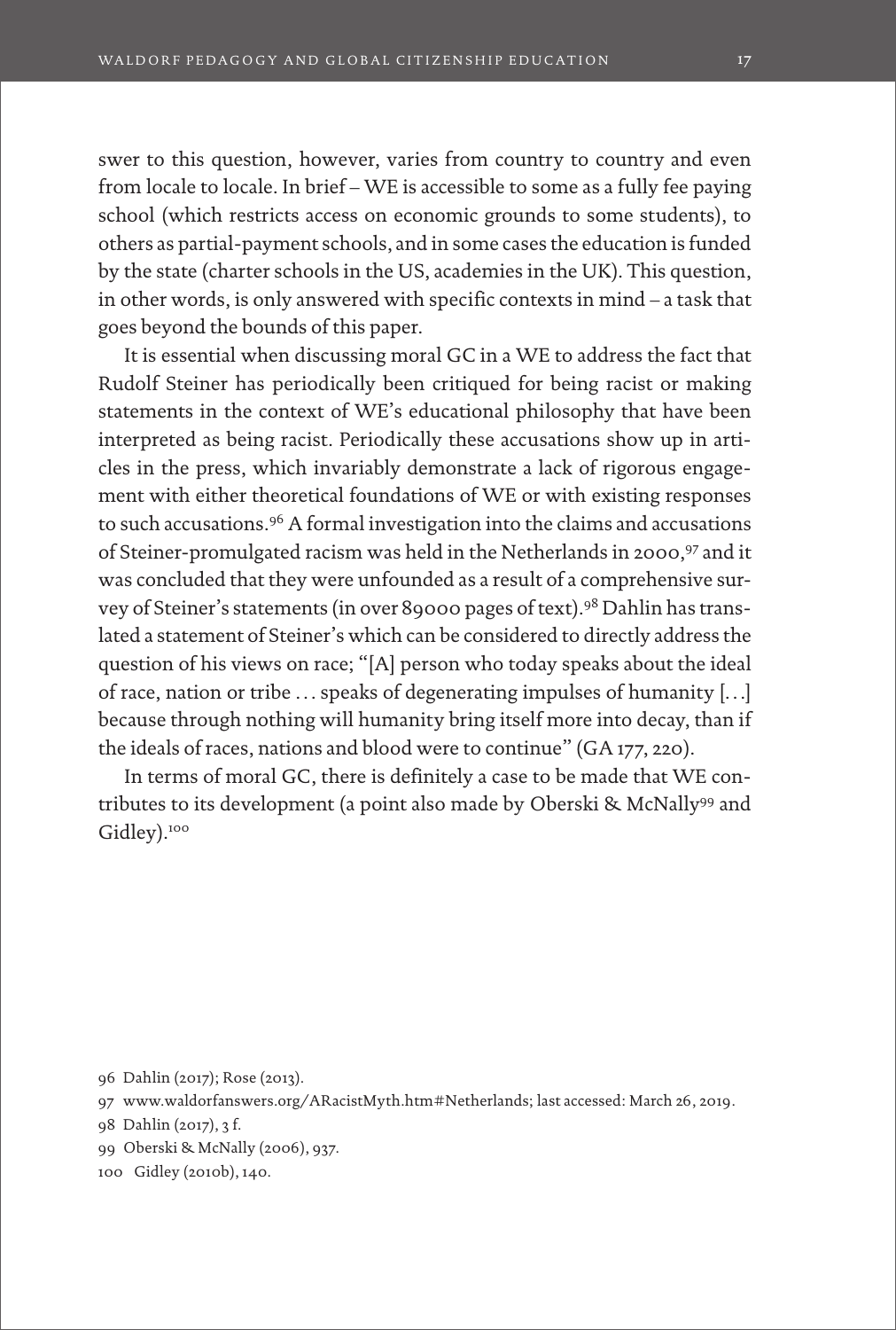swer to this question, however, varies from country to country and even from locale to locale. In brief – WE is accessible to some as a fully fee paying school (which restricts access on economic grounds to some students), to others as partial-payment schools, and in some cases the education is funded by the state (charter schools in the US, academies in the UK). This question, in other words, is only answered with specific contexts in mind – a task that goes beyond the bounds of this paper.

It is essential when discussing moral GC in a WE to address the fact that Rudolf Steiner has periodically been critiqued for being racist or making statements in the context of WE's educational philosophy that have been interpreted as being racist. Periodically these accusations show up in articles in the press, which invariably demonstrate a lack of rigorous engagement with either theoretical foundations of WE or with existing responses to such accusations.[96] A formal investigation into the claims and accusations of Steiner-promulgated racism was held in the Netherlands in 2000,[97] and it was concluded that they were unfounded as a result of a comprehensive survey of Steiner's statements (in over 89000 pages of text).[98] Dahlin has translated a statement of Steiner's which can be considered to directly address the question of his views on race; "[A] person who today speaks about the ideal of race, nation or tribe … speaks of degenerating impulses of humanity […] because through nothing will humanity bring itself more into decay, than if the ideals of races, nations and blood were to continue" (GA 177, 220).

In terms of moral GC, there is definitely a case to be made that WE contributes to its development (a point also made by Oberski & McNally[99] and Gidley).[100]

96 Dahlin (2017); Rose (2013).

97 www.waldorfanswers.org/ARacistMyth.htm#Netherlands; last accessed: March 26, 2019.

98 Dahlin (2017), 3 f.

99 Oberski & McNally (2006), 937.

100 Gidley (2010b), 140.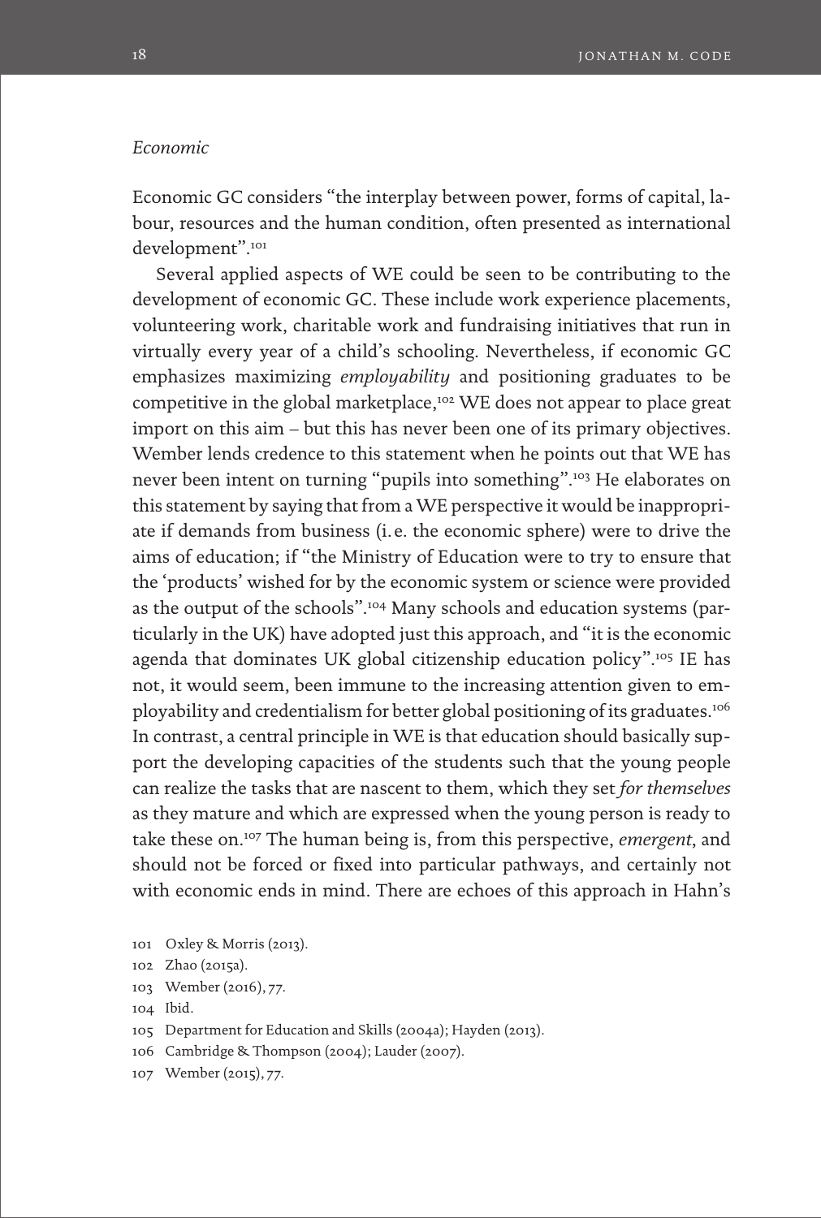*Economic*

Economic GC considers "the interplay between power, forms of capital, labour, resources and the human condition, often presented as international development".[101]

Several applied aspects of WE could be seen to be contributing to the development of economic GC. These include work experience placements, volunteering work, charitable work and fundraising initiatives that run in virtually every year of a child's schooling. Nevertheless, if economic GC emphasizes maximizing *employability* and positioning graduates to be competitive in the global marketplace,[102] WE does not appear to place great import on this aim – but this has never been one of its primary objectives. Wember lends credence to this statement when he points out that WE has never been intent on turning "pupils into something".[103] He elaborates on this statement by saying that from a WE perspective it would be inappropriate if demands from business (i. e. the economic sphere) were to drive the aims of education; if "the Ministry of Education were to try to ensure that the 'products' wished for by the economic system or science were provided as the output of the schools".[104] Many schools and education systems (particularly in the UK) have adopted just this approach, and "it is the economic agenda that dominates UK global citizenship education policy".[105] IE has not, it would seem, been immune to the increasing attention given to employability and credentialism for better global positioning of its graduates.[106] In contrast, a central principle in WE is that education should basically support the developing capacities of the students such that the young people can realize the tasks that are nascent to them, which they set *for themselves* as they mature and which are expressed when the young person is ready to take these on.[107] The human being is, from this perspective, *emergent*, and should not be forced or fixed into particular pathways, and certainly not with economic ends in mind. There are echoes of this approach in Hahn's

101 Oxley & Morris (2013).

102 Zhao (2015a).

103 Wember (2016), 77.

104 Ibid.

105 Department for Education and Skills (2004a); Hayden (2013).

106 Cambridge & Thompson (2004); Lauder (2007).

107 Wember (2015), 77.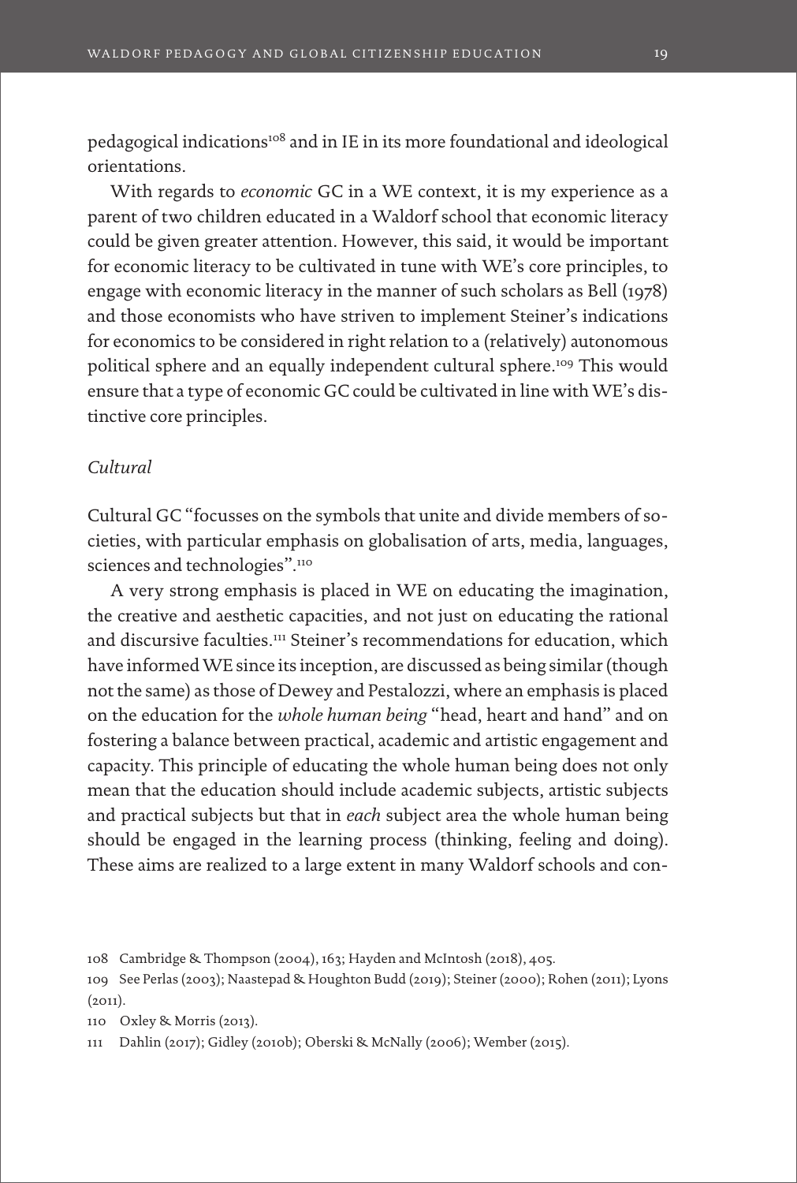pedagogical indications[108] and in IE in its more foundational and ideological orientations.

With regards to *economic* GC in a WE context, it is my experience as a parent of two children educated in a Waldorf school that economic literacy could be given greater attention. However, this said, it would be important for economic literacy to be cultivated in tune with WE's core principles, to engage with economic literacy in the manner of such scholars as Bell (1978) and those economists who have striven to implement Steiner's indications for economics to be considered in right relation to a (relatively) autonomous political sphere and an equally independent cultural sphere.[109] This would ensure that a type of economic GC could be cultivated in line with WE's distinctive core principles.

### *Cultural*

Cultural GC "focusses on the symbols that unite and divide members of societies, with particular emphasis on globalisation of arts, media, languages, sciences and technologies".[110]

A very strong emphasis is placed in WE on educating the imagination, the creative and aesthetic capacities, and not just on educating the rational and discursive faculties.[111] Steiner's recommendations for education, which have informed WE since its inception, are discussed as being similar (though not the same) as those of Dewey and Pestalozzi, where an emphasis is placed on the education for the *whole human being* "head, heart and hand" and on fostering a balance between practical, academic and artistic engagement and capacity. This principle of educating the whole human being does not only mean that the education should include academic subjects, artistic subjects and practical subjects but that in *each* subject area the whole human being should be engaged in the learning process (thinking, feeling and doing). These aims are realized to a large extent in many Waldorf schools and con-

108 Cambridge & Thompson (2004), 163; Hayden and McIntosh (2018), 405.

109 See Perlas (2003); Naastepad & Houghton Budd (2019); Steiner (2000); Rohen (2011); Lyons (2011).

110 Oxley & Morris (2013).

111 Dahlin (2017); Gidley (2010b); Oberski & McNally (2006); Wember (2015).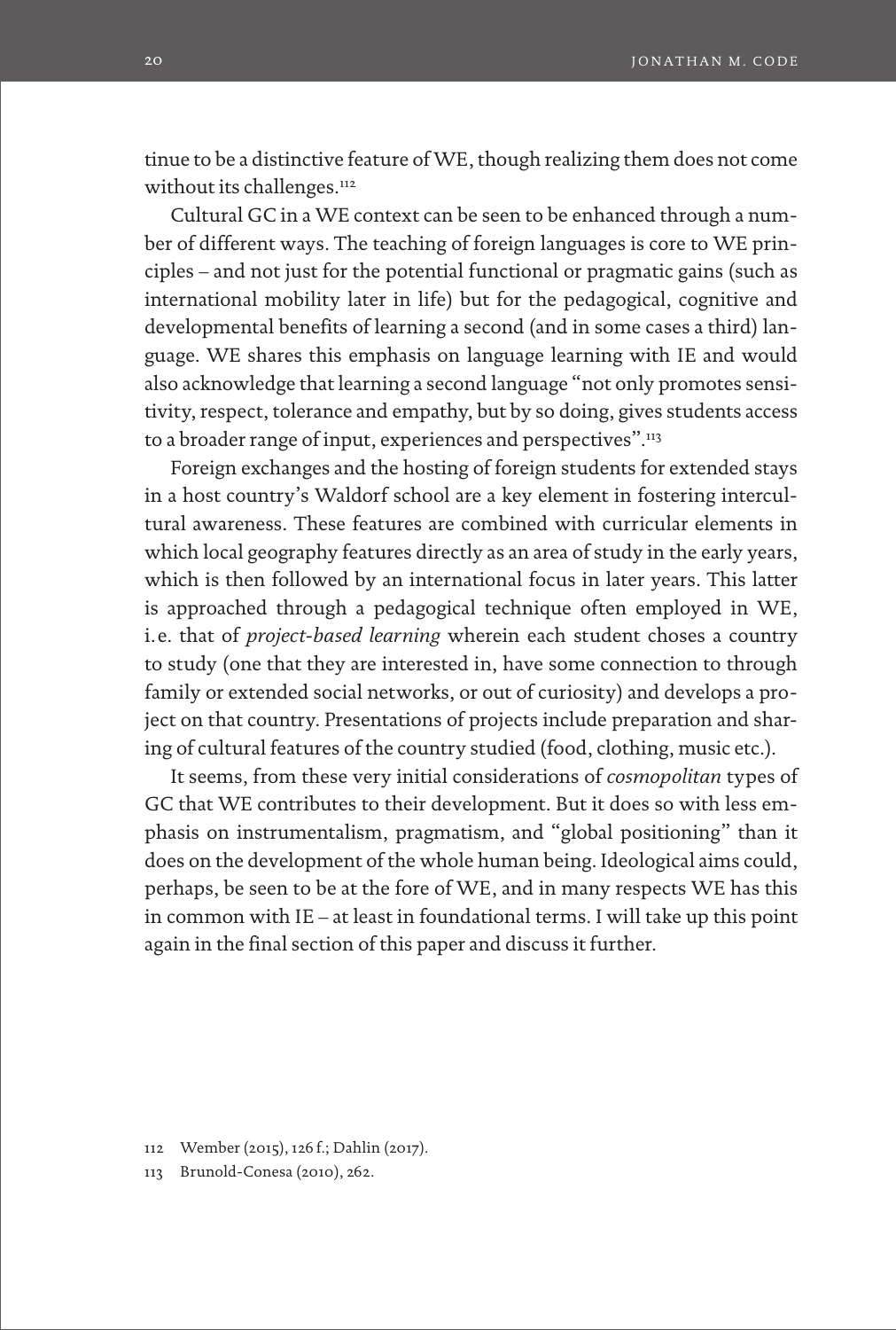tinue to be a distinctive feature of WE, though realizing them does not come without its challenges.[112]

Cultural GC in a WE context can be seen to be enhanced through a number of different ways. The teaching of foreign languages is core to WE principles – and not just for the potential functional or pragmatic gains (such as international mobility later in life) but for the pedagogical, cognitive and developmental benefits of learning a second (and in some cases a third) language. WE shares this emphasis on language learning with IE and would also acknowledge that learning a second language "not only promotes sensitivity, respect, tolerance and empathy, but by so doing, gives students access to a broader range of input, experiences and perspectives".[113]

Foreign exchanges and the hosting of foreign students for extended stays in a host country's Waldorf school are a key element in fostering intercultural awareness. These features are combined with curricular elements in which local geography features directly as an area of study in the early years, which is then followed by an international focus in later years. This latter is approached through a pedagogical technique often employed in WE, i.e. that of *project-based learning* wherein each student choses a country to study (one that they are interested in, have some connection to through family or extended social networks, or out of curiosity) and develops a project on that country. Presentations of projects include preparation and sharing of cultural features of the country studied (food, clothing, music etc.).

It seems, from these very initial considerations of *cosmopolitan* types of GC that WE contributes to their development. But it does so with less emphasis on instrumentalism, pragmatism, and "global positioning" than it does on the development of the whole human being. Ideological aims could, perhaps, be seen to be at the fore of WE, and in many respects WE has this in common with IE – at least in foundational terms. I will take up this point again in the final section of this paper and discuss it further.

112 Wember (2015), 126 f.; Dahlin (2017).

113 Brunold-Conesa (2010), 262.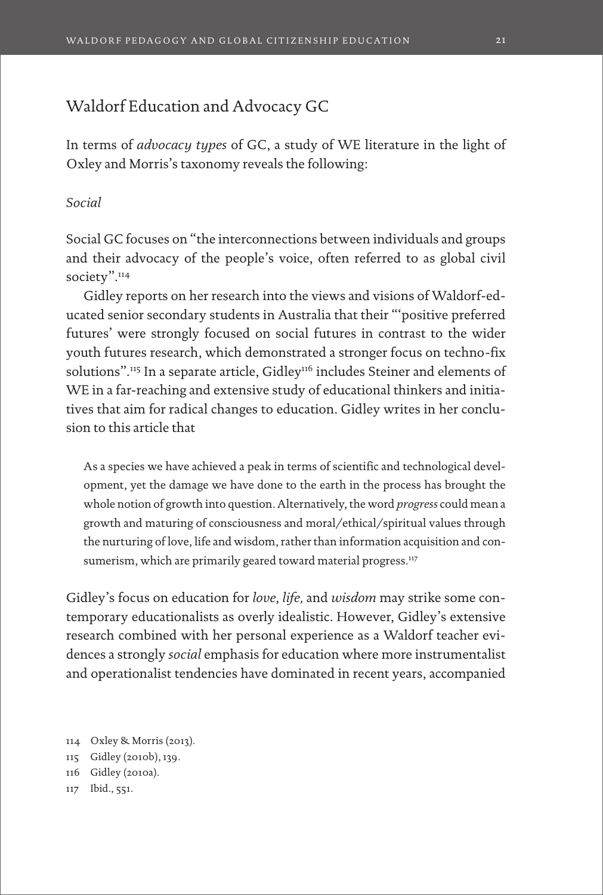## Waldorf Education and Advocacy GC

In terms of *advocacy types* of GC, a study of WE literature in the light of Oxley and Morris's taxonomy reveals the following:

### *Social*

Social GC focuses on "the interconnections between individuals and groups and their advocacy of the people's voice, often referred to as global civil society".[114]

Gidley reports on her research into the views and visions of Waldorf-educated senior secondary students in Australia that their "'positive preferred futures' were strongly focused on social futures in contrast to the wider youth futures research, which demonstrated a stronger focus on techno-fix solutions".[115] In a separate article, Gidley[116] includes Steiner and elements of WE in a far-reaching and extensive study of educational thinkers and initiatives that aim for radical changes to education. Gidley writes in her conclusion to this article that

> As a species we have achieved a peak in terms of scientific and technological development, yet the damage we have done to the earth in the process has brought the whole notion of growth into question. Alternatively, the word *progress* could mean a growth and maturing of consciousness and moral/ethical/spiritual values through the nurturing of love, life and wisdom, rather than information acquisition and consumerism, which are primarily geared toward material progress.[117]

Gidley's focus on education for *love*, *life,* and *wisdom* may strike some contemporary educationalists as overly idealistic. However, Gidley's extensive research combined with her personal experience as a Waldorf teacher evidences a strongly *social* emphasis for education where more instrumentalist and operationalist tendencies have dominated in recent years, accompanied

114 Oxley & Morris (2013).
115 Gidley (2010b), 139.
116 Gidley (2010a).
117 Ibid., 551.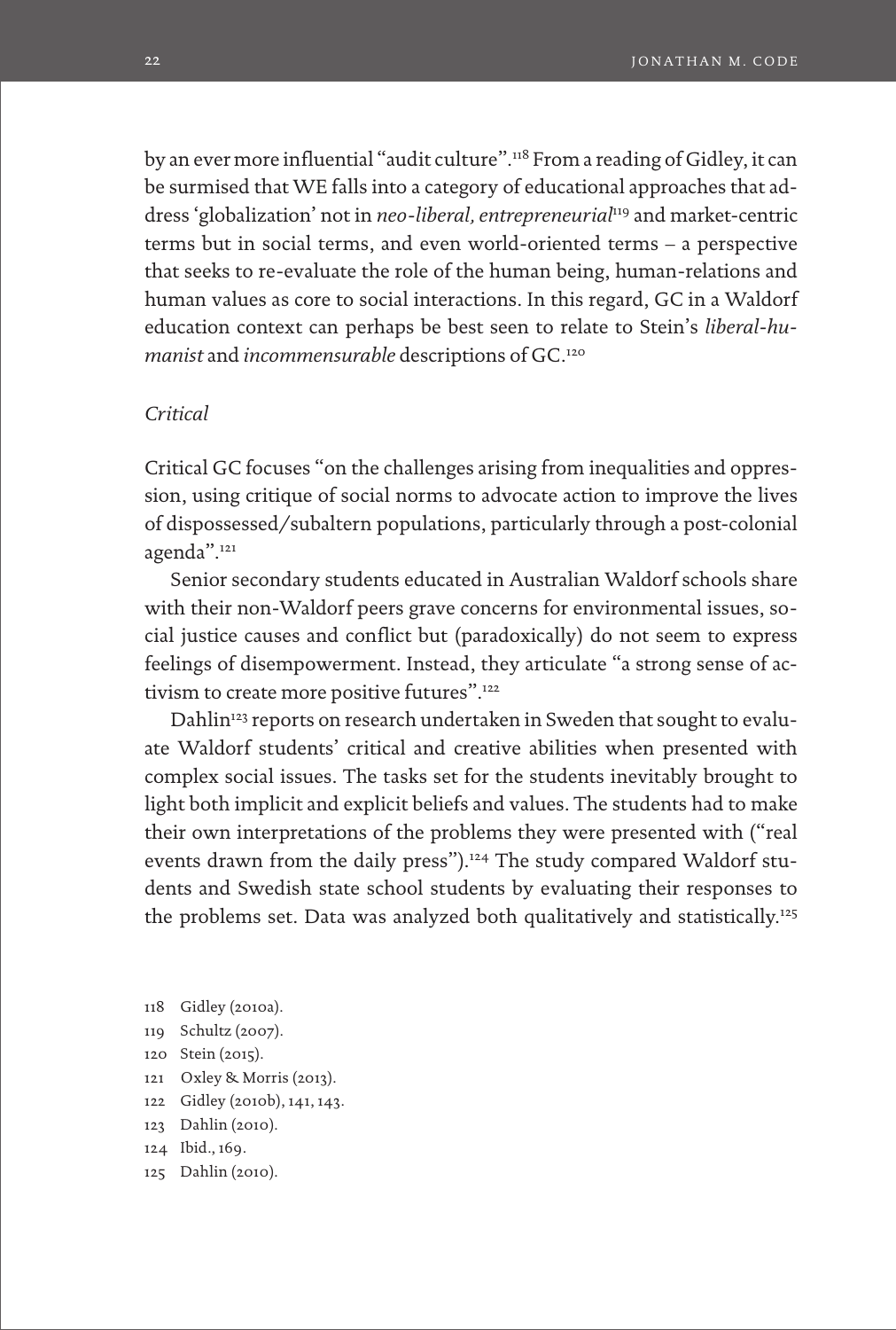by an ever more influential "audit culture".[118] From a reading of Gidley, it can be surmised that WE falls into a category of educational approaches that address 'globalization' not in *neo-liberal, entrepreneurial*[119] and market-centric terms but in social terms, and even world-oriented terms – a perspective that seeks to re-evaluate the role of the human being, human-relations and human values as core to social interactions. In this regard, GC in a Waldorf education context can perhaps be best seen to relate to Stein's *liberal-humanist* and *incommensurable* descriptions of GC.[120]

*Critical*

Critical GC focuses "on the challenges arising from inequalities and oppression, using critique of social norms to advocate action to improve the lives of dispossessed/subaltern populations, particularly through a post-colonial agenda".[121]

Senior secondary students educated in Australian Waldorf schools share with their non-Waldorf peers grave concerns for environmental issues, social justice causes and conflict but (paradoxically) do not seem to express feelings of disempowerment. Instead, they articulate "a strong sense of activism to create more positive futures".[122]

Dahlin[123] reports on research undertaken in Sweden that sought to evaluate Waldorf students' critical and creative abilities when presented with complex social issues. The tasks set for the students inevitably brought to light both implicit and explicit beliefs and values. The students had to make their own interpretations of the problems they were presented with ("real events drawn from the daily press").[124] The study compared Waldorf students and Swedish state school students by evaluating their responses to the problems set. Data was analyzed both qualitatively and statistically.[125]

118 Gidley (2010a).
119 Schultz (2007).
120 Stein (2015).
121 Oxley & Morris (2013).
122 Gidley (2010b), 141, 143.
123 Dahlin (2010).
124 Ibid., 169.
125 Dahlin (2010).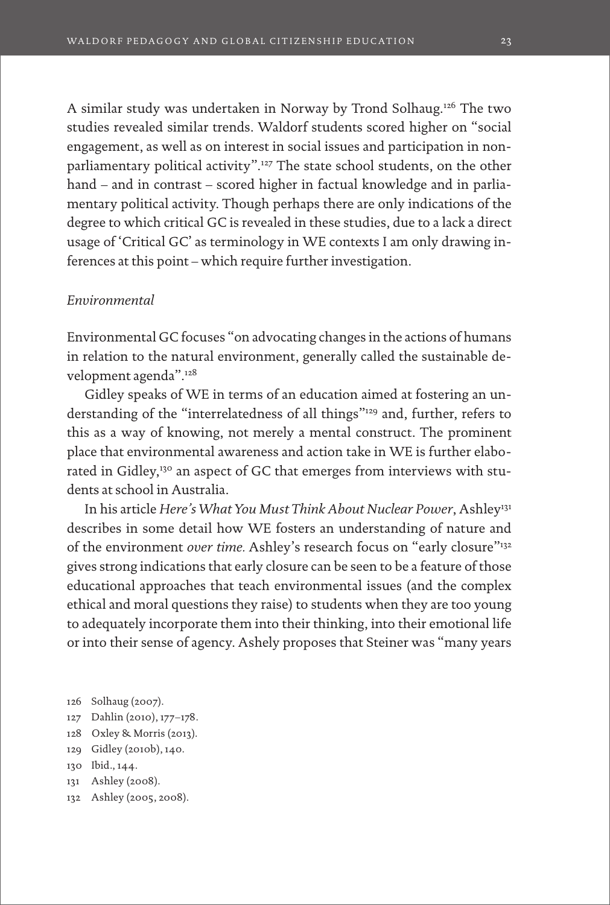A similar study was undertaken in Norway by Trond Solhaug.[126] The two studies revealed similar trends. Waldorf students scored higher on "social engagement, as well as on interest in social issues and participation in non-parliamentary political activity".[127] The state school students, on the other hand – and in contrast – scored higher in factual knowledge and in parliamentary political activity. Though perhaps there are only indications of the degree to which critical GC is revealed in these studies, due to a lack a direct usage of 'Critical GC' as terminology in WE contexts I am only drawing inferences at this point – which require further investigation.

*Environmental*

Environmental GC focuses "on advocating changes in the actions of humans in relation to the natural environment, generally called the sustainable development agenda".[128]

Gidley speaks of WE in terms of an education aimed at fostering an understanding of the "interrelatedness of all things"[129] and, further, refers to this as a way of knowing, not merely a mental construct. The prominent place that environmental awareness and action take in WE is further elaborated in Gidley,[130] an aspect of GC that emerges from interviews with students at school in Australia.

In his article *Here's What You Must Think About Nuclear Power*, Ashley[131] describes in some detail how WE fosters an understanding of nature and of the environment *over time.* Ashley's research focus on "early closure"[132] gives strong indications that early closure can be seen to be a feature of those educational approaches that teach environmental issues (and the complex ethical and moral questions they raise) to students when they are too young to adequately incorporate them into their thinking, into their emotional life or into their sense of agency. Ashely proposes that Steiner was "many years

126 Solhaug (2007).
127 Dahlin (2010), 177–178.
128 Oxley & Morris (2013).
129 Gidley (2010b), 140.
130 Ibid., 144.
131 Ashley (2008).
132 Ashley (2005, 2008).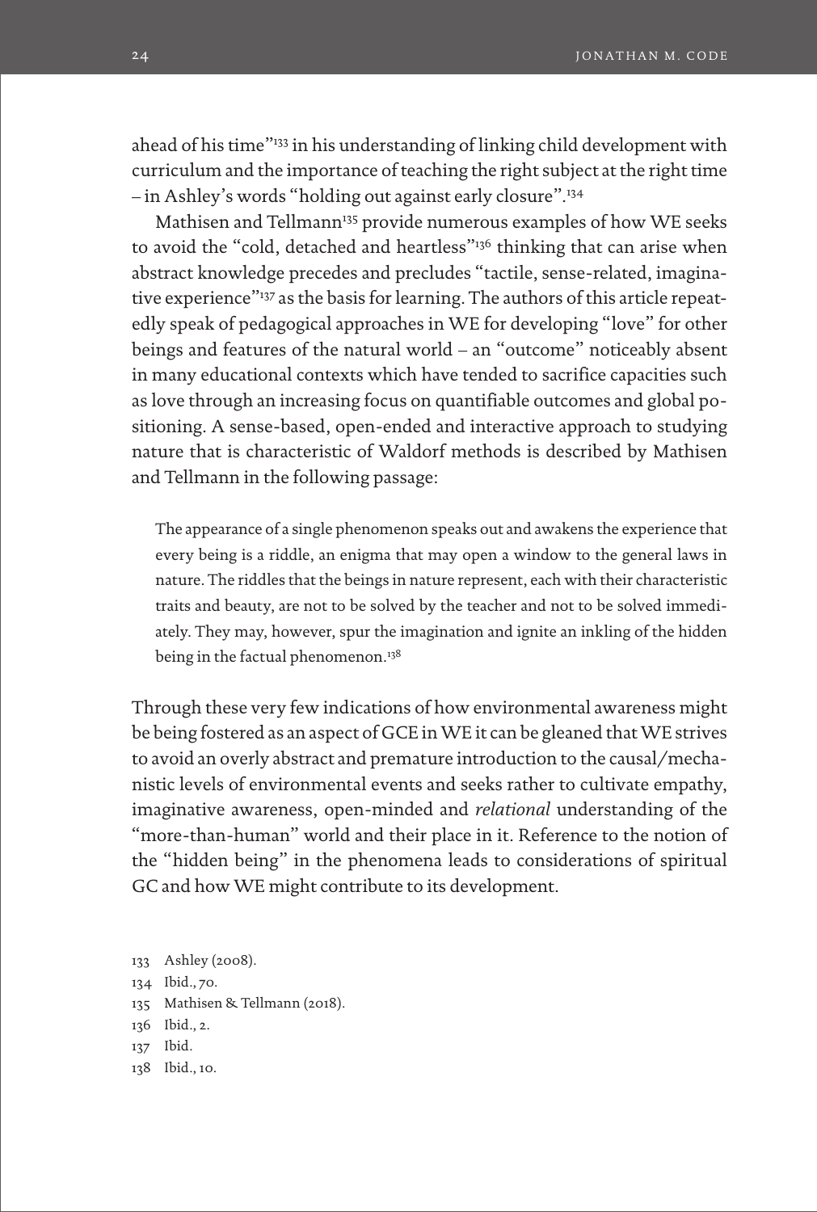ahead of his time"[133] in his understanding of linking child development with curriculum and the importance of teaching the right subject at the right time – in Ashley's words "holding out against early closure".[134]

Mathisen and Tellmann[135] provide numerous examples of how WE seeks to avoid the "cold, detached and heartless"[136] thinking that can arise when abstract knowledge precedes and precludes "tactile, sense-related, imaginative experience"[137] as the basis for learning. The authors of this article repeatedly speak of pedagogical approaches in WE for developing "love" for other beings and features of the natural world – an "outcome" noticeably absent in many educational contexts which have tended to sacrifice capacities such as love through an increasing focus on quantifiable outcomes and global positioning. A sense-based, open-ended and interactive approach to studying nature that is characteristic of Waldorf methods is described by Mathisen and Tellmann in the following passage:

> The appearance of a single phenomenon speaks out and awakens the experience that every being is a riddle, an enigma that may open a window to the general laws in nature. The riddles that the beings in nature represent, each with their characteristic traits and beauty, are not to be solved by the teacher and not to be solved immediately. They may, however, spur the imagination and ignite an inkling of the hidden being in the factual phenomenon.[138]

Through these very few indications of how environmental awareness might be being fostered as an aspect of GCE in WE it can be gleaned that WE strives to avoid an overly abstract and premature introduction to the causal/mechanistic levels of environmental events and seeks rather to cultivate empathy, imaginative awareness, open-minded and *relational* understanding of the "more-than-human" world and their place in it. Reference to the notion of the "hidden being" in the phenomena leads to considerations of spiritual GC and how WE might contribute to its development.

133 Ashley (2008).
134 Ibid., 70.
135 Mathisen & Tellmann (2018).
136 Ibid., 2.
137 Ibid.
138 Ibid., 10.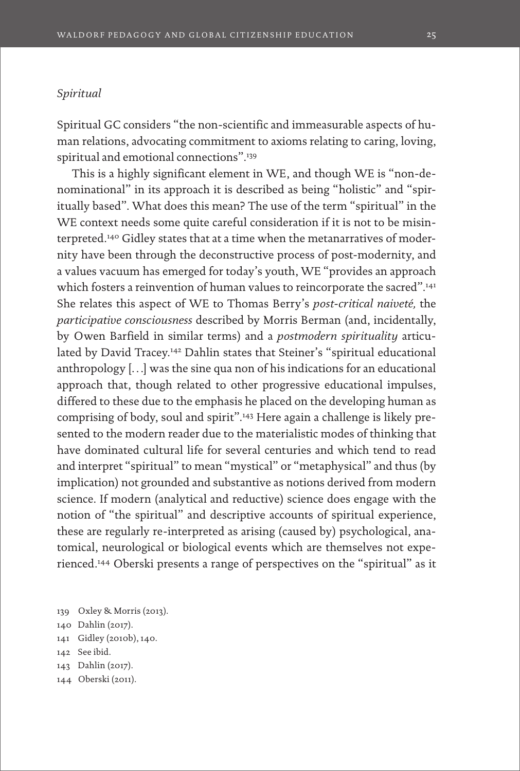*Spiritual*

Spiritual GC considers "the non-scientific and immeasurable aspects of human relations, advocating commitment to axioms relating to caring, loving, spiritual and emotional connections".[139]

This is a highly significant element in WE, and though WE is "non-denominational" in its approach it is described as being "holistic" and "spiritually based". What does this mean? The use of the term "spiritual" in the WE context needs some quite careful consideration if it is not to be misinterpreted.[140] Gidley states that at a time when the metanarratives of modernity have been through the deconstructive process of post-modernity, and a values vacuum has emerged for today's youth, WE "provides an approach which fosters a reinvention of human values to reincorporate the sacred".[141] She relates this aspect of WE to Thomas Berry's *post-critical naiveté,* the *participative consciousness* described by Morris Berman (and, incidentally, by Owen Barfield in similar terms) and a *postmodern spirituality* articulated by David Tracey.[142] Dahlin states that Steiner's "spiritual educational anthropology [...] was the sine qua non of his indications for an educational approach that, though related to other progressive educational impulses, differed to these due to the emphasis he placed on the developing human as comprising of body, soul and spirit".[143] Here again a challenge is likely presented to the modern reader due to the materialistic modes of thinking that have dominated cultural life for several centuries and which tend to read and interpret "spiritual" to mean "mystical" or "metaphysical" and thus (by implication) not grounded and substantive as notions derived from modern science. If modern (analytical and reductive) science does engage with the notion of "the spiritual" and descriptive accounts of spiritual experience, these are regularly re-interpreted as arising (caused by) psychological, anatomical, neurological or biological events which are themselves not experienced.[144] Oberski presents a range of perspectives on the "spiritual" as it

139 Oxley & Morris (2013).
140 Dahlin (2017).
141 Gidley (2010b), 140.
142 See ibid.
143 Dahlin (2017).
144 Oberski (2011).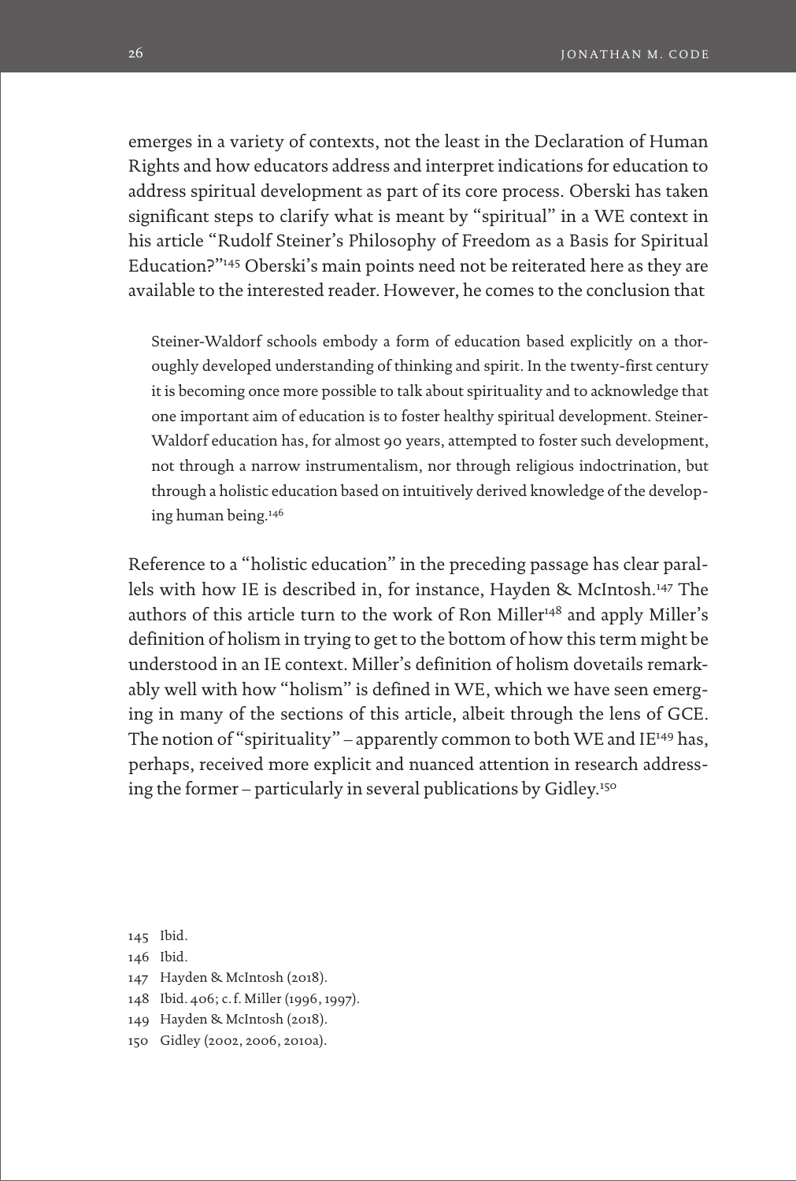emerges in a variety of contexts, not the least in the Declaration of Human Rights and how educators address and interpret indications for education to address spiritual development as part of its core process. Oberski has taken significant steps to clarify what is meant by "spiritual" in a WE context in his article "Rudolf Steiner's Philosophy of Freedom as a Basis for Spiritual Education?"[145] Oberski's main points need not be reiterated here as they are available to the interested reader. However, he comes to the conclusion that

> Steiner-Waldorf schools embody a form of education based explicitly on a thoroughly developed understanding of thinking and spirit. In the twenty-first century it is becoming once more possible to talk about spirituality and to acknowledge that one important aim of education is to foster healthy spiritual development. Steiner-Waldorf education has, for almost 90 years, attempted to foster such development, not through a narrow instrumentalism, nor through religious indoctrination, but through a holistic education based on intuitively derived knowledge of the developing human being.[146]

Reference to a "holistic education" in the preceding passage has clear parallels with how IE is described in, for instance, Hayden & McIntosh.[147] The authors of this article turn to the work of Ron Miller[148] and apply Miller's definition of holism in trying to get to the bottom of how this term might be understood in an IE context. Miller's definition of holism dovetails remarkably well with how "holism" is defined in WE, which we have seen emerging in many of the sections of this article, albeit through the lens of GCE. The notion of "spirituality" – apparently common to both WE and IE[149] has, perhaps, received more explicit and nuanced attention in research addressing the former – particularly in several publications by Gidley.[150]

145 Ibid.

146 Ibid.

147 Hayden & McIntosh (2018).

148 Ibid. 406; c.f. Miller (1996, 1997).

149 Hayden & McIntosh (2018).

150 Gidley (2002, 2006, 2010a).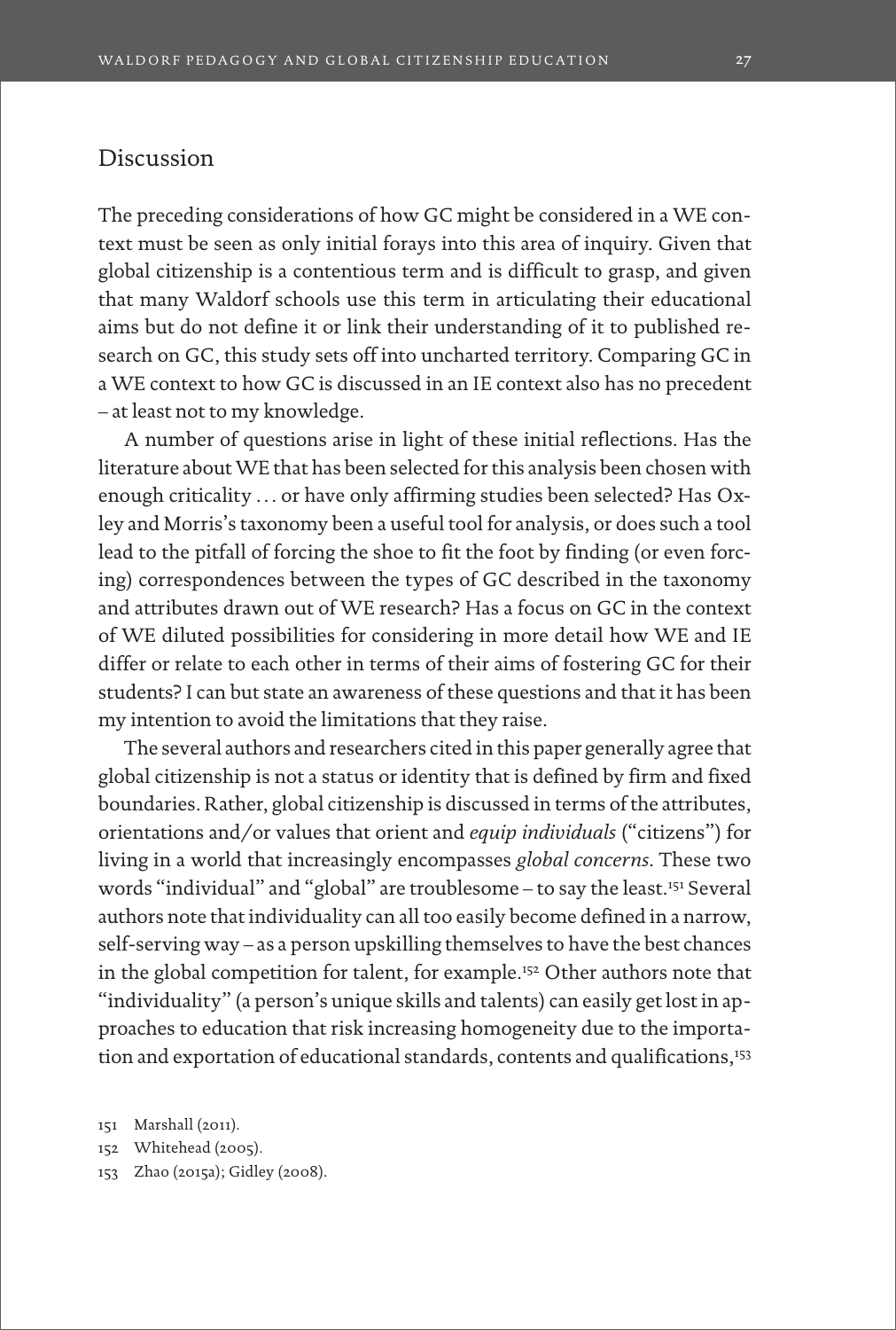## Discussion

The preceding considerations of how GC might be considered in a WE context must be seen as only initial forays into this area of inquiry. Given that global citizenship is a contentious term and is difficult to grasp, and given that many Waldorf schools use this term in articulating their educational aims but do not define it or link their understanding of it to published research on GC, this study sets off into uncharted territory. Comparing GC in a WE context to how GC is discussed in an IE context also has no precedent – at least not to my knowledge.

A number of questions arise in light of these initial reflections. Has the literature about WE that has been selected for this analysis been chosen with enough criticality … or have only affirming studies been selected? Has Oxley and Morris's taxonomy been a useful tool for analysis, or does such a tool lead to the pitfall of forcing the shoe to fit the foot by finding (or even forcing) correspondences between the types of GC described in the taxonomy and attributes drawn out of WE research? Has a focus on GC in the context of WE diluted possibilities for considering in more detail how WE and IE differ or relate to each other in terms of their aims of fostering GC for their students? I can but state an awareness of these questions and that it has been my intention to avoid the limitations that they raise.

The several authors and researchers cited in this paper generally agree that global citizenship is not a status or identity that is defined by firm and fixed boundaries. Rather, global citizenship is discussed in terms of the attributes, orientations and/or values that orient and *equip individuals* ("citizens") for living in a world that increasingly encompasses *global concerns*. These two words "individual" and "global" are troublesome – to say the least.[151] Several authors note that individuality can all too easily become defined in a narrow, self-serving way – as a person upskilling themselves to have the best chances in the global competition for talent, for example.[152] Other authors note that "individuality" (a person's unique skills and talents) can easily get lost in approaches to education that risk increasing homogeneity due to the importation and exportation of educational standards, contents and qualifications,[153]

151 Marshall (2011).

152 Whitehead (2005).

153 Zhao (2015a); Gidley (2008).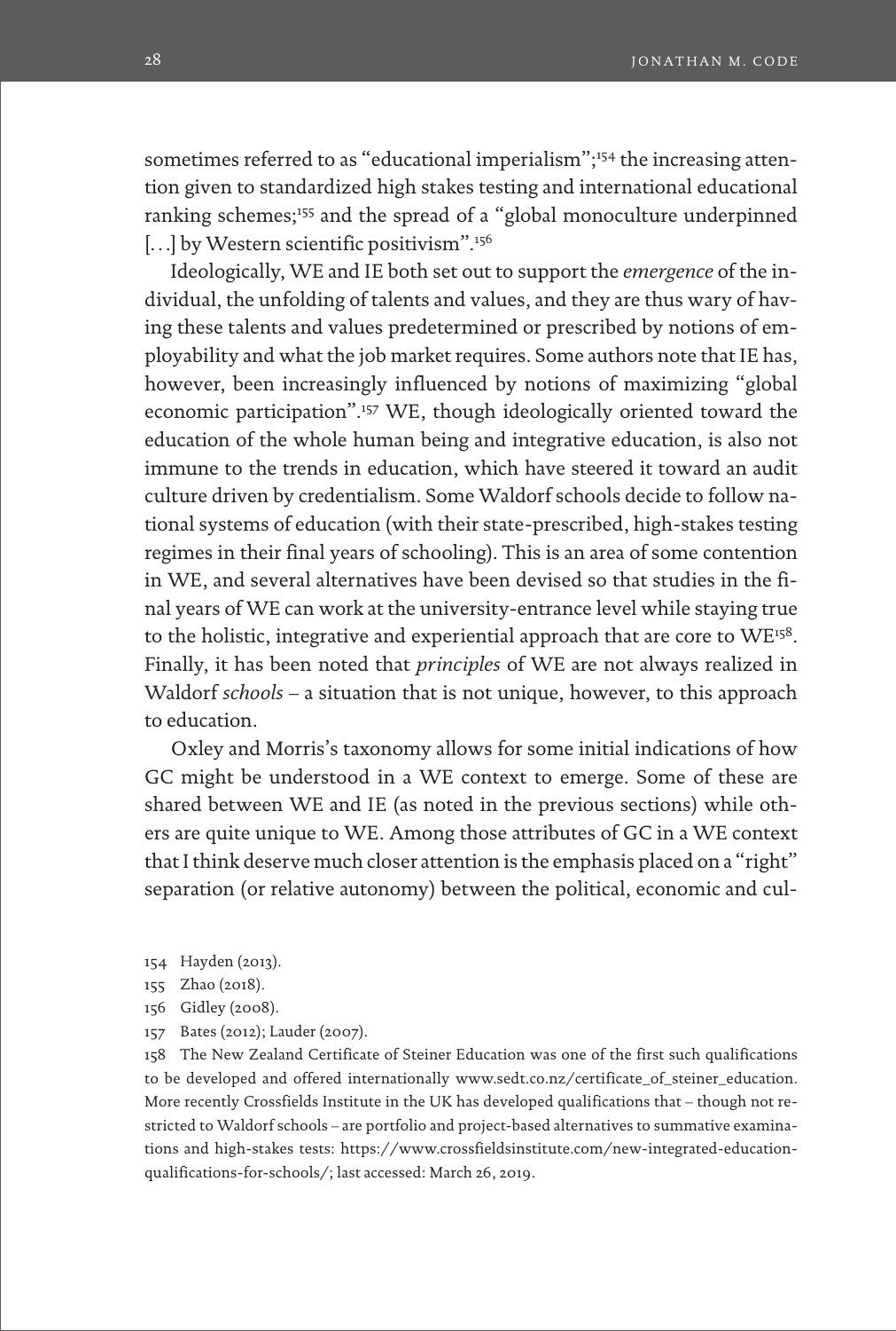sometimes referred to as "educational imperialism";[154] the increasing attention given to standardized high stakes testing and international educational ranking schemes;[155] and the spread of a "global monoculture underpinned [...] by Western scientific positivism".[156]

Ideologically, WE and IE both set out to support the *emergence* of the individual, the unfolding of talents and values, and they are thus wary of having these talents and values predetermined or prescribed by notions of employability and what the job market requires. Some authors note that IE has, however, been increasingly influenced by notions of maximizing "global economic participation".[157] WE, though ideologically oriented toward the education of the whole human being and integrative education, is also not immune to the trends in education, which have steered it toward an audit culture driven by credentialism. Some Waldorf schools decide to follow national systems of education (with their state-prescribed, high-stakes testing regimes in their final years of schooling). This is an area of some contention in WE, and several alternatives have been devised so that studies in the final years of WE can work at the university-entrance level while staying true to the holistic, integrative and experiential approach that are core to WE[158]. Finally, it has been noted that *principles* of WE are not always realized in Waldorf *schools* – a situation that is not unique, however, to this approach to education.

Oxley and Morris's taxonomy allows for some initial indications of how GC might be understood in a WE context to emerge. Some of these are shared between WE and IE (as noted in the previous sections) while others are quite unique to WE. Among those attributes of GC in a WE context that I think deserve much closer attention is the emphasis placed on a "right" separation (or relative autonomy) between the political, economic and cul-

154 Hayden (2013).

155 Zhao (2018).

156 Gidley (2008).

157 Bates (2012); Lauder (2007).

158 The New Zealand Certificate of Steiner Education was one of the first such qualifications to be developed and offered internationally www.sedt.co.nz/certificate_of_steiner_education. More recently Crossfields Institute in the UK has developed qualifications that – though not restricted to Waldorf schools – are portfolio and project-based alternatives to summative examinations and high-stakes tests: https://www.crossfieldsinstitute.com/new-integrated-education-qualifications-for-schools/; last accessed: March 26, 2019.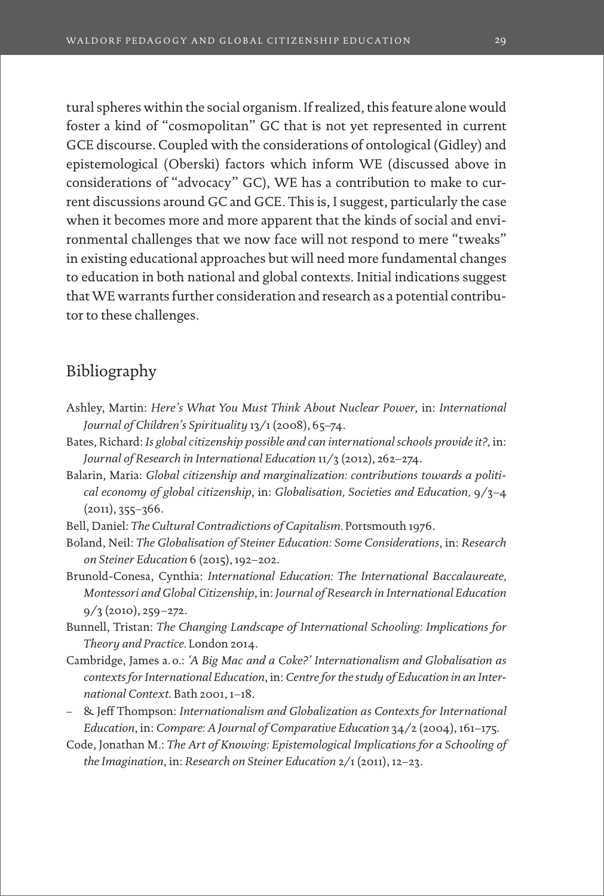tural spheres within the social organism. If realized, this feature alone would foster a kind of "cosmopolitan" GC that is not yet represented in current GCE discourse. Coupled with the considerations of ontological (Gidley) and epistemological (Oberski) factors which inform WE (discussed above in considerations of "advocacy" GC), WE has a contribution to make to current discussions around GC and GCE. This is, I suggest, particularly the case when it becomes more and more apparent that the kinds of social and environmental challenges that we now face will not respond to mere "tweaks" in existing educational approaches but will need more fundamental changes to education in both national and global contexts. Initial indications suggest that WE warrants further consideration and research as a potential contributor to these challenges.

## Bibliography

Ashley, Martin: *Here's What You Must Think About Nuclear Power*, in: *International Journal of Children's Spirituality* 13/1 (2008), 65–74.

Bates, Richard: *Is global citizenship possible and can international schools provide it?,* in: *Journal of Research in International Education* 11/3 (2012), 262–274.

Balarin, Maria: *Global citizenship and marginalization: contributions towards a political economy of global citizenship*, in: *Globalisation, Societies and Education,* 9/3–4 (2011), 355–366.

Bell, Daniel: *The Cultural Contradictions of Capitalism.* Portsmouth 1976.

Boland, Neil: *The Globalisation of Steiner Education: Some Considerations*, in: *Research on Steiner Education* 6 (2015), 192–202.

Brunold-Conesa, Cynthia: *International Education: The International Baccalaureate, Montessori and Global Citizenship*, in: *Journal of Research in International Education* 9/3 (2010), 259–272.

Bunnell, Tristan: *The Changing Landscape of International Schooling: Implications for Theory and Practice.* London 2014.

Cambridge, James a. o.: *'A Big Mac and a Coke?' Internationalism and Globalisation as contexts for International Education*, in: *Centre for the study of Education in an International Context.* Bath 2001, 1–18.

– & Jeff Thompson: *Internationalism and Globalization as Contexts for International Education*, in: *Compare: A Journal of Comparative Education* 34/2 (2004), 161–175.

Code, Jonathan M.: *The Art of Knowing: Epistemological Implications for a Schooling of the Imagination*, in: *Research on Steiner Education* 2/1 (2011), 12–23.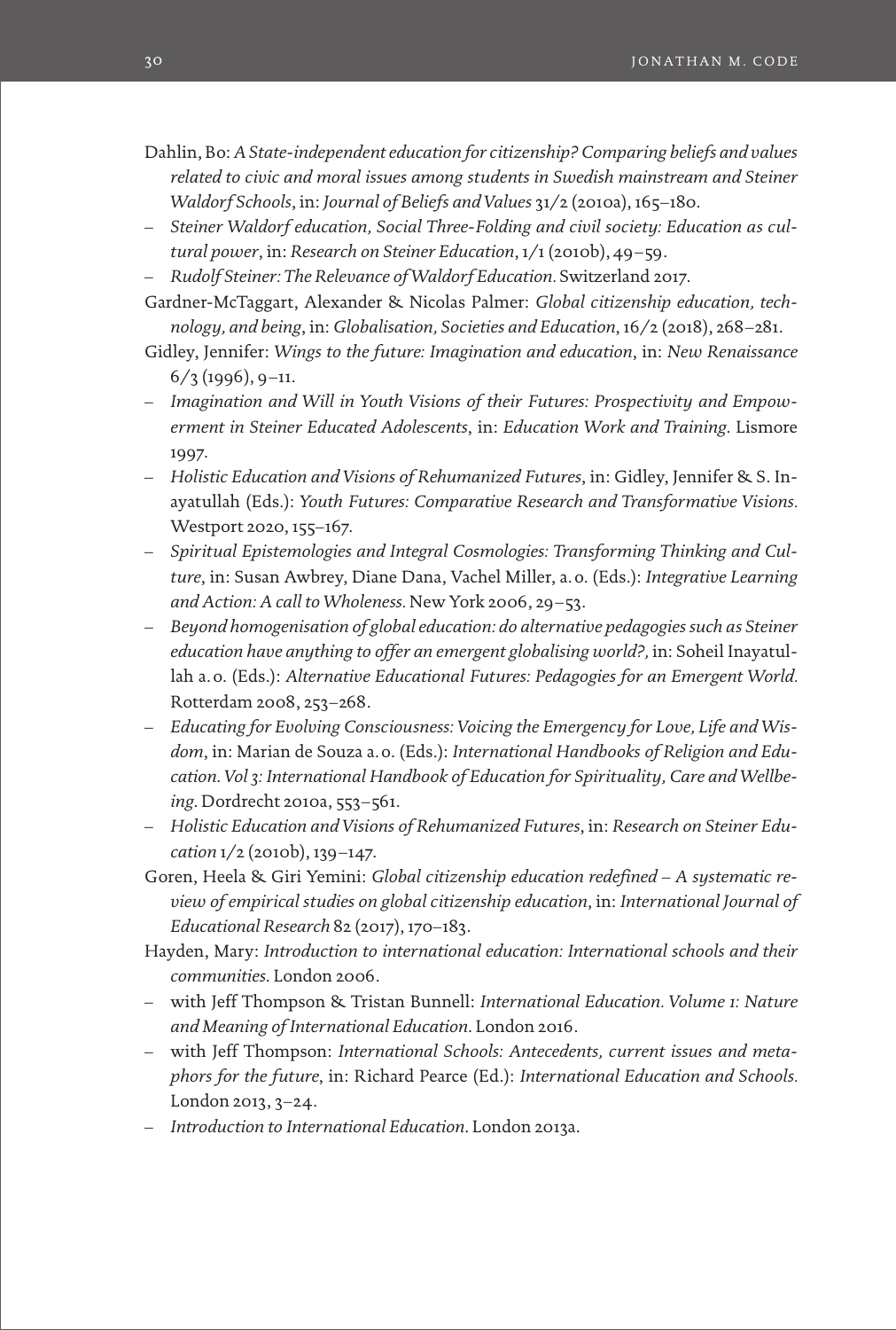Dahlin, Bo: *A State-independent education for citizenship? Comparing beliefs and values related to civic and moral issues among students in Swedish mainstream and Steiner Waldorf Schools*, in: *Journal of Beliefs and Values* 31/2 (2010a), 165–180.

– *Steiner Waldorf education, Social Three-Folding and civil society: Education as cultural power*, in: *Research on Steiner Education*, 1/1 (2010b), 49–59.

– *Rudolf Steiner: The Relevance of Waldorf Education.* Switzerland 2017.

Gardner-McTaggart, Alexander & Nicolas Palmer: *Global citizenship education, technology, and being*, in: *Globalisation, Societies and Education*, 16/2 (2018), 268–281.

Gidley, Jennifer: *Wings to the future: Imagination and education*, in: *New Renaissance* 6/3 (1996), 9–11.

– *Imagination and Will in Youth Visions of their Futures: Prospectivity and Empowerment in Steiner Educated Adolescents*, in: *Education Work and Training.* Lismore 1997.

– *Holistic Education and Visions of Rehumanized Futures*, in: Gidley, Jennifer & S. Inayatullah (Eds.): *Youth Futures: Comparative Research and Transformative Visions.* Westport 2020, 155–167.

– *Spiritual Epistemologies and Integral Cosmologies: Transforming Thinking and Culture*, in: Susan Awbrey, Diane Dana, Vachel Miller, a.o. (Eds.): *Integrative Learning and Action: A call to Wholeness.* New York 2006, 29–53.

– *Beyond homogenisation of global education: do alternative pedagogies such as Steiner education have anything to offer an emergent globalising world?,* in: Soheil Inayatullah a.o. (Eds.): *Alternative Educational Futures: Pedagogies for an Emergent World.* Rotterdam 2008, 253–268.

– *Educating for Evolving Consciousness: Voicing the Emergency for Love, Life and Wisdom*, in: Marian de Souza a.o. (Eds.): *International Handbooks of Religion and Education. Vol 3: International Handbook of Education for Spirituality, Care and Wellbeing.* Dordrecht 2010a, 553–561.

– *Holistic Education and Visions of Rehumanized Futures*, in: *Research on Steiner Education* 1/2 (2010b), 139–147.

Goren, Heela & Giri Yemini: *Global citizenship education redefined – A systematic review of empirical studies on global citizenship education*, in: *International Journal of Educational Research* 82 (2017), 170–183.

Hayden, Mary: *Introduction to international education: International schools and their communities.* London 2006.

– with Jeff Thompson & Tristan Bunnell: *International Education. Volume 1: Nature and Meaning of International Education.* London 2016.

– with Jeff Thompson: *International Schools: Antecedents, current issues and metaphors for the future*, in: Richard Pearce (Ed.): *International Education and Schools.* London 2013, 3–24.

– *Introduction to International Education.* London 2013a.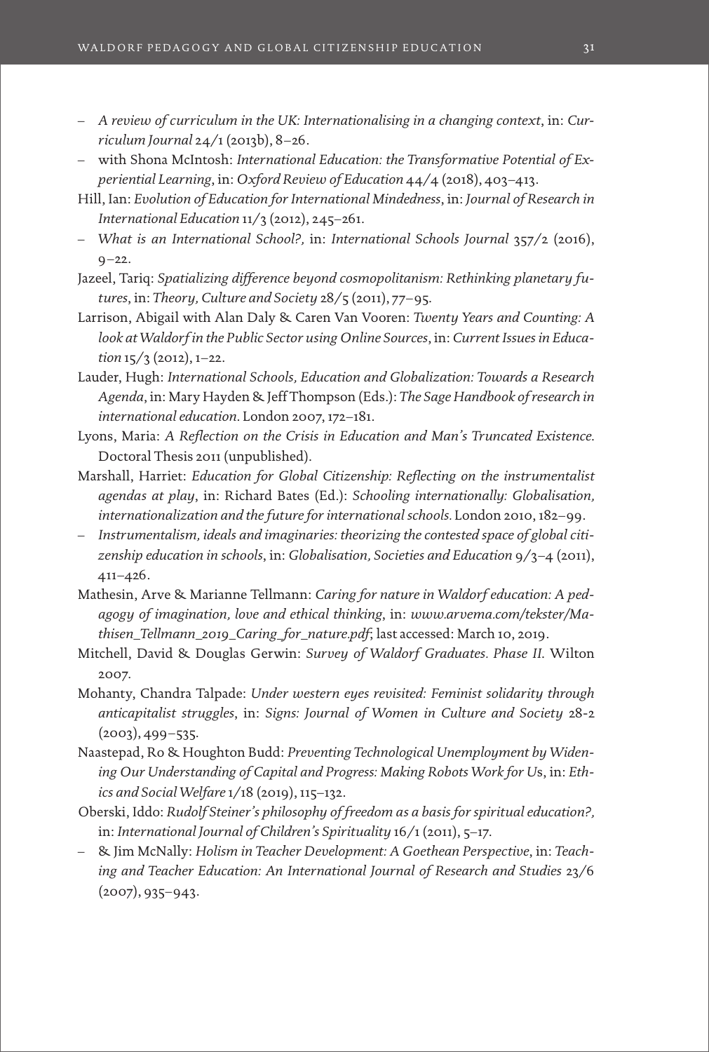- *A review of curriculum in the UK: Internationalising in a changing context*, in: *Curriculum Journal* 24/1 (2013b), 8–26.
- with Shona McIntosh: *International Education: the Transformative Potential of Experiential Learning*, in: *Oxford Review of Education* 44/4 (2018), 403–413.

Hill, Ian: *Evolution of Education for International Mindedness*, in: *Journal of Research in International Education* 11/3 (2012), 245–261.

- *What is an International School?,* in: *International Schools Journal* 357/2 (2016), 9–22.

Jazeel, Tariq: *Spatializing difference beyond cosmopolitanism: Rethinking planetary futures*, in: *Theory, Culture and Society* 28/5 (2011), 77–95.

Larrison, Abigail with Alan Daly & Caren Van Vooren: *Twenty Years and Counting: A look at Waldorf in the Public Sector using Online Sources*, in: *Current Issues in Education* 15/3 (2012), 1–22.

Lauder, Hugh: *International Schools, Education and Globalization: Towards a Research Agenda*, in: Mary Hayden & Jeff Thompson (Eds.): *The Sage Handbook of research in international education*. London 2007, 172–181.

Lyons, Maria: *A Reflection on the Crisis in Education and Man's Truncated Existence*. Doctoral Thesis 2011 (unpublished).

Marshall, Harriet: *Education for Global Citizenship: Reflecting on the instrumentalist agendas at play*, in: Richard Bates (Ed.): *Schooling internationally: Globalisation, internationalization and the future for international schools.* London 2010, 182–99.

- *Instrumentalism, ideals and imaginaries: theorizing the contested space of global citizenship education in schools*, in: *Globalisation, Societies and Education* 9/3–4 (2011), 411–426.

Mathesin, Arve & Marianne Tellmann: *Caring for nature in Waldorf education: A pedagogy of imagination, love and ethical thinking*, in: *www.arvema.com/tekster/Mathisen_Tellmann_2019_Caring_for_nature.pdf*; last accessed: March 10, 2019.

Mitchell, David & Douglas Gerwin: *Survey of Waldorf Graduates. Phase II.* Wilton 2007.

Mohanty, Chandra Talpade: *Under western eyes revisited: Feminist solidarity through anticapitalist struggles*, in: *Signs: Journal of Women in Culture and Society* 28-2 (2003), 499–535.

Naastepad, Ro & Houghton Budd: *Preventing Technological Unemployment by Widening Our Understanding of Capital and Progress: Making Robots Work for Us*, in: *Ethics and Social Welfare* 1/18 (2019), 115–132.

Oberski, Iddo: *Rudolf Steiner's philosophy of freedom as a basis for spiritual education?,* in: *International Journal of Children's Spirituality* 16/1 (2011), 5–17.

- & Jim McNally: *Holism in Teacher Development: A Goethean Perspective*, in: *Teaching and Teacher Education: An International Journal of Research and Studies* 23/6 (2007), 935–943.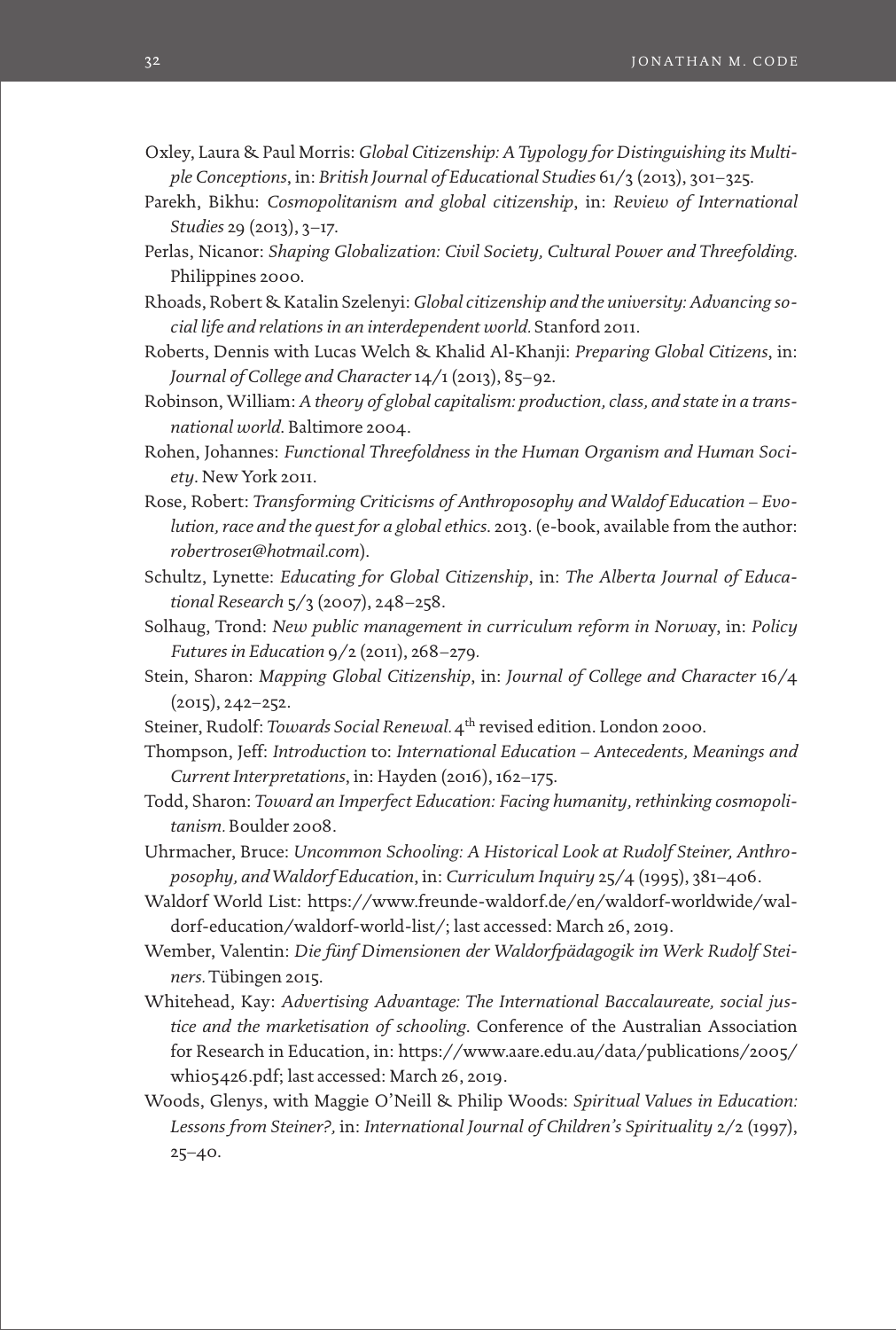Oxley, Laura & Paul Morris: *Global Citizenship: A Typology for Distinguishing its Multiple Conceptions*, in: *British Journal of Educational Studies* 61/3 (2013), 301–325.

Parekh, Bikhu: *Cosmopolitanism and global citizenship*, in: *Review of International Studies* 29 (2013), 3–17.

Perlas, Nicanor: *Shaping Globalization: Civil Society, Cultural Power and Threefolding.* Philippines 2000.

Rhoads, Robert & Katalin Szelenyi: *Global citizenship and the university: Advancing social life and relations in an interdependent world.* Stanford 2011.

Roberts, Dennis with Lucas Welch & Khalid Al-Khanji: *Preparing Global Citizens*, in: *Journal of College and Character* 14/1 (2013), 85–92.

Robinson, William: *A theory of global capitalism: production, class, and state in a transnational world.* Baltimore 2004.

Rohen, Johannes: *Functional Threefoldness in the Human Organism and Human Society*. New York 2011.

Rose, Robert: *Transforming Criticisms of Anthroposophy and Waldof Education – Evolution, race and the quest for a global ethics.* 2013. (e-book, available from the author: *robertrose1@hotmail.com*).

Schultz, Lynette: *Educating for Global Citizenship*, in: *The Alberta Journal of Educational Research* 5/3 (2007), 248–258.

Solhaug, Trond: *New public management in curriculum reform in Norway*, in: *Policy Futures in Education* 9/2 (2011), 268–279.

Stein, Sharon: *Mapping Global Citizenship*, in: *Journal of College and Character* 16/4 (2015), 242–252.

Steiner, Rudolf: *Towards Social Renewal.* 4th revised edition. London 2000.

Thompson, Jeff: *Introduction* to: *International Education – Antecedents, Meanings and Current Interpretations*, in: Hayden (2016), 162–175.

Todd, Sharon: *Toward an Imperfect Education: Facing humanity, rethinking cosmopolitanism.* Boulder 2008.

Uhrmacher, Bruce: *Uncommon Schooling: A Historical Look at Rudolf Steiner, Anthroposophy, and Waldorf Education*, in: *Curriculum Inquiry* 25/4 (1995), 381–406.

Waldorf World List: https://www.freunde-waldorf.de/en/waldorf-worldwide/waldorf-education/waldorf-world-list/; last accessed: March 26, 2019.

Wember, Valentin: *Die fünf Dimensionen der Waldorfpädagogik im Werk Rudolf Steiners.* Tübingen 2015.

Whitehead, Kay: *Advertising Advantage: The International Baccalaureate, social justice and the marketisation of schooling.* Conference of the Australian Association for Research in Education, in: https://www.aare.edu.au/data/publications/2005/whi05426.pdf; last accessed: March 26, 2019.

Woods, Glenys, with Maggie O'Neill & Philip Woods: *Spiritual Values in Education: Lessons from Steiner?,* in: *International Journal of Children's Spirituality* 2/2 (1997), 25–40.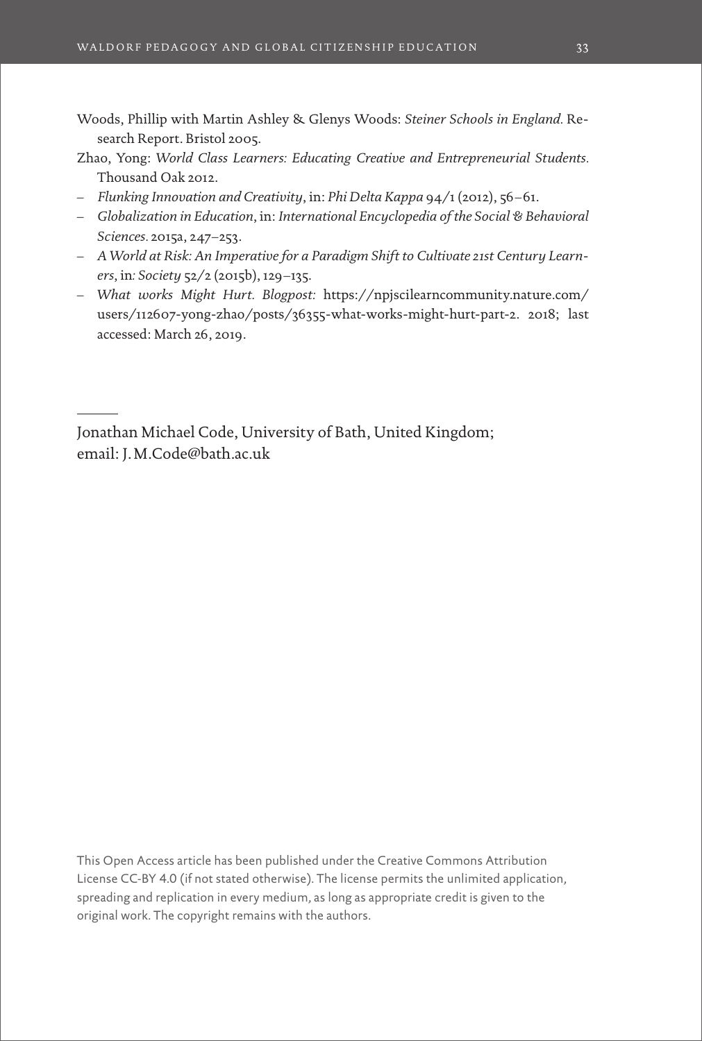Woods, Phillip with Martin Ashley & Glenys Woods: *Steiner Schools in England.* Research Report. Bristol 2005.

Zhao, Yong: *World Class Learners: Educating Creative and Entrepreneurial Students.* Thousand Oak 2012.

– *Flunking Innovation and Creativity*, in: *Phi Delta Kappa* 94/1 (2012), 56–61.

– *Globalization in Education*, in: *International Encyclopedia of the Social & Behavioral Sciences.* 2015a, 247–253.

– *A World at Risk: An Imperative for a Paradigm Shift to Cultivate 21st Century Learners*, in*: Society* 52/2 (2015b), 129–135.

– *What works Might Hurt. Blogpost:* https://npjscilearncommunity.nature.com/users/112607-yong-zhao/posts/36355-what-works-might-hurt-part-2. 2018; last accessed: March 26, 2019.

---

Jonathan Michael Code, University of Bath, United Kingdom;
email: J.M.Code@bath.ac.uk

This Open Access article has been published under the Creative Commons Attribution License CC-BY 4.0 (if not stated otherwise). The license permits the unlimited application, spreading and replication in every medium, as long as appropriate credit is given to the original work. The copyright remains with the authors.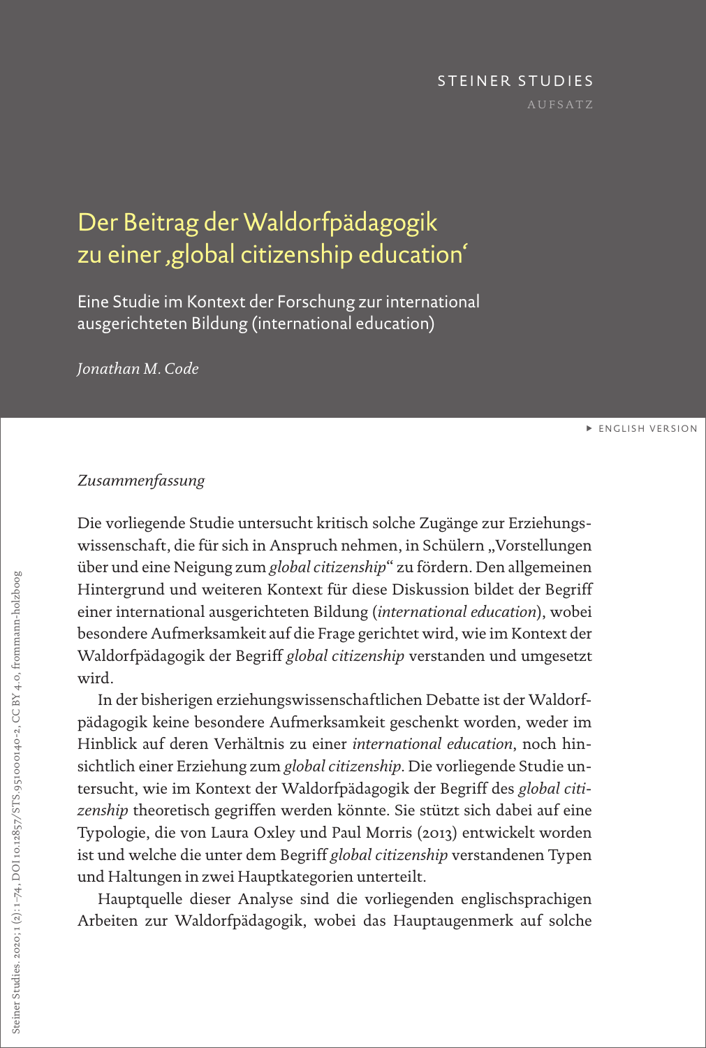STEINER STUDIES

AUFSATZ

# Der Beitrag der Waldorfpädagogik zu einer ‚global citizenship education'

## Eine Studie im Kontext der Forschung zur international ausgerichteten Bildung (international education)

*Jonathan M. Code*

▸ ENGLISH VERSION

*Zusammenfassung*

Die vorliegende Studie untersucht kritisch solche Zugänge zur Erziehungswissenschaft, die für sich in Anspruch nehmen, in Schülern „Vorstellungen über und eine Neigung zum *global citizenship*" zu fördern. Den allgemeinen Hintergrund und weiteren Kontext für diese Diskussion bildet der Begriff einer international ausgerichteten Bildung (*international education*), wobei besondere Aufmerksamkeit auf die Frage gerichtet wird, wie im Kontext der Waldorfpädagogik der Begriff *global citizenship* verstanden und umgesetzt wird.

In der bisherigen erziehungswissenschaftlichen Debatte ist der Waldorfpädagogik keine besondere Aufmerksamkeit geschenkt worden, weder im Hinblick auf deren Verhältnis zu einer *international education*, noch hinsichtlich einer Erziehung zum *global citizenship*. Die vorliegende Studie untersucht, wie im Kontext der Waldorfpädagogik der Begriff des *global citizenship* theoretisch gegriffen werden könnte. Sie stützt sich dabei auf eine Typologie, die von Laura Oxley und Paul Morris (2013) entwickelt worden ist und welche die unter dem Begriff *global citizenship* verstandenen Typen und Haltungen in zwei Hauptkategorien unterteilt.

Hauptquelle dieser Analyse sind die vorliegenden englischsprachigen Arbeiten zur Waldorfpädagogik, wobei das Hauptaugenmerk auf solche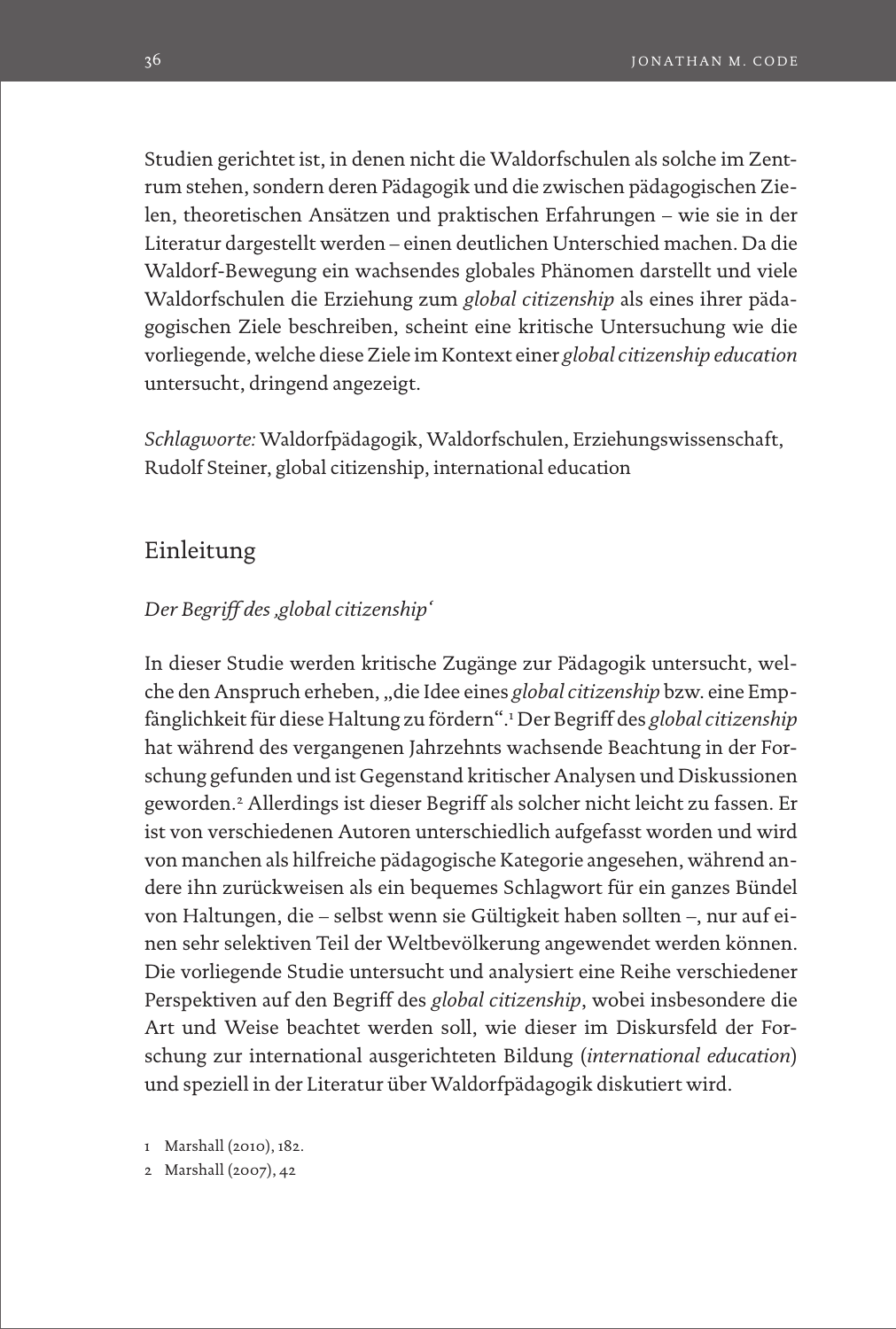Studien gerichtet ist, in denen nicht die Waldorfschulen als solche im Zentrum stehen, sondern deren Pädagogik und die zwischen pädagogischen Zielen, theoretischen Ansätzen und praktischen Erfahrungen – wie sie in der Literatur dargestellt werden – einen deutlichen Unterschied machen. Da die Waldorf-Bewegung ein wachsendes globales Phänomen darstellt und viele Waldorfschulen die Erziehung zum *global citizenship* als eines ihrer pädagogischen Ziele beschreiben, scheint eine kritische Untersuchung wie die vorliegende, welche diese Ziele im Kontext einer *global citizenship education* untersucht, dringend angezeigt.

*Schlagworte:* Waldorfpädagogik, Waldorfschulen, Erziehungswissenschaft, Rudolf Steiner, global citizenship, international education

## Einleitung

### *Der Begriff des ‚global citizenship'*

In dieser Studie werden kritische Zugänge zur Pädagogik untersucht, welche den Anspruch erheben, „die Idee eines *global citizenship* bzw. eine Empfänglichkeit für diese Haltung zu fördern".[1] Der Begriff des *global citizenship* hat während des vergangenen Jahrzehnts wachsende Beachtung in der Forschung gefunden und ist Gegenstand kritischer Analysen und Diskussionen geworden.[2] Allerdings ist dieser Begriff als solcher nicht leicht zu fassen. Er ist von verschiedenen Autoren unterschiedlich aufgefasst worden und wird von manchen als hilfreiche pädagogische Kategorie angesehen, während andere ihn zurückweisen als ein bequemes Schlagwort für ein ganzes Bündel von Haltungen, die – selbst wenn sie Gültigkeit haben sollten –, nur auf einen sehr selektiven Teil der Weltbevölkerung angewendet werden können. Die vorliegende Studie untersucht und analysiert eine Reihe verschiedener Perspektiven auf den Begriff des *global citizenship*, wobei insbesondere die Art und Weise beachtet werden soll, wie dieser im Diskursfeld der Forschung zur international ausgerichteten Bildung (*international education*) und speziell in der Literatur über Waldorfpädagogik diskutiert wird.

1 Marshall (2010), 182.

2 Marshall (2007), 42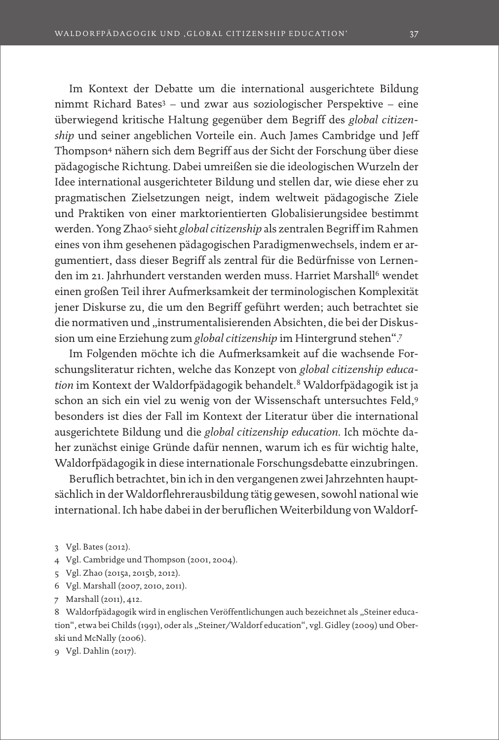Im Kontext der Debatte um die international ausgerichtete Bildung nimmt Richard Bates[3] – und zwar aus soziologischer Perspektive – eine überwiegend kritische Haltung gegenüber dem Begriff des *global citizenship* und seiner angeblichen Vorteile ein. Auch James Cambridge und Jeff Thompson[4] nähern sich dem Begriff aus der Sicht der Forschung über diese pädagogische Richtung. Dabei umreißen sie die ideologischen Wurzeln der Idee international ausgerichteter Bildung und stellen dar, wie diese eher zu pragmatischen Zielsetzungen neigt, indem weltweit pädagogische Ziele und Praktiken von einer marktorientierten Globalisierungsidee bestimmt werden. Yong Zhao[5] sieht *global citizenship* als zentralen Begriff im Rahmen eines von ihm gesehenen pädagogischen Paradigmenwechsels, indem er argumentiert, dass dieser Begriff als zentral für die Bedürfnisse von Lernenden im 21. Jahrhundert verstanden werden muss. Harriet Marshall[6] wendet einen großen Teil ihrer Aufmerksamkeit der terminologischen Komplexität jener Diskurse zu, die um den Begriff geführt werden; auch betrachtet sie die normativen und „instrumentalisierenden Absichten, die bei der Diskussion um eine Erziehung zum *global citizenship* im Hintergrund stehen".[7]

Im Folgenden möchte ich die Aufmerksamkeit auf die wachsende Forschungsliteratur richten, welche das Konzept von *global citizenship education* im Kontext der Waldorfpädagogik behandelt.[8] Waldorfpädagogik ist ja schon an sich ein viel zu wenig von der Wissenschaft untersuchtes Feld,[9] besonders ist dies der Fall im Kontext der Literatur über die international ausgerichtete Bildung und die *global citizenship education*. Ich möchte daher zunächst einige Gründe dafür nennen, warum ich es für wichtig halte, Waldorfpädagogik in diese internationale Forschungsdebatte einzubringen.

Beruflich betrachtet, bin ich in den vergangenen zwei Jahrzehnten hauptsächlich in der Waldorflehrerausbildung tätig gewesen, sowohl national wie international. Ich habe dabei in der beruflichen Weiterbildung von Waldorf-

3 Vgl. Bates (2012).

4 Vgl. Cambridge und Thompson (2001, 2004).

5 Vgl. Zhao (2015a, 2015b, 2012).

6 Vgl. Marshall (2007, 2010, 2011).

7 Marshall (2011), 412.

8 Waldorfpädagogik wird in englischen Veröffentlichungen auch bezeichnet als „Steiner education", etwa bei Childs (1991), oder als „Steiner/Waldorf education", vgl. Gidley (2009) und Oberski und McNally (2006).

9 Vgl. Dahlin (2017).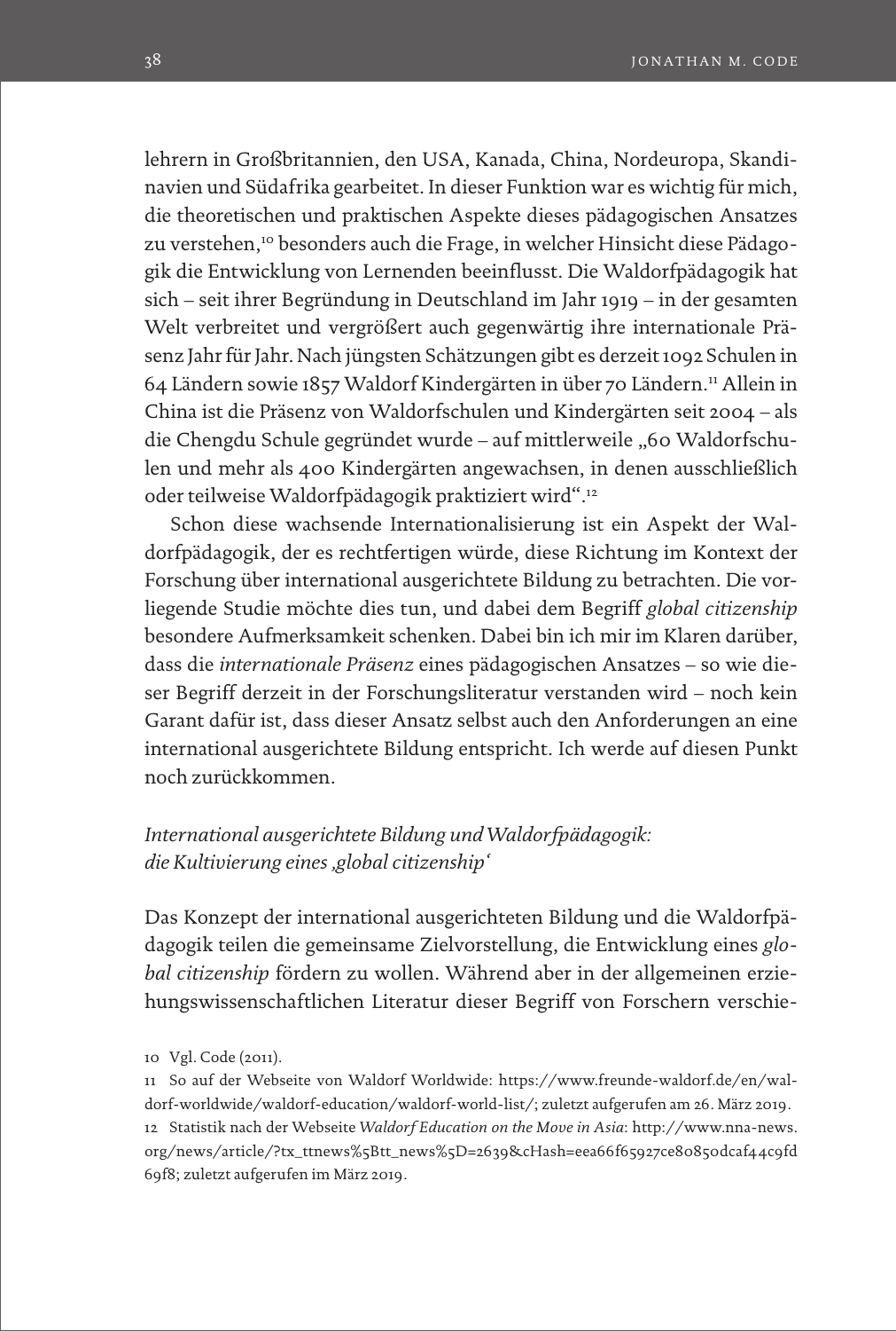lehrern in Großbritannien, den USA, Kanada, China, Nordeuropa, Skandinavien und Südafrika gearbeitet. In dieser Funktion war es wichtig für mich, die theoretischen und praktischen Aspekte dieses pädagogischen Ansatzes zu verstehen,[10] besonders auch die Frage, in welcher Hinsicht diese Pädagogik die Entwicklung von Lernenden beeinflusst. Die Waldorfpädagogik hat sich – seit ihrer Begründung in Deutschland im Jahr 1919 – in der gesamten Welt verbreitet und vergrößert auch gegenwärtig ihre internationale Präsenz Jahr für Jahr. Nach jüngsten Schätzungen gibt es derzeit 1092 Schulen in 64 Ländern sowie 1857 Waldorf Kindergärten in über 70 Ländern.[11] Allein in China ist die Präsenz von Waldorfschulen und Kindergärten seit 2004 – als die Chengdu Schule gegründet wurde – auf mittlerweile „60 Waldorfschulen und mehr als 400 Kindergärten angewachsen, in denen ausschließlich oder teilweise Waldorfpädagogik praktiziert wird".[12]

Schon diese wachsende Internationalisierung ist ein Aspekt der Waldorfpädagogik, der es rechtfertigen würde, diese Richtung im Kontext der Forschung über international ausgerichtete Bildung zu betrachten. Die vorliegende Studie möchte dies tun, und dabei dem Begriff *global citizenship* besondere Aufmerksamkeit schenken. Dabei bin ich mir im Klaren darüber, dass die *internationale Präsenz* eines pädagogischen Ansatzes – so wie dieser Begriff derzeit in der Forschungsliteratur verstanden wird – noch kein Garant dafür ist, dass dieser Ansatz selbst auch den Anforderungen an eine international ausgerichtete Bildung entspricht. Ich werde auf diesen Punkt noch zurückkommen.

## *International ausgerichtete Bildung und Waldorfpädagogik: die Kultivierung eines ‚global citizenship'*

Das Konzept der international ausgerichteten Bildung und die Waldorfpädagogik teilen die gemeinsame Zielvorstellung, die Entwicklung eines *global citizenship* fördern zu wollen. Während aber in der allgemeinen erziehungswissenschaftlichen Literatur dieser Begriff von Forschern verschie-

10 Vgl. Code (2011).

11 So auf der Webseite von Waldorf Worldwide: https://www.freunde-waldorf.de/en/waldorf-worldwide/waldorf-education/waldorf-world-list/; zuletzt aufgerufen am 26. März 2019.

12 Statistik nach der Webseite *Waldorf Education on the Move in Asia*: http://www.nna-news.org/news/article/?tx_ttnews%5Btt_news%5D=2639&cHash=eea66f65927ce80850dcaf44c9fd69f8; zuletzt aufgerufen im März 2019.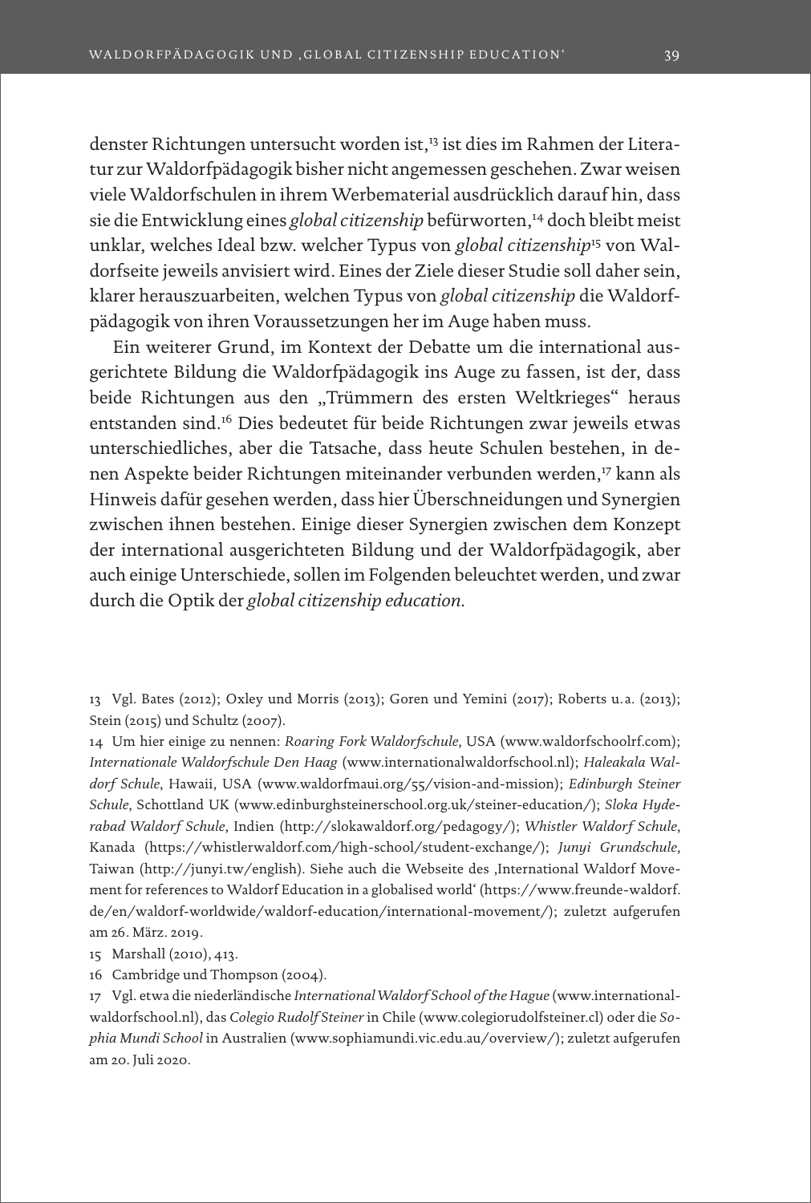denster Richtungen untersucht worden ist,[13] ist dies im Rahmen der Literatur zur Waldorfpädagogik bisher nicht angemessen geschehen. Zwar weisen viele Waldorfschulen in ihrem Werbematerial ausdrücklich darauf hin, dass sie die Entwicklung eines *global citizenship* befürworten,[14] doch bleibt meist unklar, welches Ideal bzw. welcher Typus von *global citizenship*[15] von Waldorfseite jeweils anvisiert wird. Eines der Ziele dieser Studie soll daher sein, klarer herauszuarbeiten, welchen Typus von *global citizenship* die Waldorfpädagogik von ihren Voraussetzungen her im Auge haben muss.

Ein weiterer Grund, im Kontext der Debatte um die international ausgerichtete Bildung die Waldorfpädagogik ins Auge zu fassen, ist der, dass beide Richtungen aus den „Trümmern des ersten Weltkrieges" heraus entstanden sind.[16] Dies bedeutet für beide Richtungen zwar jeweils etwas unterschiedliches, aber die Tatsache, dass heute Schulen bestehen, in denen Aspekte beider Richtungen miteinander verbunden werden,[17] kann als Hinweis dafür gesehen werden, dass hier Überschneidungen und Synergien zwischen ihnen bestehen. Einige dieser Synergien zwischen dem Konzept der international ausgerichteten Bildung und der Waldorfpädagogik, aber auch einige Unterschiede, sollen im Folgenden beleuchtet werden, und zwar durch die Optik der *global citizenship education*.

---

13 Vgl. Bates (2012); Oxley und Morris (2013); Goren und Yemini (2017); Roberts u. a. (2013); Stein (2015) und Schultz (2007).

14 Um hier einige zu nennen: *Roaring Fork Waldorfschule*, USA (www.waldorfschoolrf.com); *Internationale Waldorfschule Den Haag* (www.internationalwaldorfschool.nl); *Haleakala Waldorf Schule*, Hawaii, USA (www.waldorfmaui.org/55/vision-and-mission); *Edinburgh Steiner Schule*, Schottland UK (www.edinburghsteinerschool.org.uk/steiner-education/); *Sloka Hyderabad Waldorf Schule*, Indien (http://slokawaldorf.org/pedagogy/); *Whistler Waldorf Schule*, Kanada (https://whistlerwaldorf.com/high-school/student-exchange/); *Junyi Grundschule*, Taiwan (http://junyi.tw/english). Siehe auch die Webseite des ‚International Waldorf Movement for references to Waldorf Education in a globalised world' (https://www.freunde-waldorf.de/en/waldorf-worldwide/waldorf-education/international-movement/); zuletzt aufgerufen am 26. März. 2019.

15 Marshall (2010), 413.

16 Cambridge und Thompson (2004).

17 Vgl. etwa die niederländische *International Waldorf School of the Hague* (www.internationalwaldorfschool.nl), das *Colegio Rudolf Steiner* in Chile (www.colegiorudolfsteiner.cl) oder die *Sophia Mundi School* in Australien (www.sophiamundi.vic.edu.au/overview/); zuletzt aufgerufen am 20. Juli 2020.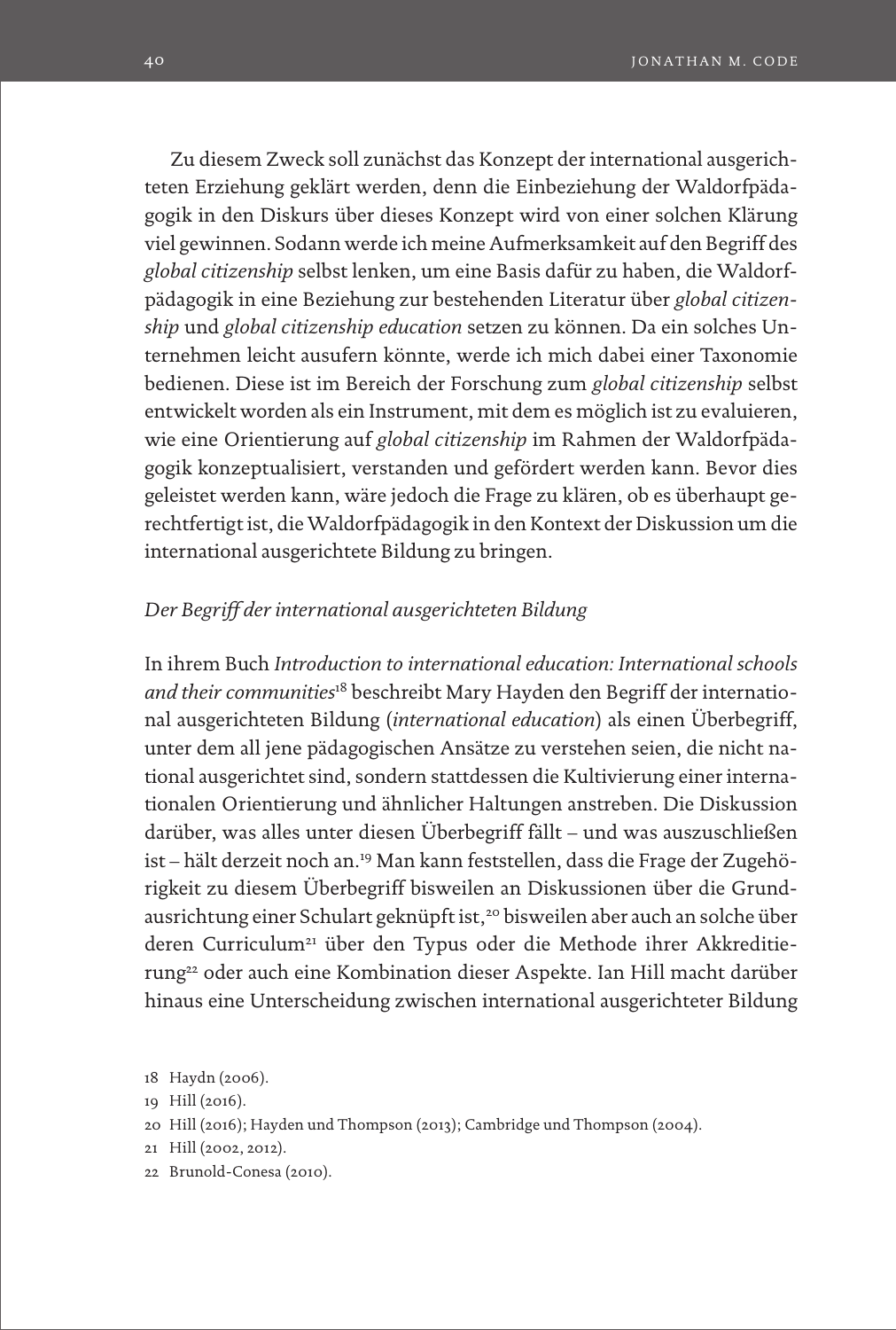Zu diesem Zweck soll zunächst das Konzept der international ausgerichteten Erziehung geklärt werden, denn die Einbeziehung der Waldorfpädagogik in den Diskurs über dieses Konzept wird von einer solchen Klärung viel gewinnen. Sodann werde ich meine Aufmerksamkeit auf den Begriff des *global citizenship* selbst lenken, um eine Basis dafür zu haben, die Waldorfpädagogik in eine Beziehung zur bestehenden Literatur über *global citizenship* und *global citizenship education* setzen zu können. Da ein solches Unternehmen leicht ausufern könnte, werde ich mich dabei einer Taxonomie bedienen. Diese ist im Bereich der Forschung zum *global citizenship* selbst entwickelt worden als ein Instrument, mit dem es möglich ist zu evaluieren, wie eine Orientierung auf *global citizenship* im Rahmen der Waldorfpädagogik konzeptualisiert, verstanden und gefördert werden kann. Bevor dies geleistet werden kann, wäre jedoch die Frage zu klären, ob es überhaupt gerechtfertigt ist, die Waldorfpädagogik in den Kontext der Diskussion um die international ausgerichtete Bildung zu bringen.

*Der Begriff der international ausgerichteten Bildung*

In ihrem Buch *Introduction to international education: International schools and their communities*[18] beschreibt Mary Hayden den Begriff der international ausgerichteten Bildung (*international education*) als einen Überbegriff, unter dem all jene pädagogischen Ansätze zu verstehen seien, die nicht national ausgerichtet sind, sondern stattdessen die Kultivierung einer internationalen Orientierung und ähnlicher Haltungen anstreben. Die Diskussion darüber, was alles unter diesen Überbegriff fällt – und was auszuschließen ist – hält derzeit noch an.[19] Man kann feststellen, dass die Frage der Zugehörigkeit zu diesem Überbegriff bisweilen an Diskussionen über die Grundausrichtung einer Schulart geknüpft ist,[20] bisweilen aber auch an solche über deren Curriculum[21] über den Typus oder die Methode ihrer Akkreditierung[22] oder auch eine Kombination dieser Aspekte. Ian Hill macht darüber hinaus eine Unterscheidung zwischen international ausgerichteter Bildung

18 Haydn (2006).

19 Hill (2016).

20 Hill (2016); Hayden und Thompson (2013); Cambridge und Thompson (2004).

21 Hill (2002, 2012).

22 Brunold-Conesa (2010).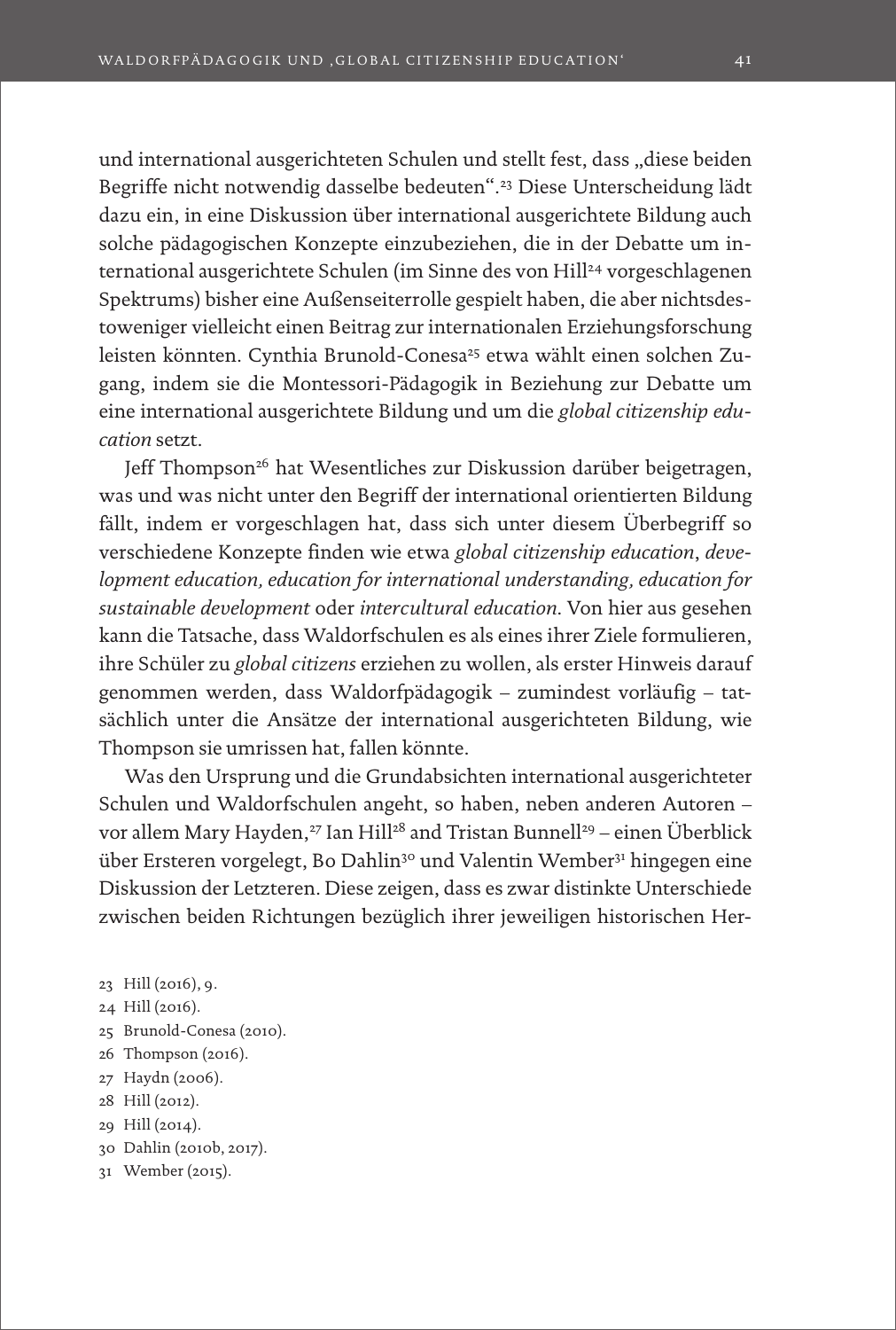und international ausgerichteten Schulen und stellt fest, dass „diese beiden Begriffe nicht notwendig dasselbe bedeuten".[23] Diese Unterscheidung lädt dazu ein, in eine Diskussion über international ausgerichtete Bildung auch solche pädagogischen Konzepte einzubeziehen, die in der Debatte um international ausgerichtete Schulen (im Sinne des von Hill[24] vorgeschlagenen Spektrums) bisher eine Außenseiterrolle gespielt haben, die aber nichtsdestoweniger vielleicht einen Beitrag zur internationalen Erziehungsforschung leisten könnten. Cynthia Brunold-Conesa[25] etwa wählt einen solchen Zugang, indem sie die Montessori-Pädagogik in Beziehung zur Debatte um eine international ausgerichtete Bildung und um die *global citizenship education* setzt.

Jeff Thompson[26] hat Wesentliches zur Diskussion darüber beigetragen, was und was nicht unter den Begriff der international orientierten Bildung fällt, indem er vorgeschlagen hat, dass sich unter diesem Überbegriff so verschiedene Konzepte finden wie etwa *global citizenship education*, *development education, education for international understanding, education for sustainable development* oder *intercultural education*. Von hier aus gesehen kann die Tatsache, dass Waldorfschulen es als eines ihrer Ziele formulieren, ihre Schüler zu *global citizens* erziehen zu wollen, als erster Hinweis darauf genommen werden, dass Waldorfpädagogik – zumindest vorläufig – tatsächlich unter die Ansätze der international ausgerichteten Bildung, wie Thompson sie umrissen hat, fallen könnte.

Was den Ursprung und die Grundabsichten international ausgerichteter Schulen und Waldorfschulen angeht, so haben, neben anderen Autoren – vor allem Mary Hayden,[27] Ian Hill[28] and Tristan Bunnell[29] – einen Überblick über Ersteren vorgelegt, Bo Dahlin[30] und Valentin Wember[31] hingegen eine Diskussion der Letzteren. Diese zeigen, dass es zwar distinkte Unterschiede zwischen beiden Richtungen bezüglich ihrer jeweiligen historischen Her-

23 Hill (2016), 9.
24 Hill (2016).
25 Brunold-Conesa (2010).
26 Thompson (2016).
27 Haydn (2006).
28 Hill (2012).
29 Hill (2014).
30 Dahlin (2010b, 2017).
31 Wember (2015).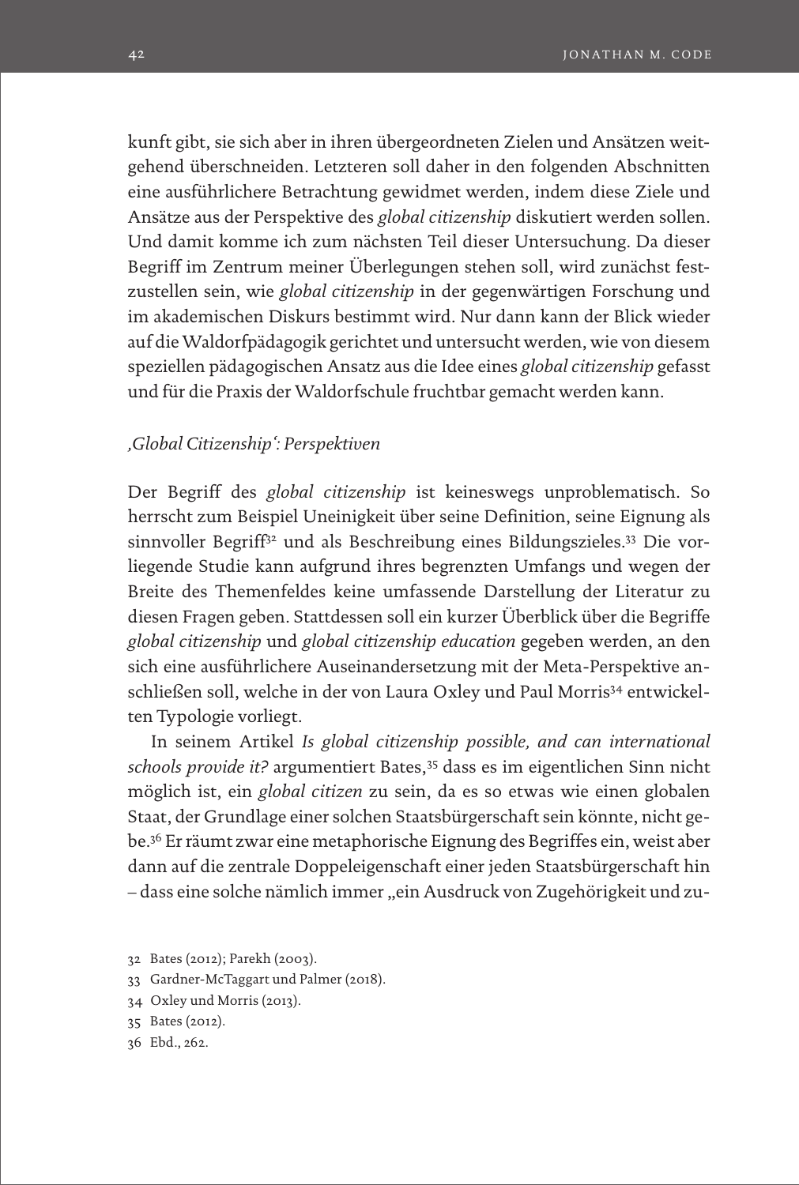kunft gibt, sie sich aber in ihren übergeordneten Zielen und Ansätzen weitgehend überschneiden. Letzteren soll daher in den folgenden Abschnitten eine ausführlichere Betrachtung gewidmet werden, indem diese Ziele und Ansätze aus der Perspektive des *global citizenship* diskutiert werden sollen. Und damit komme ich zum nächsten Teil dieser Untersuchung. Da dieser Begriff im Zentrum meiner Überlegungen stehen soll, wird zunächst festzustellen sein, wie *global citizenship* in der gegenwärtigen Forschung und im akademischen Diskurs bestimmt wird. Nur dann kann der Blick wieder auf die Waldorfpädagogik gerichtet und untersucht werden, wie von diesem speziellen pädagogischen Ansatz aus die Idee eines *global citizenship* gefasst und für die Praxis der Waldorfschule fruchtbar gemacht werden kann.

## *‚Global Citizenship': Perspektiven*

Der Begriff des *global citizenship* ist keineswegs unproblematisch. So herrscht zum Beispiel Uneinigkeit über seine Definition, seine Eignung als sinnvoller Begriff[32] und als Beschreibung eines Bildungszieles.[33] Die vorliegende Studie kann aufgrund ihres begrenzten Umfangs und wegen der Breite des Themenfeldes keine umfassende Darstellung der Literatur zu diesen Fragen geben. Stattdessen soll ein kurzer Überblick über die Begriffe *global citizenship* und *global citizenship education* gegeben werden, an den sich eine ausführlichere Auseinandersetzung mit der Meta-Perspektive anschließen soll, welche in der von Laura Oxley und Paul Morris[34] entwickelten Typologie vorliegt.

In seinem Artikel *Is global citizenship possible, and can international schools provide it?* argumentiert Bates,[35] dass es im eigentlichen Sinn nicht möglich ist, ein *global citizen* zu sein, da es so etwas wie einen globalen Staat, der Grundlage einer solchen Staatsbürgerschaft sein könnte, nicht gebe.[36] Er räumt zwar eine metaphorische Eignung des Begriffes ein, weist aber dann auf die zentrale Doppeleigenschaft einer jeden Staatsbürgerschaft hin – dass eine solche nämlich immer „ein Ausdruck von Zugehörigkeit und zu-

32 Bates (2012); Parekh (2003).

33 Gardner-McTaggart und Palmer (2018).

34 Oxley und Morris (2013).

35 Bates (2012).

36 Ebd., 262.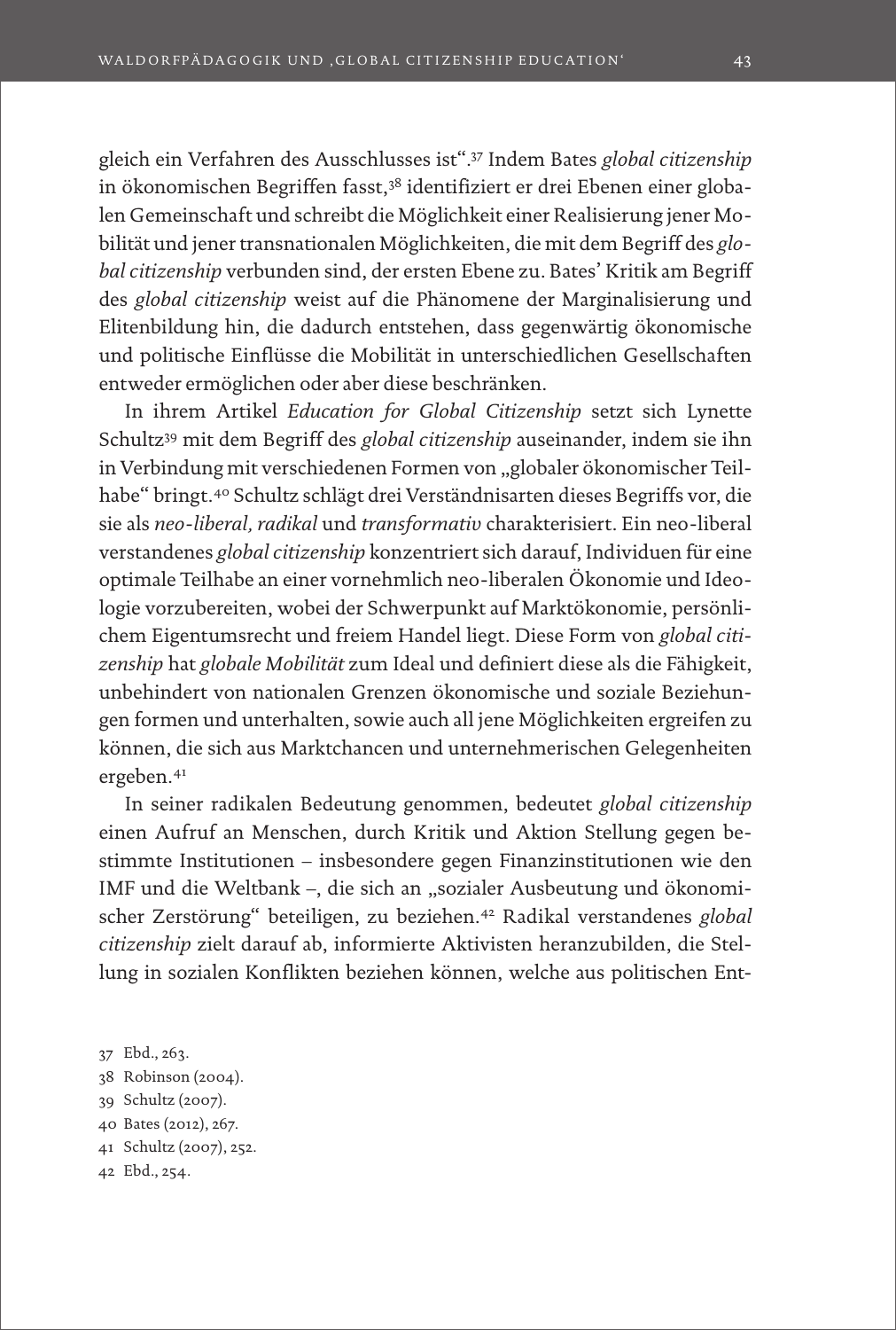gleich ein Verfahren des Ausschlusses ist".[37] Indem Bates *global citizenship* in ökonomischen Begriffen fasst,[38] identifiziert er drei Ebenen einer globalen Gemeinschaft und schreibt die Möglichkeit einer Realisierung jener Mobilität und jener transnationalen Möglichkeiten, die mit dem Begriff des *global citizenship* verbunden sind, der ersten Ebene zu. Bates' Kritik am Begriff des *global citizenship* weist auf die Phänomene der Marginalisierung und Elitenbildung hin, die dadurch entstehen, dass gegenwärtig ökonomische und politische Einflüsse die Mobilität in unterschiedlichen Gesellschaften entweder ermöglichen oder aber diese beschränken.

In ihrem Artikel *Education for Global Citizenship* setzt sich Lynette Schultz[39] mit dem Begriff des *global citizenship* auseinander, indem sie ihn in Verbindung mit verschiedenen Formen von „globaler ökonomischer Teilhabe" bringt.[40] Schultz schlägt drei Verständnisarten dieses Begriffs vor, die sie als *neo-liberal, radikal* und *transformativ* charakterisiert. Ein neo-liberal verstandenes *global citizenship* konzentriert sich darauf, Individuen für eine optimale Teilhabe an einer vornehmlich neo-liberalen Ökonomie und Ideologie vorzubereiten, wobei der Schwerpunkt auf Marktökonomie, persönlichem Eigentumsrecht und freiem Handel liegt. Diese Form von *global citizenship* hat *globale Mobilität* zum Ideal und definiert diese als die Fähigkeit, unbehindert von nationalen Grenzen ökonomische und soziale Beziehungen formen und unterhalten, sowie auch all jene Möglichkeiten ergreifen zu können, die sich aus Marktchancen und unternehmerischen Gelegenheiten ergeben.[41]

In seiner radikalen Bedeutung genommen, bedeutet *global citizenship* einen Aufruf an Menschen, durch Kritik und Aktion Stellung gegen bestimmte Institutionen – insbesondere gegen Finanzinstitutionen wie den IMF und die Weltbank –, die sich an „sozialer Ausbeutung und ökonomischer Zerstörung" beteiligen, zu beziehen.[42] Radikal verstandenes *global citizenship* zielt darauf ab, informierte Aktivisten heranzubilden, die Stellung in sozialen Konflikten beziehen können, welche aus politischen Ent-

37 Ebd., 263.
38 Robinson (2004).
39 Schultz (2007).
40 Bates (2012), 267.
41 Schultz (2007), 252.
42 Ebd., 254.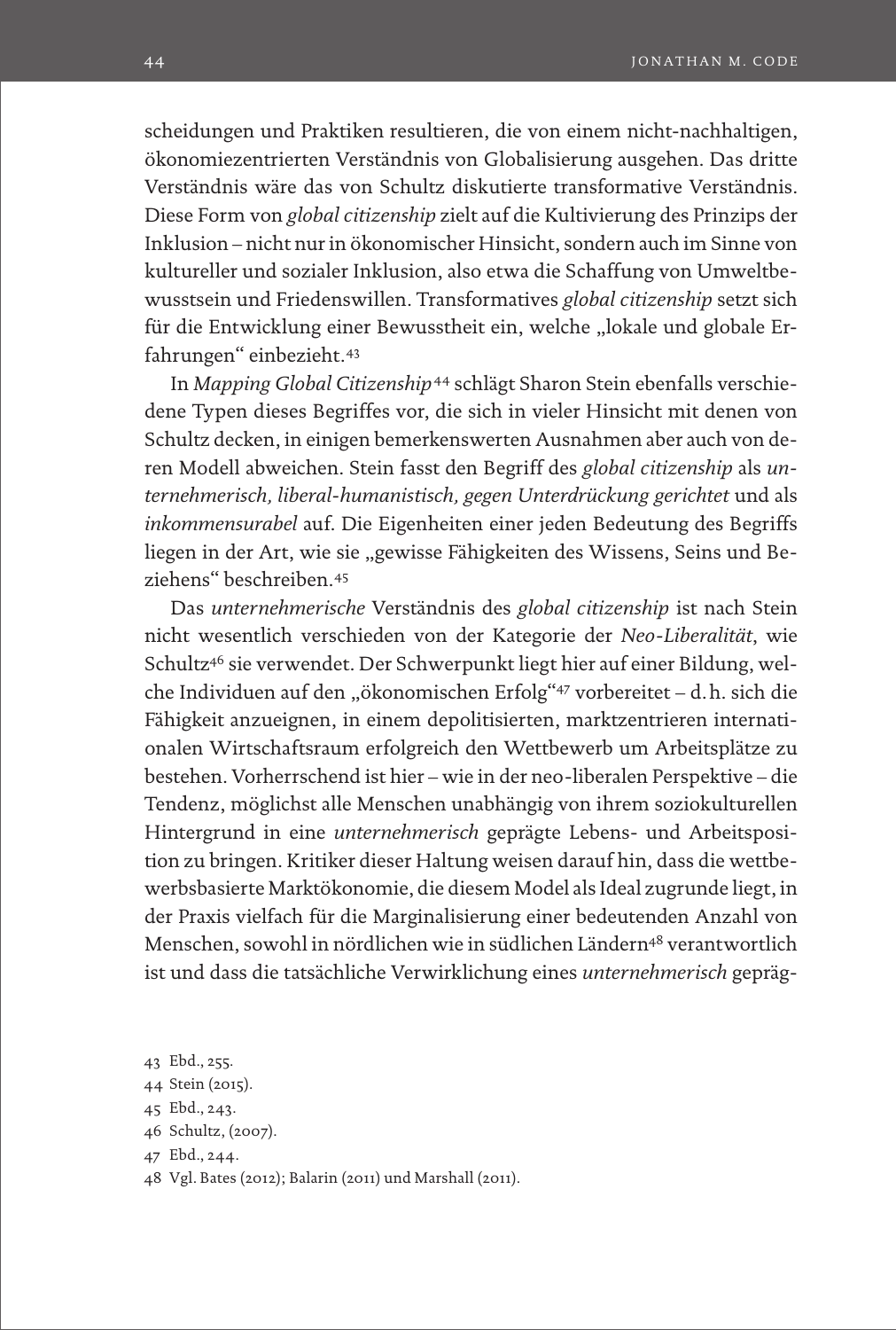scheidungen und Praktiken resultieren, die von einem nicht-nachhaltigen, ökonomiezentrierten Verständnis von Globalisierung ausgehen. Das dritte Verständnis wäre das von Schultz diskutierte transformative Verständnis. Diese Form von *global citizenship* zielt auf die Kultivierung des Prinzips der Inklusion – nicht nur in ökonomischer Hinsicht, sondern auch im Sinne von kultureller und sozialer Inklusion, also etwa die Schaffung von Umweltbewusstsein und Friedenswillen. Transformatives *global citizenship* setzt sich für die Entwicklung einer Bewusstheit ein, welche „lokale und globale Erfahrungen" einbezieht.[43]

In *Mapping Global Citizenship*[44] schlägt Sharon Stein ebenfalls verschiedene Typen dieses Begriffes vor, die sich in vieler Hinsicht mit denen von Schultz decken, in einigen bemerkenswerten Ausnahmen aber auch von deren Modell abweichen. Stein fasst den Begriff des *global citizenship* als *unternehmerisch, liberal-humanistisch, gegen Unterdrückung gerichtet* und als *inkommensurabel* auf. Die Eigenheiten einer jeden Bedeutung des Begriffs liegen in der Art, wie sie „gewisse Fähigkeiten des Wissens, Seins und Beziehens" beschreiben.[45]

Das *unternehmerische* Verständnis des *global citizenship* ist nach Stein nicht wesentlich verschieden von der Kategorie der *Neo-Liberalität*, wie Schultz[46] sie verwendet. Der Schwerpunkt liegt hier auf einer Bildung, welche Individuen auf den „ökonomischen Erfolg"[47] vorbereitet – d.h. sich die Fähigkeit anzueignen, in einem depolitisierten, marktzentrieren internationalen Wirtschaftsraum erfolgreich den Wettbewerb um Arbeitsplätze zu bestehen. Vorherrschend ist hier – wie in der neo-liberalen Perspektive – die Tendenz, möglichst alle Menschen unabhängig von ihrem soziokulturellen Hintergrund in eine *unternehmerisch* geprägte Lebens- und Arbeitsposition zu bringen. Kritiker dieser Haltung weisen darauf hin, dass die wettbewerbsbasierte Marktökonomie, die diesem Model als Ideal zugrunde liegt, in der Praxis vielfach für die Marginalisierung einer bedeutenden Anzahl von Menschen, sowohl in nördlichen wie in südlichen Ländern[48] verantwortlich ist und dass die tatsächliche Verwirklichung eines *unternehmerisch* geprä-

43 Ebd., 255.
44 Stein (2015).
45 Ebd., 243.
46 Schultz, (2007).
47 Ebd., 244.
48 Vgl. Bates (2012); Balarin (2011) und Marshall (2011).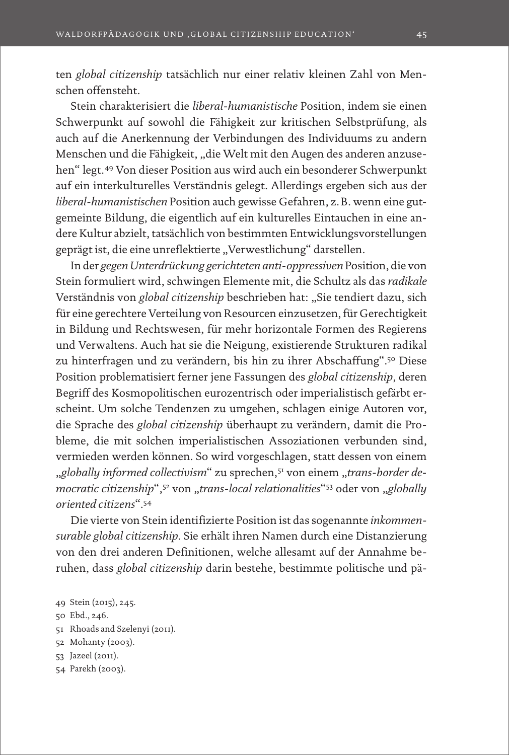ten *global citizenship* tatsächlich nur einer relativ kleinen Zahl von Menschen offensteht.

Stein charakterisiert die *liberal-humanistische* Position, indem sie einen Schwerpunkt auf sowohl die Fähigkeit zur kritischen Selbstprüfung, als auch auf die Anerkennung der Verbindungen des Individuums zu andern Menschen und die Fähigkeit, „die Welt mit den Augen des anderen anzusehen" legt.[49] Von dieser Position aus wird auch ein besonderer Schwerpunkt auf ein interkulturelles Verständnis gelegt. Allerdings ergeben sich aus der *liberal-humanistischen* Position auch gewisse Gefahren, z. B. wenn eine gutgemeinte Bildung, die eigentlich auf ein kulturelles Eintauchen in eine andere Kultur abzielt, tatsächlich von bestimmten Entwicklungsvorstellungen geprägt ist, die eine unreflektierte „Verwestlichung" darstellen.

In der *gegen Unterdrückung gerichteten anti-oppressiven* Position, die von Stein formuliert wird, schwingen Elemente mit, die Schultz als das *radikale* Verständnis von *global citizenship* beschrieben hat: „Sie tendiert dazu, sich für eine gerechtere Verteilung von Resourcen einzusetzen, für Gerechtigkeit in Bildung und Rechtswesen, für mehr horizontale Formen des Regierens und Verwaltens. Auch hat sie die Neigung, existierende Strukturen radikal zu hinterfragen und zu verändern, bis hin zu ihrer Abschaffung".[50] Diese Position problematisiert ferner jene Fassungen des *global citizenship*, deren Begriff des Kosmopolitischen eurozentrisch oder imperialistisch gefärbt erscheint. Um solche Tendenzen zu umgehen, schlagen einige Autoren vor, die Sprache des *global citizenship* überhaupt zu verändern, damit die Probleme, die mit solchen imperialistischen Assoziationen verbunden sind, vermieden werden können. So wird vorgeschlagen, statt dessen von einem „*globally informed collectivism*" zu sprechen,[51] von einem „*trans-border democratic citizenship*",[52] von „*trans-local relationalities*"[53] oder von „*globally oriented citizens*".[54]

Die vierte von Stein identifizierte Position ist das sogenannte *inkommensurable global citizenship*. Sie erhält ihren Namen durch eine Distanzierung von den drei anderen Definitionen, welche allesamt auf der Annahme beruhen, dass *global citizenship* darin bestehe, bestimmte politische und pä-

49 Stein (2015), 245.

50 Ebd., 246.

51 Rhoads and Szelenyi (2011).

52 Mohanty (2003).

53 Jazeel (2011).

54 Parekh (2003).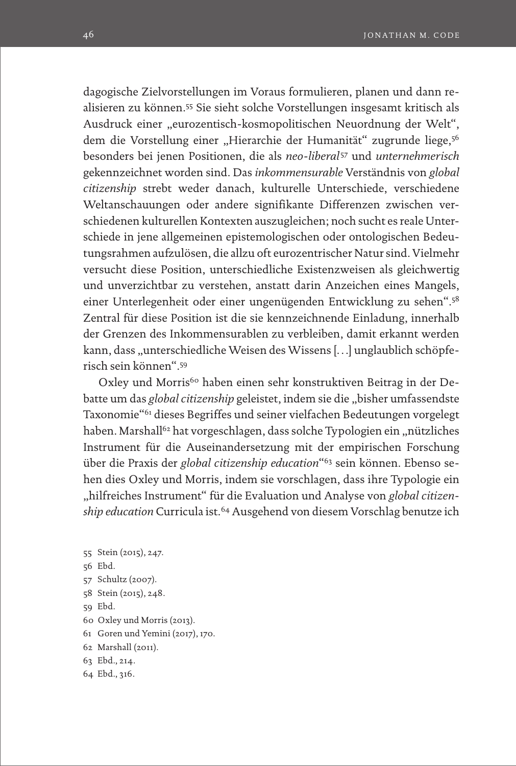dagogische Zielvorstellungen im Voraus formulieren, planen und dann realisieren zu können.[55] Sie sieht solche Vorstellungen insgesamt kritisch als Ausdruck einer „eurozentisch-kosmopolitischen Neuordnung der Welt", dem die Vorstellung einer „Hierarchie der Humanität" zugrunde liege,[56] besonders bei jenen Positionen, die als *neo-liberal*[57] und *unternehmerisch* gekennzeichnet worden sind. Das *inkommensurable* Verständnis von *global citizenship* strebt weder danach, kulturelle Unterschiede, verschiedene Weltanschauungen oder andere signifikante Differenzen zwischen verschiedenen kulturellen Kontexten auszugleichen; noch sucht es reale Unterschiede in jene allgemeinen epistemologischen oder ontologischen Bedeutungsrahmen aufzulösen, die allzu oft eurozentrischer Natur sind. Vielmehr versucht diese Position, unterschiedliche Existenzweisen als gleichwertig und unverzichtbar zu verstehen, anstatt darin Anzeichen eines Mangels, einer Unterlegenheit oder einer ungenügenden Entwicklung zu sehen".[58] Zentral für diese Position ist die sie kennzeichnende Einladung, innerhalb der Grenzen des Inkommensurablen zu verbleiben, damit erkannt werden kann, dass „unterschiedliche Weisen des Wissens […] unglaublich schöpferisch sein können".[59]

Oxley und Morris[60] haben einen sehr konstruktiven Beitrag in der Debatte um das *global citizenship* geleistet, indem sie die „bisher umfassendste Taxonomie"[61] dieses Begriffes und seiner vielfachen Bedeutungen vorgelegt haben. Marshall[62] hat vorgeschlagen, dass solche Typologien ein „nützliches Instrument für die Auseinandersetzung mit der empirischen Forschung über die Praxis der *global citizenship education*"[63] sein können. Ebenso sehen dies Oxley und Morris, indem sie vorschlagen, dass ihre Typologie ein „hilfreiches Instrument" für die Evaluation und Analyse von *global citizenship education* Curricula ist.[64] Ausgehend von diesem Vorschlag benutze ich

55 Stein (2015), 247.
56 Ebd.
57 Schultz (2007).
58 Stein (2015), 248.
59 Ebd.
60 Oxley und Morris (2013).
61 Goren und Yemini (2017), 170.
62 Marshall (2011).
63 Ebd., 214.
64 Ebd., 316.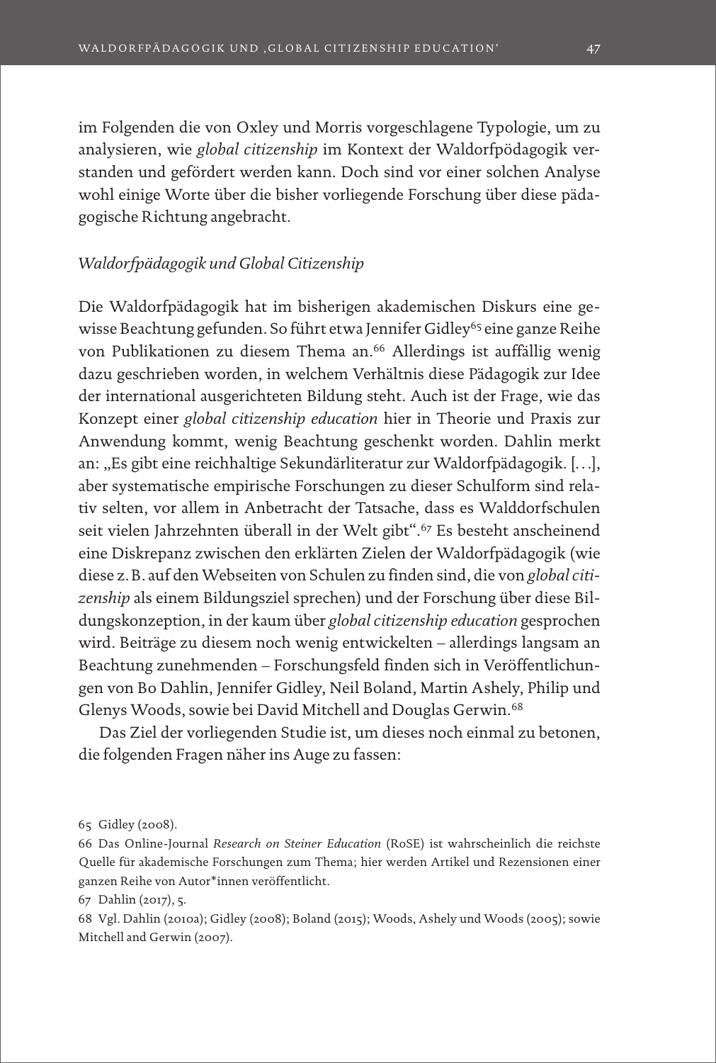im Folgenden die von Oxley und Morris vorgeschlagene Typologie, um zu analysieren, wie *global citizenship* im Kontext der Waldorfpödagogik verstanden und gefördert werden kann. Doch sind vor einer solchen Analyse wohl einige Worte über die bisher vorliegende Forschung über diese pädagogische Richtung angebracht.

### *Waldorfpädagogik und Global Citizenship*

Die Waldorfpädagogik hat im bisherigen akademischen Diskurs eine gewisse Beachtung gefunden. So führt etwa Jennifer Gidley[65] eine ganze Reihe von Publikationen zu diesem Thema an.[66] Allerdings ist auffällig wenig dazu geschrieben worden, in welchem Verhältnis diese Pädagogik zur Idee der international ausgerichteten Bildung steht. Auch ist der Frage, wie das Konzept einer *global citizenship education* hier in Theorie und Praxis zur Anwendung kommt, wenig Beachtung geschenkt worden. Dahlin merkt an: „Es gibt eine reichhaltige Sekundärliteratur zur Waldorfpädagogik. [...], aber systematische empirische Forschungen zu dieser Schulform sind relativ selten, vor allem in Anbetracht der Tatsache, dass es Walddorfschulen seit vielen Jahrzehnten überall in der Welt gibt".[67] Es besteht anscheinend eine Diskrepanz zwischen den erklärten Zielen der Waldorfpädagogik (wie diese z. B. auf den Webseiten von Schulen zu finden sind, die von *global citizenship* als einem Bildungsziel sprechen) und der Forschung über diese Bildungskonzeption, in der kaum über *global citizenship education* gesprochen wird. Beiträge zu diesem noch wenig entwickelten – allerdings langsam an Beachtung zunehmenden – Forschungsfeld finden sich in Veröffentlichungen von Bo Dahlin, Jennifer Gidley, Neil Boland, Martin Ashely, Philip und Glenys Woods, sowie bei David Mitchell and Douglas Gerwin.[68]

Das Ziel der vorliegenden Studie ist, um dieses noch einmal zu betonen, die folgenden Fragen näher ins Auge zu fassen:

65 Gidley (2008).

66 Das Online-Journal *Research on Steiner Education* (RoSE) ist wahrscheinlich die reichste Quelle für akademische Forschungen zum Thema; hier werden Artikel und Rezensionen einer ganzen Reihe von Autor*innen veröffentlicht.

67 Dahlin (2017), 5.

68 Vgl. Dahlin (2010a); Gidley (2008); Boland (2015); Woods, Ashely und Woods (2005); sowie Mitchell and Gerwin (2007).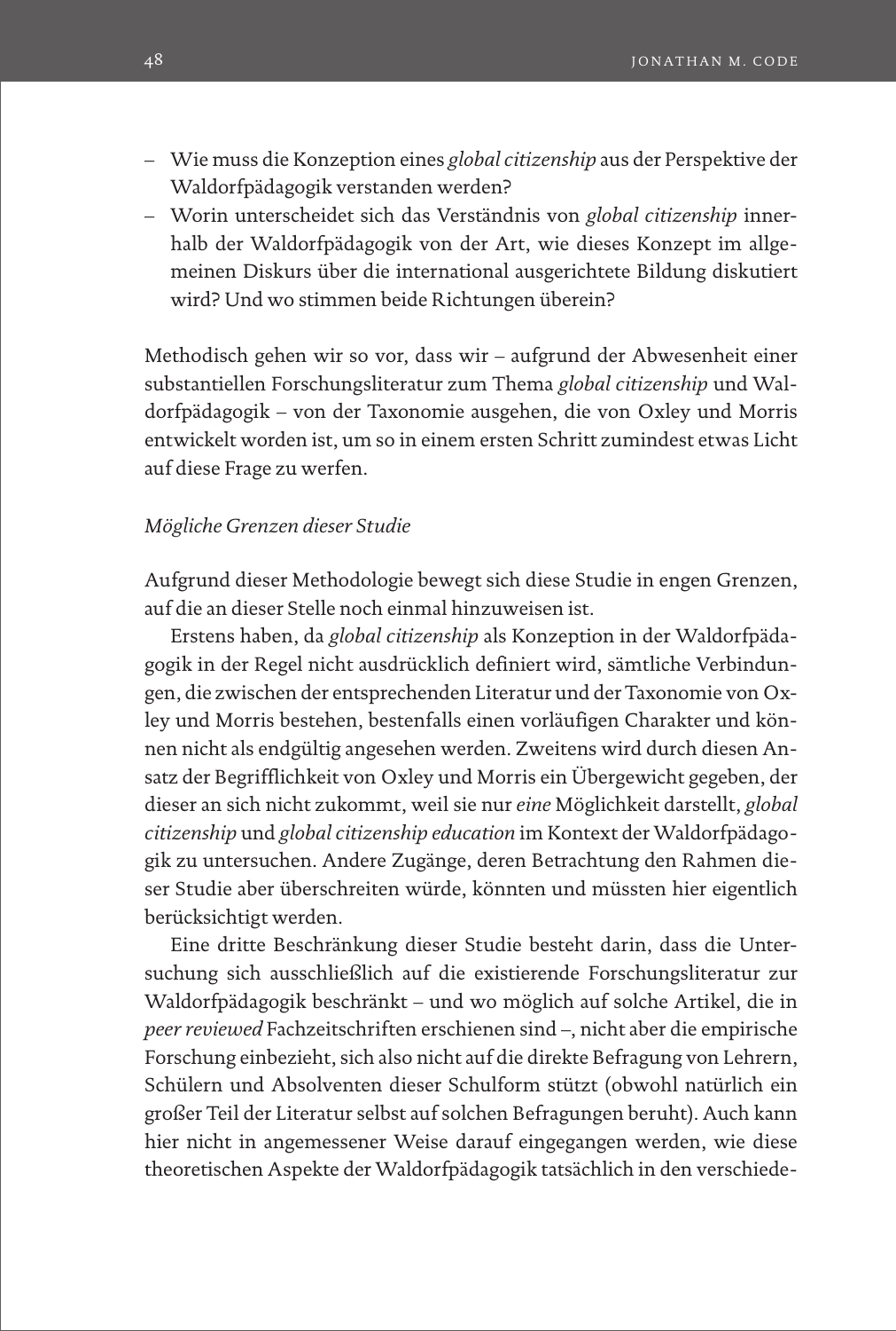- Wie muss die Konzeption eines *global citizenship* aus der Perspektive der Waldorfpädagogik verstanden werden?
- Worin unterscheidet sich das Verständnis von *global citizenship* innerhalb der Waldorfpädagogik von der Art, wie dieses Konzept im allgemeinen Diskurs über die international ausgerichtete Bildung diskutiert wird? Und wo stimmen beide Richtungen überein?

Methodisch gehen wir so vor, dass wir – aufgrund der Abwesenheit einer substantiellen Forschungsliteratur zum Thema *global citizenship* und Waldorfpädagogik – von der Taxonomie ausgehen, die von Oxley und Morris entwickelt worden ist, um so in einem ersten Schritt zumindest etwas Licht auf diese Frage zu werfen.

*Mögliche Grenzen dieser Studie*

Aufgrund dieser Methodologie bewegt sich diese Studie in engen Grenzen, auf die an dieser Stelle noch einmal hinzuweisen ist.

Erstens haben, da *global citizenship* als Konzeption in der Waldorfpädagogik in der Regel nicht ausdrücklich definiert wird, sämtliche Verbindungen, die zwischen der entsprechenden Literatur und der Taxonomie von Oxley und Morris bestehen, bestenfalls einen vorläufigen Charakter und können nicht als endgültig angesehen werden. Zweitens wird durch diesen Ansatz der Begrifflichkeit von Oxley und Morris ein Übergewicht gegeben, der dieser an sich nicht zukommt, weil sie nur *eine* Möglichkeit darstellt, *global citizenship* und *global citizenship education* im Kontext der Waldorfpädagogik zu untersuchen. Andere Zugänge, deren Betrachtung den Rahmen dieser Studie aber überschreiten würde, könnten und müssten hier eigentlich berücksichtigt werden.

Eine dritte Beschränkung dieser Studie besteht darin, dass die Untersuchung sich ausschließlich auf die existierende Forschungsliteratur zur Waldorfpädagogik beschränkt – und wo möglich auf solche Artikel, die in *peer reviewed* Fachzeitschriften erschienen sind –, nicht aber die empirische Forschung einbezieht, sich also nicht auf die direkte Befragung von Lehrern, Schülern und Absolventen dieser Schulform stützt (obwohl natürlich ein großer Teil der Literatur selbst auf solchen Befragungen beruht). Auch kann hier nicht in angemessener Weise darauf eingegangen werden, wie diese theoretischen Aspekte der Waldorfpädagogik tatsächlich in den verschiede-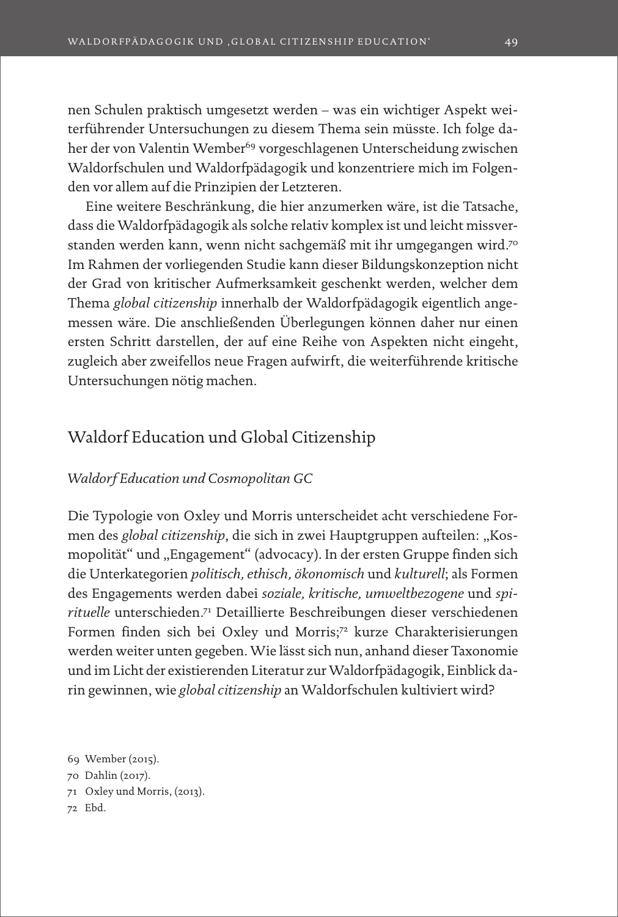nen Schulen praktisch umgesetzt werden – was ein wichtiger Aspekt weiterführender Untersuchungen zu diesem Thema sein müsste. Ich folge daher der von Valentin Wember[69] vorgeschlagenen Unterscheidung zwischen Waldorfschulen und Waldorfpädagogik und konzentriere mich im Folgenden vor allem auf die Prinzipien der Letzteren.

Eine weitere Beschränkung, die hier anzumerken wäre, ist die Tatsache, dass die Waldorfpädagogik als solche relativ komplex ist und leicht missverstanden werden kann, wenn nicht sachgemäß mit ihr umgegangen wird.[70] Im Rahmen der vorliegenden Studie kann dieser Bildungskonzeption nicht der Grad von kritischer Aufmerksamkeit geschenkt werden, welcher dem Thema *global citizenship* innerhalb der Waldorfpädagogik eigentlich angemessen wäre. Die anschließenden Überlegungen können daher nur einen ersten Schritt darstellen, der auf eine Reihe von Aspekten nicht eingeht, zugleich aber zweifellos neue Fragen aufwirft, die weiterführende kritische Untersuchungen nötig machen.

## Waldorf Education und Global Citizenship

### *Waldorf Education und Cosmopolitan GC*

Die Typologie von Oxley und Morris unterscheidet acht verschiedene Formen des *global citizenship*, die sich in zwei Hauptgruppen aufteilen: „Kosmopolität" und „Engagement" (advocacy). In der ersten Gruppe finden sich die Unterkategorien *politisch, ethisch, ökonomisch* und *kulturell*; als Formen des Engagements werden dabei *soziale, kritische, umweltbezogene* und *spirituelle* unterschieden.[71] Detaillierte Beschreibungen dieser verschiedenen Formen finden sich bei Oxley und Morris;[72] kurze Charakterisierungen werden weiter unten gegeben. Wie lässt sich nun, anhand dieser Taxonomie und im Licht der existierenden Literatur zur Waldorfpädagogik, Einblick darin gewinnen, wie *global citizenship* an Waldorfschulen kultiviert wird?

69 Wember (2015).

70 Dahlin (2017).

71 Oxley und Morris, (2013).

72 Ebd.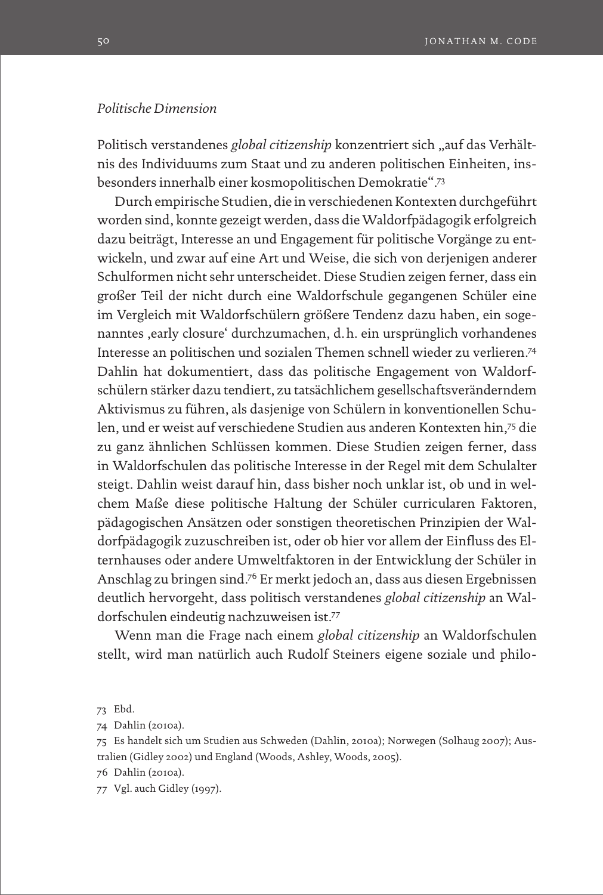*Politische Dimension*

Politisch verstandenes *global citizenship* konzentriert sich „auf das Verhältnis des Individuums zum Staat und zu anderen politischen Einheiten, insbesonders innerhalb einer kosmopolitischen Demokratie".[73]

Durch empirische Studien, die in verschiedenen Kontexten durchgeführt worden sind, konnte gezeigt werden, dass die Waldorfpädagogik erfolgreich dazu beiträgt, Interesse an und Engagement für politische Vorgänge zu entwickeln, und zwar auf eine Art und Weise, die sich von derjenigen anderer Schulformen nicht sehr unterscheidet. Diese Studien zeigen ferner, dass ein großer Teil der nicht durch eine Waldorfschule gegangenen Schüler eine im Vergleich mit Waldorfschülern größere Tendenz dazu haben, ein sogenanntes ‚early closure' durchzumachen, d. h. ein ursprünglich vorhandenes Interesse an politischen und sozialen Themen schnell wieder zu verlieren.[74] Dahlin hat dokumentiert, dass das politische Engagement von Waldorfschülern stärker dazu tendiert, zu tatsächlichem gesellschaftsveränderndem Aktivismus zu führen, als dasjenige von Schülern in konventionellen Schulen, und er weist auf verschiedene Studien aus anderen Kontexten hin,[75] die zu ganz ähnlichen Schlüssen kommen. Diese Studien zeigen ferner, dass in Waldorfschulen das politische Interesse in der Regel mit dem Schulalter steigt. Dahlin weist darauf hin, dass bisher noch unklar ist, ob und in welchem Maße diese politische Haltung der Schüler curricularen Faktoren, pädagogischen Ansätzen oder sonstigen theoretischen Prinzipien der Waldorfpädagogik zuzuschreiben ist, oder ob hier vor allem der Einfluss des Elternhauses oder andere Umweltfaktoren in der Entwicklung der Schüler in Anschlag zu bringen sind.[76] Er merkt jedoch an, dass aus diesen Ergebnissen deutlich hervorgeht, dass politisch verstandenes *global citizenship* an Waldorfschulen eindeutig nachzuweisen ist.[77]

Wenn man die Frage nach einem *global citizenship* an Waldorfschulen stellt, wird man natürlich auch Rudolf Steiners eigene soziale und philo-

73 Ebd.

74 Dahlin (2010a).

75 Es handelt sich um Studien aus Schweden (Dahlin, 2010a); Norwegen (Solhaug 2007); Australien (Gidley 2002) und England (Woods, Ashley, Woods, 2005).

76 Dahlin (2010a).

77 Vgl. auch Gidley (1997).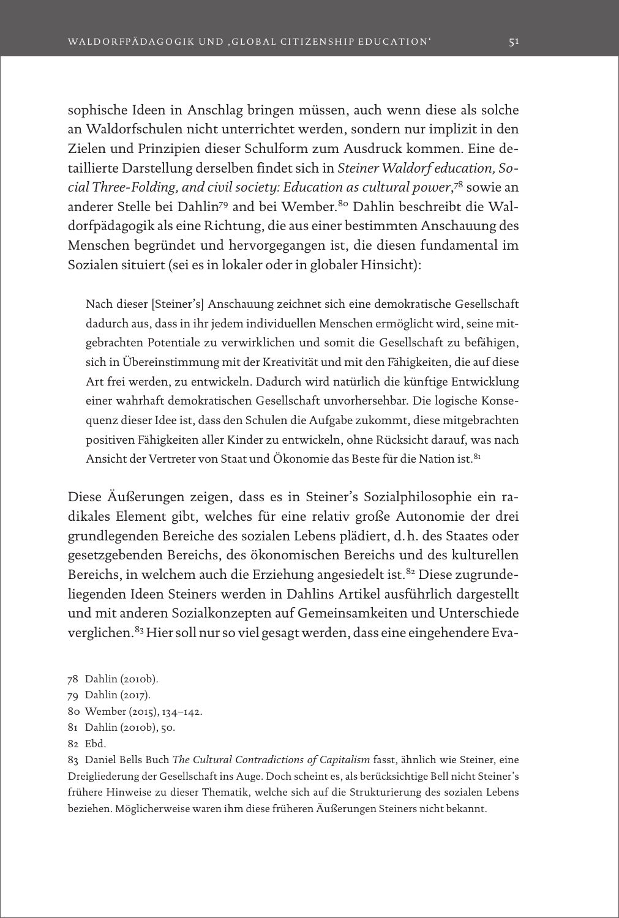sophische Ideen in Anschlag bringen müssen, auch wenn diese als solche an Waldorfschulen nicht unterrichtet werden, sondern nur implizit in den Zielen und Prinzipien dieser Schulform zum Ausdruck kommen. Eine detaillierte Darstellung derselben findet sich in *Steiner Waldorf education, Social Three-Folding, and civil society: Education as cultural power*,[78] sowie an anderer Stelle bei Dahlin[79] and bei Wember.[80] Dahlin beschreibt die Waldorfpädagogik als eine Richtung, die aus einer bestimmten Anschauung des Menschen begründet und hervorgegangen ist, die diesen fundamental im Sozialen situiert (sei es in lokaler oder in globaler Hinsicht):

> Nach dieser [Steiner's] Anschauung zeichnet sich eine demokratische Gesellschaft dadurch aus, dass in ihr jedem individuellen Menschen ermöglicht wird, seine mitgebrachten Potentiale zu verwirklichen und somit die Gesellschaft zu befähigen, sich in Übereinstimmung mit der Kreativität und mit den Fähigkeiten, die auf diese Art frei werden, zu entwickeln. Dadurch wird natürlich die künftige Entwicklung einer wahrhaft demokratischen Gesellschaft unvorhersehbar. Die logische Konsequenz dieser Idee ist, dass den Schulen die Aufgabe zukommt, diese mitgebrachten positiven Fähigkeiten aller Kinder zu entwickeln, ohne Rücksicht darauf, was nach Ansicht der Vertreter von Staat und Ökonomie das Beste für die Nation ist.[81]

Diese Äußerungen zeigen, dass es in Steiner's Sozialphilosophie ein radikales Element gibt, welches für eine relativ große Autonomie der drei grundlegenden Bereiche des sozialen Lebens plädiert, d. h. des Staates oder gesetzgebenden Bereichs, des ökonomischen Bereichs und des kulturellen Bereichs, in welchem auch die Erziehung angesiedelt ist.[82] Diese zugrundeliegenden Ideen Steiners werden in Dahlins Artikel ausführlich dargestellt und mit anderen Sozialkonzepten auf Gemeinsamkeiten und Unterschiede verglichen.[83] Hier soll nur so viel gesagt werden, dass eine eingehendere Eva-

78 Dahlin (2010b).

79 Dahlin (2017).

80 Wember (2015), 134–142.

81 Dahlin (2010b), 50.

82 Ebd.

83 Daniel Bells Buch *The Cultural Contradictions of Capitalism* fasst, ähnlich wie Steiner, eine Dreigliederung der Gesellschaft ins Auge. Doch scheint es, als berücksichtige Bell nicht Steiner's frühere Hinweise zu dieser Thematik, welche sich auf die Strukturierung des sozialen Lebens beziehen. Möglicherweise waren ihm diese früheren Äußerungen Steiners nicht bekannt.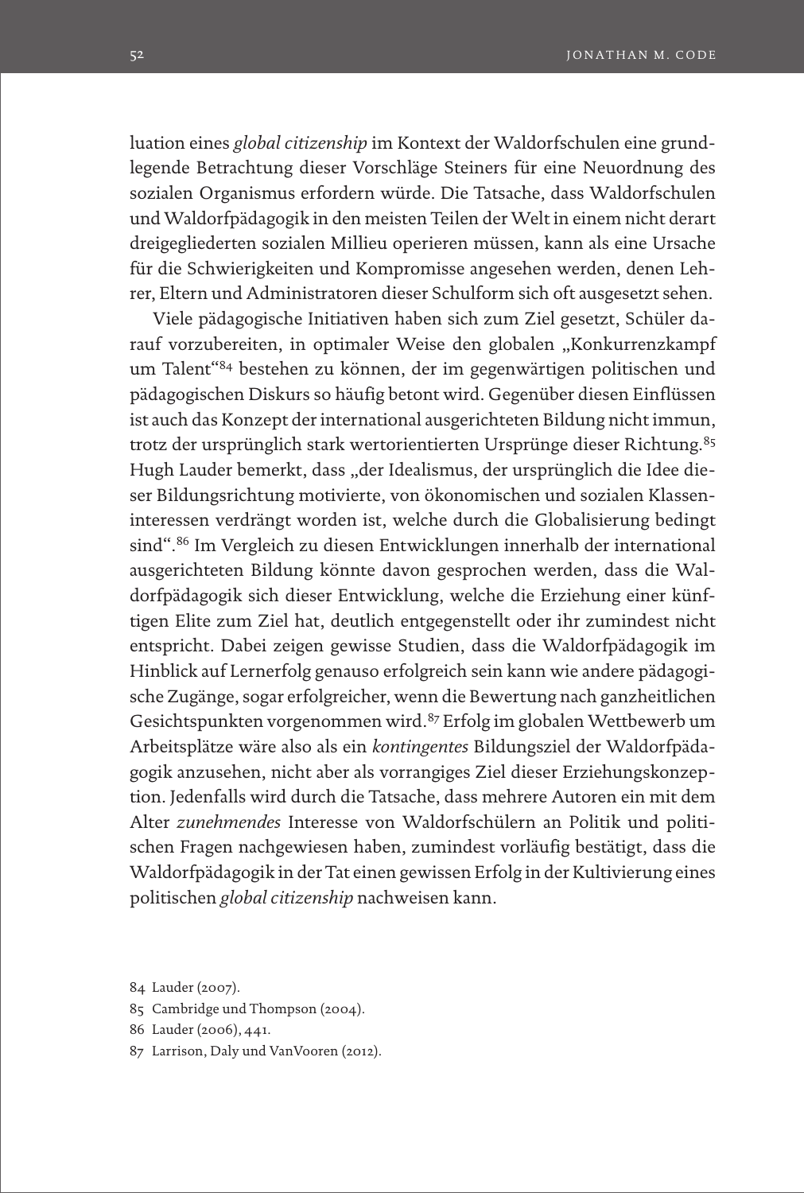luation eines *global citizenship* im Kontext der Waldorfschulen eine grundlegende Betrachtung dieser Vorschläge Steiners für eine Neuordnung des sozialen Organismus erfordern würde. Die Tatsache, dass Waldorfschulen und Waldorfpädagogik in den meisten Teilen der Welt in einem nicht derart dreigegliederten sozialen Millieu operieren müssen, kann als eine Ursache für die Schwierigkeiten und Kompromisse angesehen werden, denen Lehrer, Eltern und Administratoren dieser Schulform sich oft ausgesetzt sehen.

Viele pädagogische Initiativen haben sich zum Ziel gesetzt, Schüler darauf vorzubereiten, in optimaler Weise den globalen „Konkurrenzkampf um Talent"[84] bestehen zu können, der im gegenwärtigen politischen und pädagogischen Diskurs so häufig betont wird. Gegenüber diesen Einflüssen ist auch das Konzept der international ausgerichteten Bildung nicht immun, trotz der ursprünglich stark wertorientierten Ursprünge dieser Richtung.[85] Hugh Lauder bemerkt, dass „der Idealismus, der ursprünglich die Idee dieser Bildungsrichtung motivierte, von ökonomischen und sozialen Klasseninteressen verdrängt worden ist, welche durch die Globalisierung bedingt sind".[86] Im Vergleich zu diesen Entwicklungen innerhalb der international ausgerichteten Bildung könnte davon gesprochen werden, dass die Waldorfpädagogik sich dieser Entwicklung, welche die Erziehung einer künftigen Elite zum Ziel hat, deutlich entgegenstellt oder ihr zumindest nicht entspricht. Dabei zeigen gewisse Studien, dass die Waldorfpädagogik im Hinblick auf Lernerfolg genauso erfolgreich sein kann wie andere pädagogische Zugänge, sogar erfolgreicher, wenn die Bewertung nach ganzheitlichen Gesichtspunkten vorgenommen wird.[87] Erfolg im globalen Wettbewerb um Arbeitsplätze wäre also als ein *kontingentes* Bildungsziel der Waldorfpädagogik anzusehen, nicht aber als vorrangiges Ziel dieser Erziehungskonzeption. Jedenfalls wird durch die Tatsache, dass mehrere Autoren ein mit dem Alter *zunehmendes* Interesse von Waldorfschülern an Politik und politischen Fragen nachgewiesen haben, zumindest vorläufig bestätigt, dass die Waldorfpädagogik in der Tat einen gewissen Erfolg in der Kultivierung eines politischen *global citizenship* nachweisen kann.

84 Lauder (2007).

85 Cambridge und Thompson (2004).

86 Lauder (2006), 441.

87 Larrison, Daly und VanVooren (2012).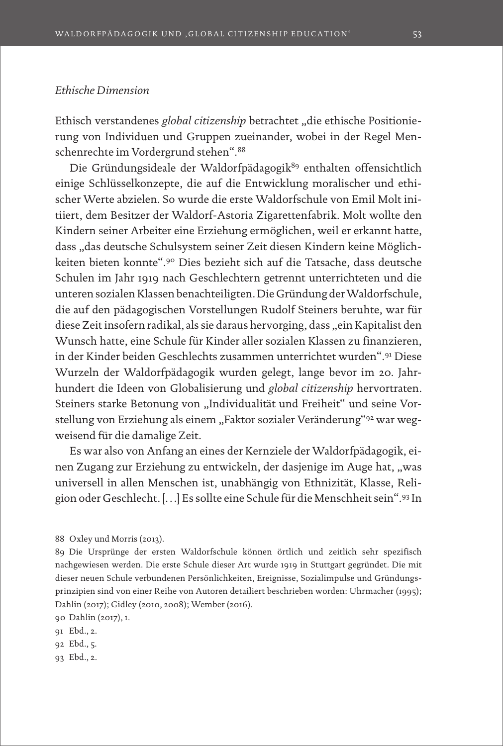*Ethische Dimension*

Ethisch verstandenes *global citizenship* betrachtet „die ethische Positionierung von Individuen und Gruppen zueinander, wobei in der Regel Menschenrechte im Vordergrund stehen".[88]

Die Gründungsideale der Waldorfpädagogik[89] enthalten offensichtlich einige Schlüsselkonzepte, die auf die Entwicklung moralischer und ethischer Werte abzielen. So wurde die erste Waldorfschule von Emil Molt initiiert, dem Besitzer der Waldorf-Astoria Zigarettenfabrik. Molt wollte den Kindern seiner Arbeiter eine Erziehung ermöglichen, weil er erkannt hatte, dass „das deutsche Schulsystem seiner Zeit diesen Kindern keine Möglichkeiten bieten konnte".[90] Dies bezieht sich auf die Tatsache, dass deutsche Schulen im Jahr 1919 nach Geschlechtern getrennt unterrichteten und die unteren sozialen Klassen benachteiligten. Die Gründung der Waldorfschule, die auf den pädagogischen Vorstellungen Rudolf Steiners beruhte, war für diese Zeit insofern radikal, als sie daraus hervorging, dass „ein Kapitalist den Wunsch hatte, eine Schule für Kinder aller sozialen Klassen zu finanzieren, in der Kinder beiden Geschlechts zusammen unterrichtet wurden".[91] Diese Wurzeln der Waldorfpädagogik wurden gelegt, lange bevor im 20. Jahrhundert die Ideen von Globalisierung und *global citizenship* hervortraten. Steiners starke Betonung von „Individualität und Freiheit" und seine Vorstellung von Erziehung als einem „Faktor sozialer Veränderung"[92] war wegweisend für die damalige Zeit.

Es war also von Anfang an eines der Kernziele der Waldorfpädagogik, einen Zugang zur Erziehung zu entwickeln, der dasjenige im Auge hat, „was universell in allen Menschen ist, unabhängig von Ethnizität, Klasse, Religion oder Geschlecht. [...] Es sollte eine Schule für die Menschheit sein".[93] In

88 Oxley und Morris (2013).

89 Die Ursprünge der ersten Waldorfschule können örtlich und zeitlich sehr spezifisch nachgewiesen werden. Die erste Schule dieser Art wurde 1919 in Stuttgart gegründet. Die mit dieser neuen Schule verbundenen Persönlichkeiten, Ereignisse, Sozialimpulse und Gründungsprinzipien sind von einer Reihe von Autoren detailiert beschrieben worden: Uhrmacher (1995); Dahlin (2017); Gidley (2010, 2008); Wember (2016).

90 Dahlin (2017), 1.

91 Ebd., 2.

92 Ebd., 5.

93 Ebd., 2.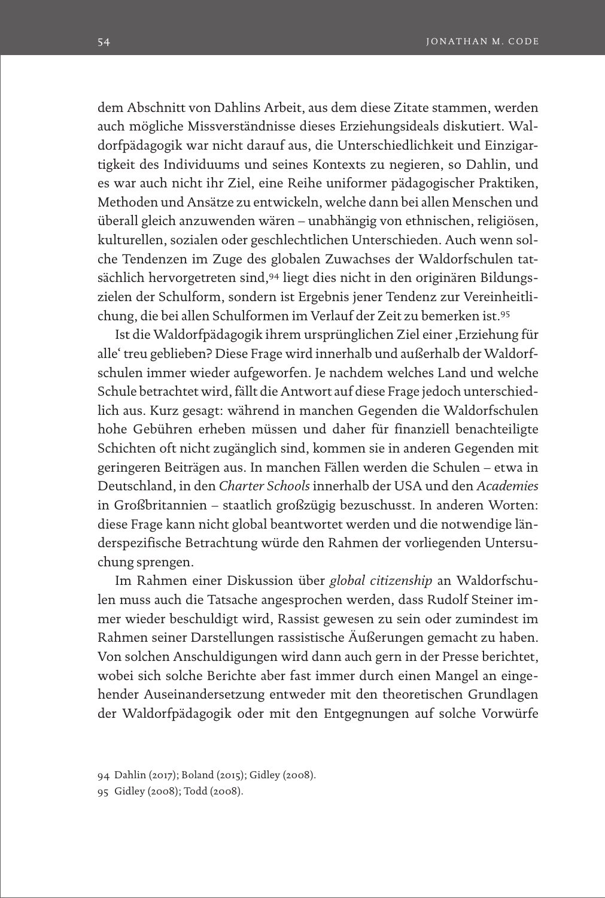dem Abschnitt von Dahlins Arbeit, aus dem diese Zitate stammen, werden auch mögliche Missverständnisse dieses Erziehungsideals diskutiert. Waldorfpädagogik war nicht darauf aus, die Unterschiedlichkeit und Einzigartigkeit des Individuums und seines Kontexts zu negieren, so Dahlin, und es war auch nicht ihr Ziel, eine Reihe uniformer pädagogischer Praktiken, Methoden und Ansätze zu entwickeln, welche dann bei allen Menschen und überall gleich anzuwenden wären – unabhängig von ethnischen, religiösen, kulturellen, sozialen oder geschlechtlichen Unterschieden. Auch wenn solche Tendenzen im Zuge des globalen Zuwachses der Waldorfschulen tatsächlich hervorgetreten sind,[94] liegt dies nicht in den originären Bildungszielen der Schulform, sondern ist Ergebnis jener Tendenz zur Vereinheitlichung, die bei allen Schulformen im Verlauf der Zeit zu bemerken ist.[95]

Ist die Waldorfpädagogik ihrem ursprünglichen Ziel einer ‚Erziehung für alle' treu geblieben? Diese Frage wird innerhalb und außerhalb der Waldorfschulen immer wieder aufgeworfen. Je nachdem welches Land und welche Schule betrachtet wird, fällt die Antwort auf diese Frage jedoch unterschiedlich aus. Kurz gesagt: während in manchen Gegenden die Waldorfschulen hohe Gebühren erheben müssen und daher für finanziell benachteiligte Schichten oft nicht zugänglich sind, kommen sie in anderen Gegenden mit geringeren Beiträgen aus. In manchen Fällen werden die Schulen – etwa in Deutschland, in den *Charter Schools* innerhalb der USA und den *Academies* in Großbritannien – staatlich großzügig bezuschusst. In anderen Worten: diese Frage kann nicht global beantwortet werden und die notwendige länderspezifische Betrachtung würde den Rahmen der vorliegenden Untersuchung sprengen.

Im Rahmen einer Diskussion über *global citizenship* an Waldorfschulen muss auch die Tatsache angesprochen werden, dass Rudolf Steiner immer wieder beschuldigt wird, Rassist gewesen zu sein oder zumindest im Rahmen seiner Darstellungen rassistische Äußerungen gemacht zu haben. Von solchen Anschuldigungen wird dann auch gern in der Presse berichtet, wobei sich solche Berichte aber fast immer durch einen Mangel an eingehender Auseinandersetzung entweder mit den theoretischen Grundlagen der Waldorfpädagogik oder mit den Entgegnungen auf solche Vorwürfe

94 Dahlin (2017); Boland (2015); Gidley (2008).

95 Gidley (2008); Todd (2008).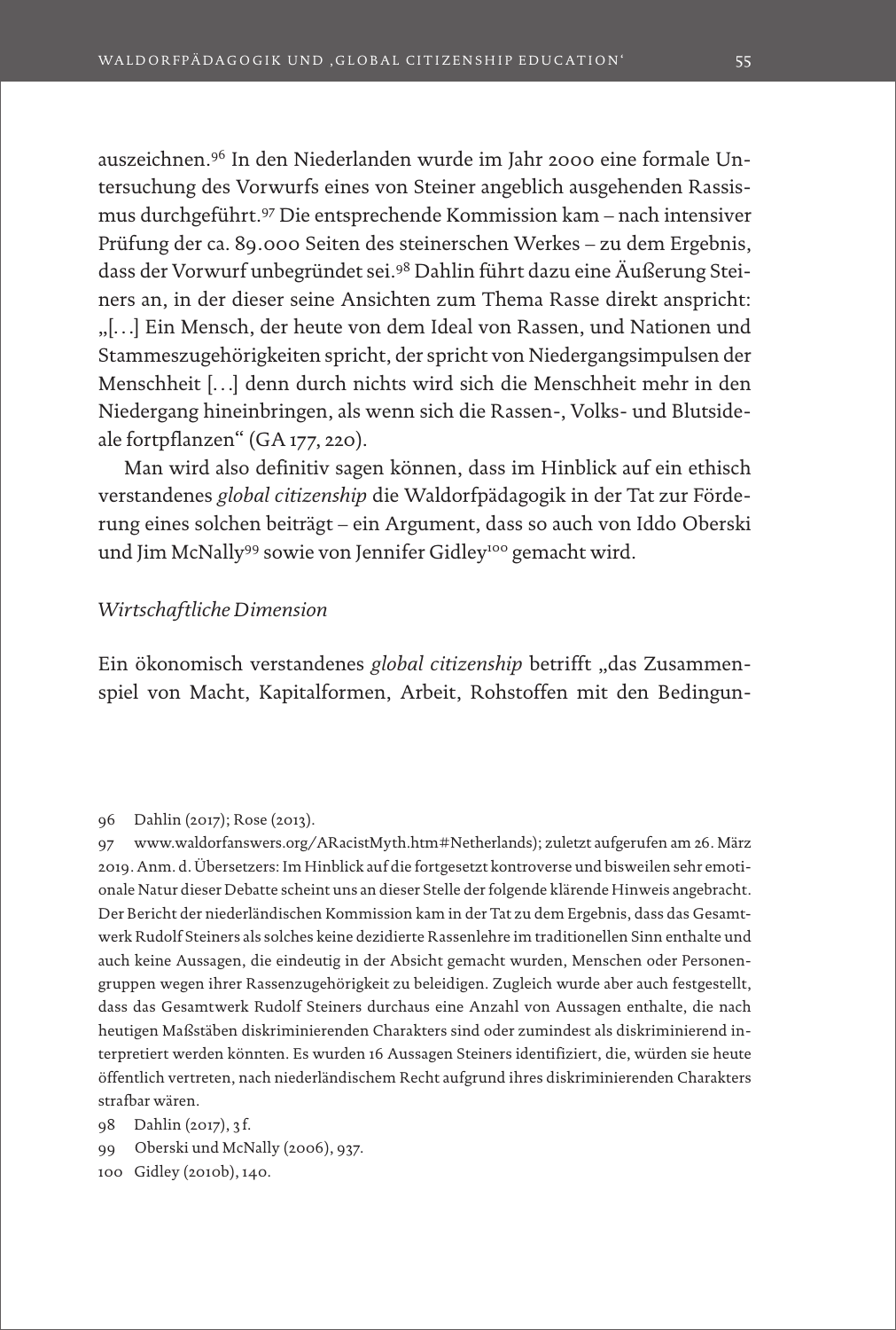auszeichnen.[96] In den Niederlanden wurde im Jahr 2000 eine formale Untersuchung des Vorwurfs eines von Steiner angeblich ausgehenden Rassismus durchgeführt.[97] Die entsprechende Kommission kam – nach intensiver Prüfung der ca. 89.000 Seiten des steinerschen Werkes – zu dem Ergebnis, dass der Vorwurf unbegründet sei.[98] Dahlin führt dazu eine Äußerung Steiners an, in der dieser seine Ansichten zum Thema Rasse direkt anspricht: „[…] Ein Mensch, der heute von dem Ideal von Rassen, und Nationen und Stammeszugehörigkeiten spricht, der spricht von Niedergangsimpulsen der Menschheit […] denn durch nichts wird sich die Menschheit mehr in den Niedergang hineinbringen, als wenn sich die Rassen-, Volks- und Blutsideale fortpflanzen" (GA 177, 220).

Man wird also definitiv sagen können, dass im Hinblick auf ein ethisch verstandenes *global citizenship* die Waldorfpädagogik in der Tat zur Förderung eines solchen beiträgt – ein Argument, dass so auch von Iddo Oberski und Jim McNally[99] sowie von Jennifer Gidley[100] gemacht wird.

### *Wirtschaftliche Dimension*

Ein ökonomisch verstandenes *global citizenship* betrifft „das Zusammenspiel von Macht, Kapitalformen, Arbeit, Rohstoffen mit den Bedingun-

---

96 Dahlin (2017); Rose (2013).

97 www.waldorfanswers.org/ARacistMyth.htm#Netherlands); zuletzt aufgerufen am 26. März 2019. Anm. d. Übersetzers: Im Hinblick auf die fortgesetzt kontroverse und bisweilen sehr emotionale Natur dieser Debatte scheint uns an dieser Stelle der folgende klärende Hinweis angebracht. Der Bericht der niederländischen Kommission kam in der Tat zu dem Ergebnis, dass das Gesamtwerk Rudolf Steiners als solches keine dezidierte Rassenlehre im traditionellen Sinn enthalte und auch keine Aussagen, die eindeutig in der Absicht gemacht wurden, Menschen oder Personengruppen wegen ihrer Rassenzugehörigkeit zu beleidigen. Zugleich wurde aber auch festgestellt, dass das Gesamtwerk Rudolf Steiners durchaus eine Anzahl von Aussagen enthalte, die nach heutigen Maßstäben diskriminierenden Charakters sind oder zumindest als diskriminierend interpretiert werden könnten. Es wurden 16 Aussagen Steiners identifiziert, die, würden sie heute öffentlich vertreten, nach niederländischem Recht aufgrund ihres diskriminierenden Charakters strafbar wären.

98 Dahlin (2017), 3 f.

99 Oberski und McNally (2006), 937.

100 Gidley (2010b), 140.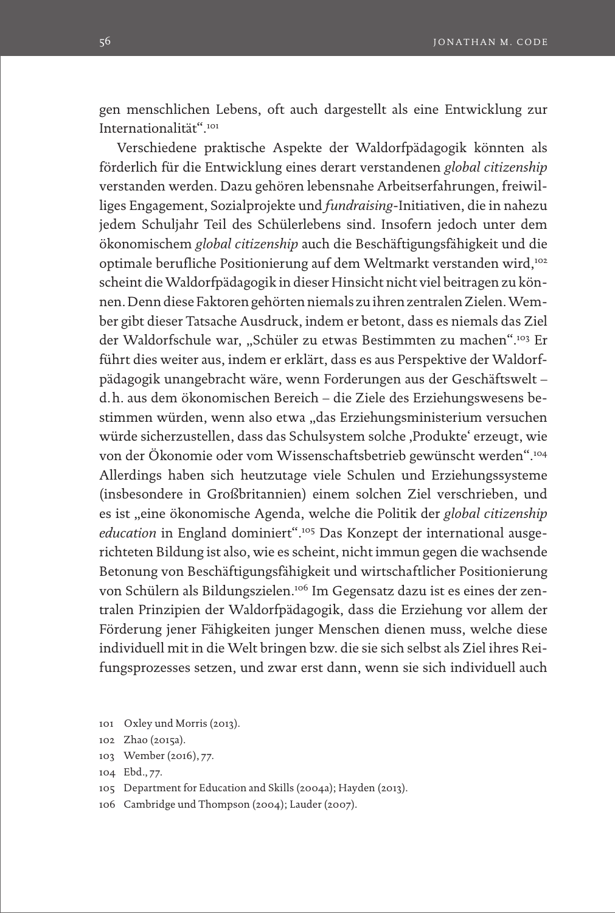gen menschlichen Lebens, oft auch dargestellt als eine Entwicklung zur Internationalität".[101]

Verschiedene praktische Aspekte der Waldorfpädagogik könnten als förderlich für die Entwicklung eines derart verstandenen *global citizenship* verstanden werden. Dazu gehören lebensnahe Arbeitserfahrungen, freiwilliges Engagement, Sozialprojekte und *fundraising*-Initiativen, die in nahezu jedem Schuljahr Teil des Schülerlebens sind. Insofern jedoch unter dem ökonomischem *global citizenship* auch die Beschäftigungsfähigkeit und die optimale berufliche Positionierung auf dem Weltmarkt verstanden wird,[102] scheint die Waldorfpädagogik in dieser Hinsicht nicht viel beitragen zu können. Denn diese Faktoren gehörten niemals zu ihren zentralen Zielen. Wember gibt dieser Tatsache Ausdruck, indem er betont, dass es niemals das Ziel der Waldorfschule war, „Schüler zu etwas Bestimmten zu machen".[103] Er führt dies weiter aus, indem er erklärt, dass es aus Perspektive der Waldorfpädagogik unangebracht wäre, wenn Forderungen aus der Geschäftswelt – d. h. aus dem ökonomischen Bereich – die Ziele des Erziehungswesens bestimmen würden, wenn also etwa „das Erziehungsministerium versuchen würde sicherzustellen, dass das Schulsystem solche ‚Produkte' erzeugt, wie von der Ökonomie oder vom Wissenschaftsbetrieb gewünscht werden".[104] Allerdings haben sich heutzutage viele Schulen und Erziehungssysteme (insbesondere in Großbritannien) einem solchen Ziel verschrieben, und es ist „eine ökonomische Agenda, welche die Politik der *global citizenship education* in England dominiert".[105] Das Konzept der international ausgerichteten Bildung ist also, wie es scheint, nicht immun gegen die wachsende Betonung von Beschäftigungsfähigkeit und wirtschaftlicher Positionierung von Schülern als Bildungszielen.[106] Im Gegensatz dazu ist es eines der zentralen Prinzipien der Waldorfpädagogik, dass die Erziehung vor allem der Förderung jener Fähigkeiten junger Menschen dienen muss, welche diese individuell mit in die Welt bringen bzw. die sie sich selbst als Ziel ihres Reifungsprozesses setzen, und zwar erst dann, wenn sie sich individuell auch

101 Oxley und Morris (2013).

102 Zhao (2015a).

103 Wember (2016), 77.

104 Ebd., 77.

105 Department for Education and Skills (2004a); Hayden (2013).

106 Cambridge und Thompson (2004); Lauder (2007).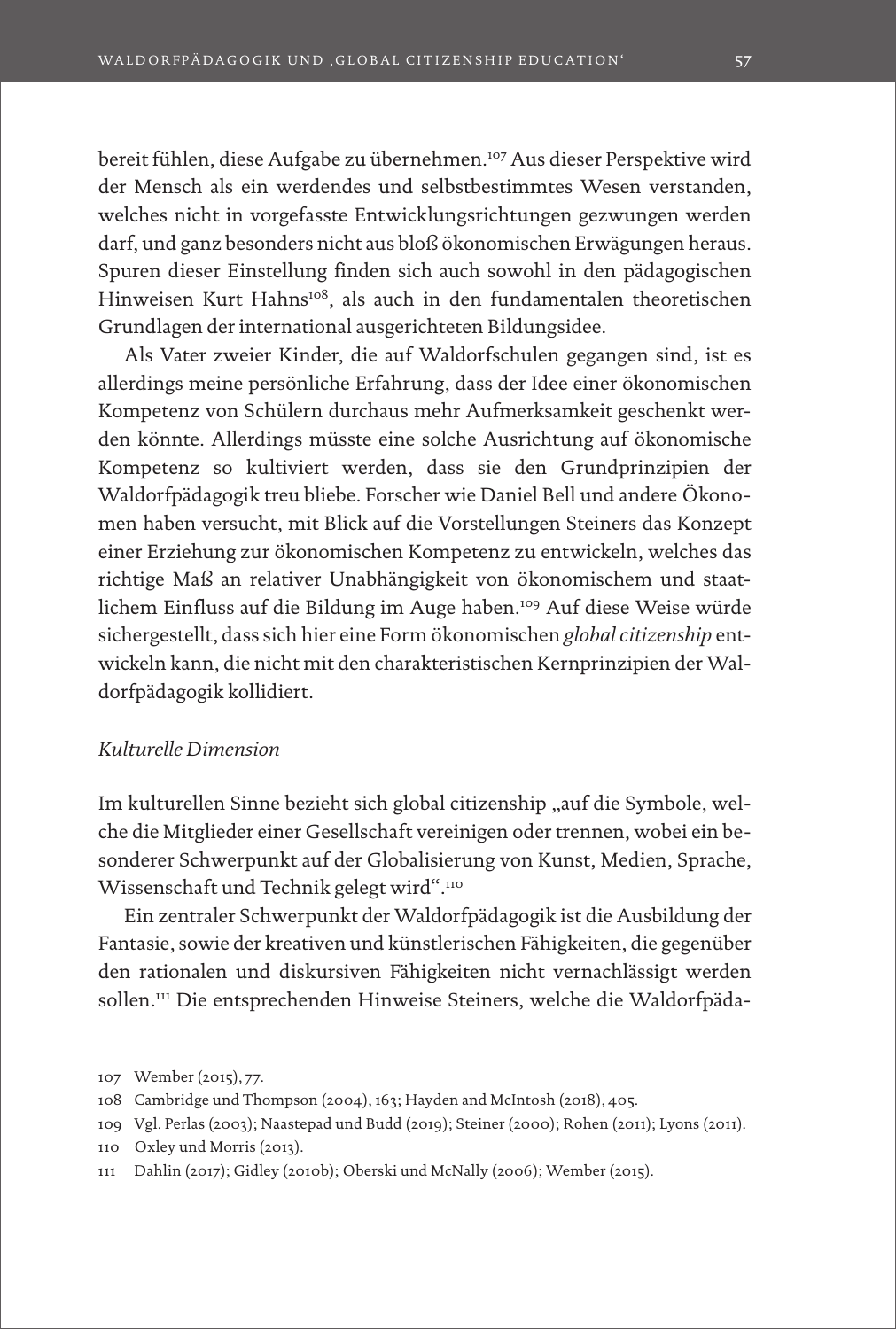bereit fühlen, diese Aufgabe zu übernehmen.[107] Aus dieser Perspektive wird der Mensch als ein werdendes und selbstbestimmtes Wesen verstanden, welches nicht in vorgefasste Entwicklungsrichtungen gezwungen werden darf, und ganz besonders nicht aus bloß ökonomischen Erwägungen heraus. Spuren dieser Einstellung finden sich auch sowohl in den pädagogischen Hinweisen Kurt Hahns[108], als auch in den fundamentalen theoretischen Grundlagen der international ausgerichteten Bildungsidee.

Als Vater zweier Kinder, die auf Waldorfschulen gegangen sind, ist es allerdings meine persönliche Erfahrung, dass der Idee einer ökonomischen Kompetenz von Schülern durchaus mehr Aufmerksamkeit geschenkt werden könnte. Allerdings müsste eine solche Ausrichtung auf ökonomische Kompetenz so kultiviert werden, dass sie den Grundprinzipien der Waldorfpädagogik treu bliebe. Forscher wie Daniel Bell und andere Ökonomen haben versucht, mit Blick auf die Vorstellungen Steiners das Konzept einer Erziehung zur ökonomischen Kompetenz zu entwickeln, welches das richtige Maß an relativer Unabhängigkeit von ökonomischem und staatlichem Einfluss auf die Bildung im Auge haben.[109] Auf diese Weise würde sichergestellt, dass sich hier eine Form ökonomischen *global citizenship* entwickeln kann, die nicht mit den charakteristischen Kernprinzipien der Waldorfpädagogik kollidiert.

*Kulturelle Dimension*

Im kulturellen Sinne bezieht sich global citizenship „auf die Symbole, welche die Mitglieder einer Gesellschaft vereinigen oder trennen, wobei ein besonderer Schwerpunkt auf der Globalisierung von Kunst, Medien, Sprache, Wissenschaft und Technik gelegt wird".[110]

Ein zentraler Schwerpunkt der Waldorfpädagogik ist die Ausbildung der Fantasie, sowie der kreativen und künstlerischen Fähigkeiten, die gegenüber den rationalen und diskursiven Fähigkeiten nicht vernachlässigt werden sollen.[111] Die entsprechenden Hinweise Steiners, welche die Waldorfpäda-

107 Wember (2015), 77.

108 Cambridge und Thompson (2004), 163; Hayden and McIntosh (2018), 405.

109 Vgl. Perlas (2003); Naastepad und Budd (2019); Steiner (2000); Rohen (2011); Lyons (2011).

110 Oxley und Morris (2013).

111 Dahlin (2017); Gidley (2010b); Oberski und McNally (2006); Wember (2015).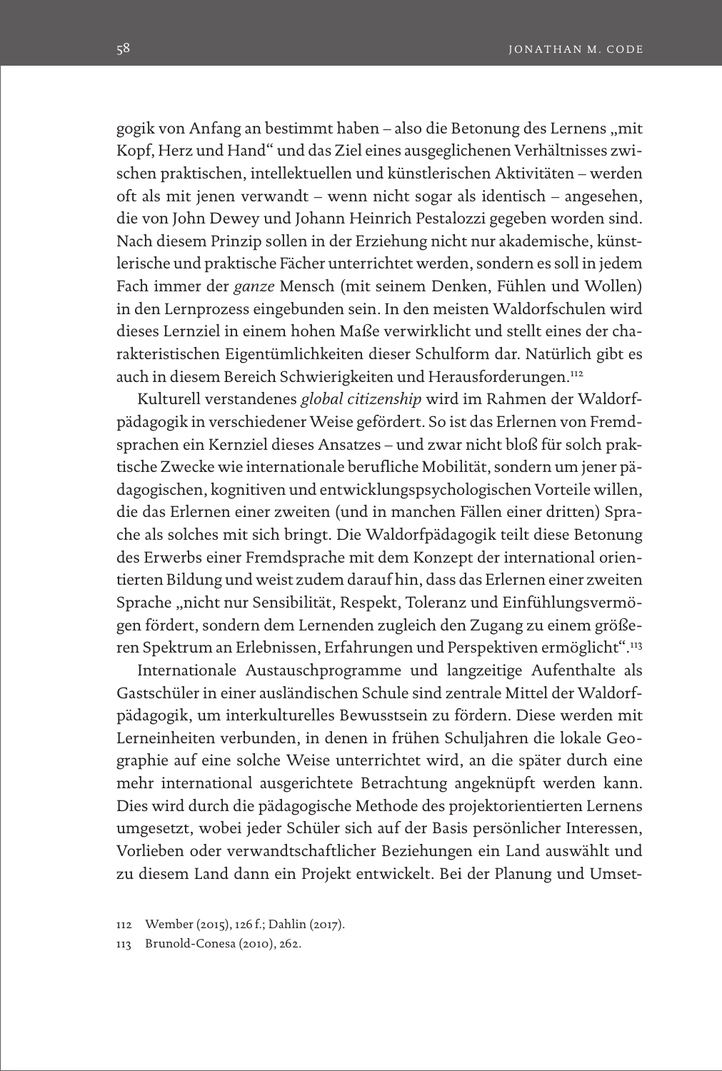gogik von Anfang an bestimmt haben – also die Betonung des Lernens „mit Kopf, Herz und Hand" und das Ziel eines ausgeglichenen Verhältnisses zwischen praktischen, intellektuellen und künstlerischen Aktivitäten – werden oft als mit jenen verwandt – wenn nicht sogar als identisch – angesehen, die von John Dewey und Johann Heinrich Pestalozzi gegeben worden sind. Nach diesem Prinzip sollen in der Erziehung nicht nur akademische, künstlerische und praktische Fächer unterrichtet werden, sondern es soll in jedem Fach immer der *ganze* Mensch (mit seinem Denken, Fühlen und Wollen) in den Lernprozess eingebunden sein. In den meisten Waldorfschulen wird dieses Lernziel in einem hohen Maße verwirklicht und stellt eines der charakteristischen Eigentümlichkeiten dieser Schulform dar. Natürlich gibt es auch in diesem Bereich Schwierigkeiten und Herausforderungen.[112]

Kulturell verstandenes *global citizenship* wird im Rahmen der Waldorfpädagogik in verschiedener Weise gefördert. So ist das Erlernen von Fremdsprachen ein Kernziel dieses Ansatzes – und zwar nicht bloß für solch praktische Zwecke wie internationale berufliche Mobilität, sondern um jener pädagogischen, kognitiven und entwicklungspsychologischen Vorteile willen, die das Erlernen einer zweiten (und in manchen Fällen einer dritten) Sprache als solches mit sich bringt. Die Waldorfpädagogik teilt diese Betonung des Erwerbs einer Fremdsprache mit dem Konzept der international orientierten Bildung und weist zudem darauf hin, dass das Erlernen einer zweiten Sprache „nicht nur Sensibilität, Respekt, Toleranz und Einfühlungsvermögen fördert, sondern dem Lernenden zugleich den Zugang zu einem größeren Spektrum an Erlebnissen, Erfahrungen und Perspektiven ermöglicht".[113]

Internationale Austauschprogramme und langzeitige Aufenthalte als Gastschüler in einer ausländischen Schule sind zentrale Mittel der Waldorfpädagogik, um interkulturelles Bewusstsein zu fördern. Diese werden mit Lerneinheiten verbunden, in denen in frühen Schuljahren die lokale Geographie auf eine solche Weise unterrichtet wird, an die später durch eine mehr international ausgerichtete Betrachtung angeknüpft werden kann. Dies wird durch die pädagogische Methode des projektorientierten Lernens umgesetzt, wobei jeder Schüler sich auf der Basis persönlicher Interessen, Vorlieben oder verwandtschaftlicher Beziehungen ein Land auswählt und zu diesem Land dann ein Projekt entwickelt. Bei der Planung und Umset-

112 Wember (2015), 126 f.; Dahlin (2017).

113 Brunold-Conesa (2010), 262.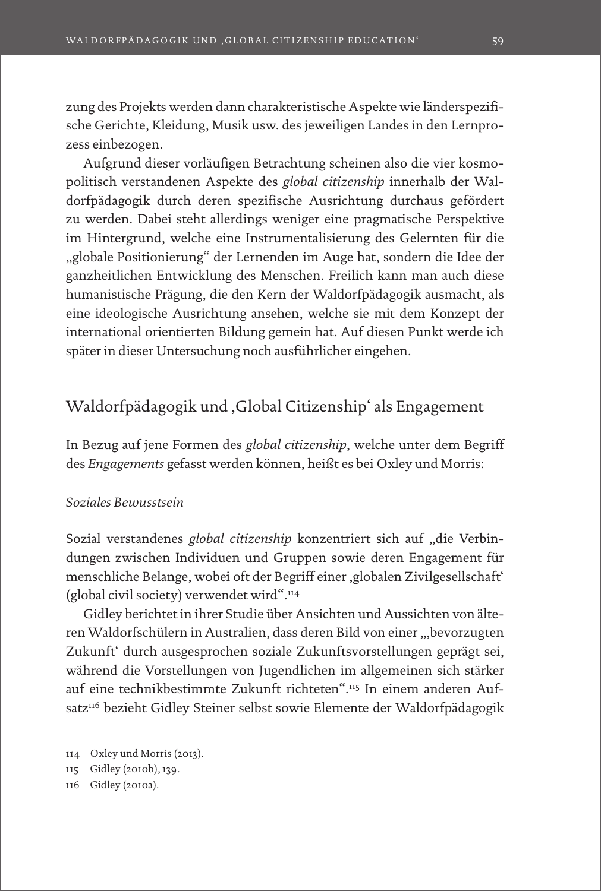zung des Projekts werden dann charakteristische Aspekte wie länderspezifische Gerichte, Kleidung, Musik usw. des jeweiligen Landes in den Lernprozess einbezogen.

Aufgrund dieser vorläufigen Betrachtung scheinen also die vier kosmopolitisch verstandenen Aspekte des *global citizenship* innerhalb der Waldorfpädagogik durch deren spezifische Ausrichtung durchaus gefördert zu werden. Dabei steht allerdings weniger eine pragmatische Perspektive im Hintergrund, welche eine Instrumentalisierung des Gelernten für die „globale Positionierung" der Lernenden im Auge hat, sondern die Idee der ganzheitlichen Entwicklung des Menschen. Freilich kann man auch diese humanistische Prägung, die den Kern der Waldorfpädagogik ausmacht, als eine ideologische Ausrichtung ansehen, welche sie mit dem Konzept der international orientierten Bildung gemein hat. Auf diesen Punkt werde ich später in dieser Untersuchung noch ausführlicher eingehen.

## Waldorfpädagogik und ‚Global Citizenship' als Engagement

In Bezug auf jene Formen des *global citizenship*, welche unter dem Begriff des *Engagements* gefasst werden können, heißt es bei Oxley und Morris:

*Soziales Bewusstsein*

Sozial verstandenes *global citizenship* konzentriert sich auf „die Verbindungen zwischen Individuen und Gruppen sowie deren Engagement für menschliche Belange, wobei oft der Begriff einer ‚globalen Zivilgesellschaft' (global civil society) verwendet wird".[114]

Gidley berichtet in ihrer Studie über Ansichten und Aussichten von älteren Waldorfschülern in Australien, dass deren Bild von einer „‚bevorzugten Zukunft' durch ausgesprochen soziale Zukunftsvorstellungen geprägt sei, während die Vorstellungen von Jugendlichen im allgemeinen sich stärker auf eine technikbestimmte Zukunft richteten".[115] In einem anderen Aufsatz[116] bezieht Gidley Steiner selbst sowie Elemente der Waldorfpädagogik

114 Oxley und Morris (2013).

115 Gidley (2010b), 139.

116 Gidley (2010a).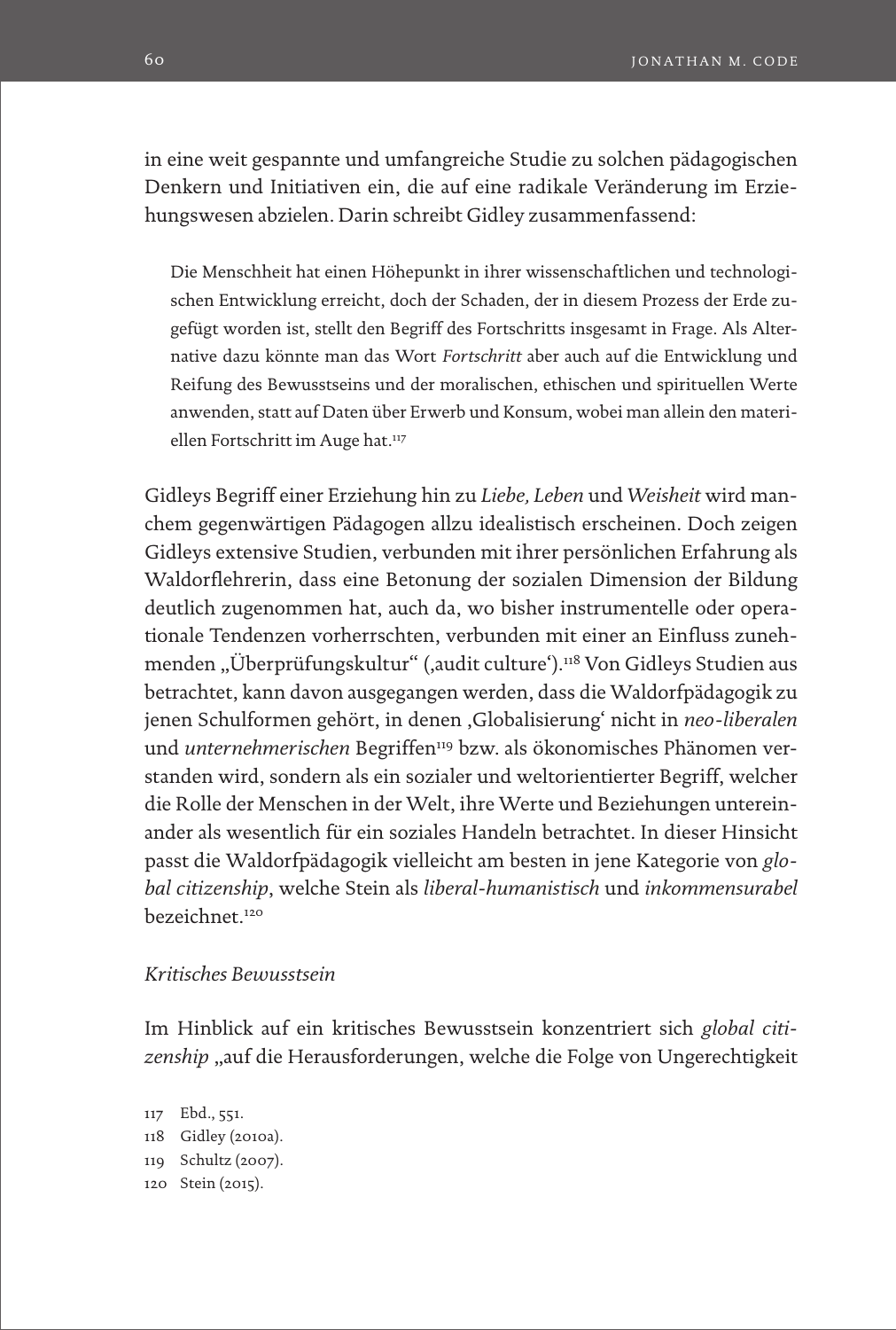in eine weit gespannte und umfangreiche Studie zu solchen pädagogischen Denkern und Initiativen ein, die auf eine radikale Veränderung im Erziehungswesen abzielen. Darin schreibt Gidley zusammenfassend:

> Die Menschheit hat einen Höhepunkt in ihrer wissenschaftlichen und technologischen Entwicklung erreicht, doch der Schaden, der in diesem Prozess der Erde zugefügt worden ist, stellt den Begriff des Fortschritts insgesamt in Frage. Als Alternative dazu könnte man das Wort *Fortschritt* aber auch auf die Entwicklung und Reifung des Bewusstseins und der moralischen, ethischen und spirituellen Werte anwenden, statt auf Daten über Erwerb und Konsum, wobei man allein den materiellen Fortschritt im Auge hat.[117]

Gidleys Begriff einer Erziehung hin zu *Liebe, Leben* und *Weisheit* wird manchem gegenwärtigen Pädagogen allzu idealistisch erscheinen. Doch zeigen Gidleys extensive Studien, verbunden mit ihrer persönlichen Erfahrung als Waldorflehrerin, dass eine Betonung der sozialen Dimension der Bildung deutlich zugenommen hat, auch da, wo bisher instrumentelle oder operationale Tendenzen vorherrschten, verbunden mit einer an Einfluss zunehmenden „Überprüfungskultur" (‚audit culture').[118] Von Gidleys Studien aus betrachtet, kann davon ausgegangen werden, dass die Waldorfpädagogik zu jenen Schulformen gehört, in denen ‚Globalisierung' nicht in *neo-liberalen* und *unternehmerischen* Begriffen[119] bzw. als ökonomisches Phänomen verstanden wird, sondern als ein sozialer und weltorientierter Begriff, welcher die Rolle der Menschen in der Welt, ihre Werte und Beziehungen untereinander als wesentlich für ein soziales Handeln betrachtet. In dieser Hinsicht passt die Waldorfpädagogik vielleicht am besten in jene Kategorie von *global citizenship*, welche Stein als *liberal-humanistisch* und *inkommensurabel* bezeichnet.[120]

*Kritisches Bewusstsein*

Im Hinblick auf ein kritisches Bewusstsein konzentriert sich *global citizenship* „auf die Herausforderungen, welche die Folge von Ungerechtigkeit

117 Ebd., 551.
118 Gidley (2010a).
119 Schultz (2007).
120 Stein (2015).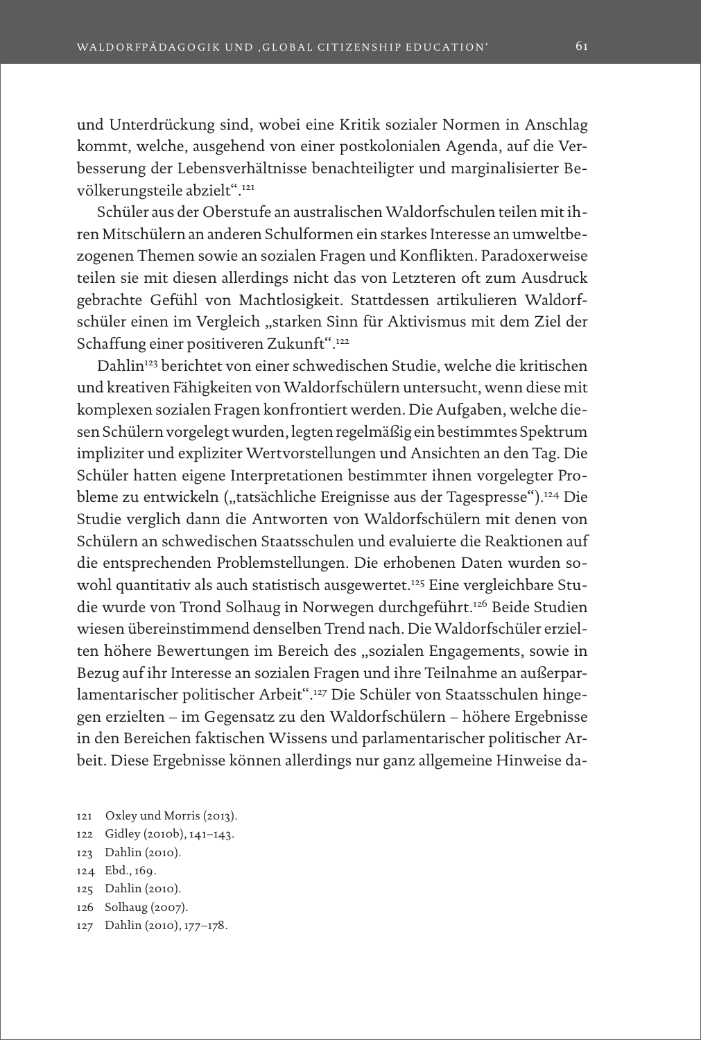und Unterdrückung sind, wobei eine Kritik sozialer Normen in Anschlag kommt, welche, ausgehend von einer postkolonialen Agenda, auf die Verbesserung der Lebensverhältnisse benachteiligter und marginalisierter Bevölkerungsteile abzielt".[121]

Schüler aus der Oberstufe an australischen Waldorfschulen teilen mit ihren Mitschülern an anderen Schulformen ein starkes Interesse an umweltbezogenen Themen sowie an sozialen Fragen und Konflikten. Paradoxerweise teilen sie mit diesen allerdings nicht das von Letzteren oft zum Ausdruck gebrachte Gefühl von Machtlosigkeit. Stattdessen artikulieren Waldorfschüler einen im Vergleich „starken Sinn für Aktivismus mit dem Ziel der Schaffung einer positiveren Zukunft".[122]

Dahlin[123] berichtet von einer schwedischen Studie, welche die kritischen und kreativen Fähigkeiten von Waldorfschülern untersucht, wenn diese mit komplexen sozialen Fragen konfrontiert werden. Die Aufgaben, welche diesen Schülern vorgelegt wurden, legten regelmäßig ein bestimmtes Spektrum impliziter und expliziter Wertvorstellungen und Ansichten an den Tag. Die Schüler hatten eigene Interpretationen bestimmter ihnen vorgelegter Probleme zu entwickeln („tatsächliche Ereignisse aus der Tagespresse").[124] Die Studie verglich dann die Antworten von Waldorfschülern mit denen von Schülern an schwedischen Staatsschulen und evaluierte die Reaktionen auf die entsprechenden Problemstellungen. Die erhobenen Daten wurden sowohl quantitativ als auch statistisch ausgewertet.[125] Eine vergleichbare Studie wurde von Trond Solhaug in Norwegen durchgeführt.[126] Beide Studien wiesen übereinstimmend denselben Trend nach. Die Waldorfschüler erzielten höhere Bewertungen im Bereich des „sozialen Engagements, sowie in Bezug auf ihr Interesse an sozialen Fragen und ihre Teilnahme an außerparlamentarischer politischer Arbeit".[127] Die Schüler von Staatsschulen hingegen erzielten – im Gegensatz zu den Waldorfschülern – höhere Ergebnisse in den Bereichen faktischen Wissens und parlamentarischer politischer Arbeit. Diese Ergebnisse können allerdings nur ganz allgemeine Hinweise da-

121 Oxley und Morris (2013).
122 Gidley (2010b), 141–143.
123 Dahlin (2010).
124 Ebd., 169.
125 Dahlin (2010).
126 Solhaug (2007).
127 Dahlin (2010), 177–178.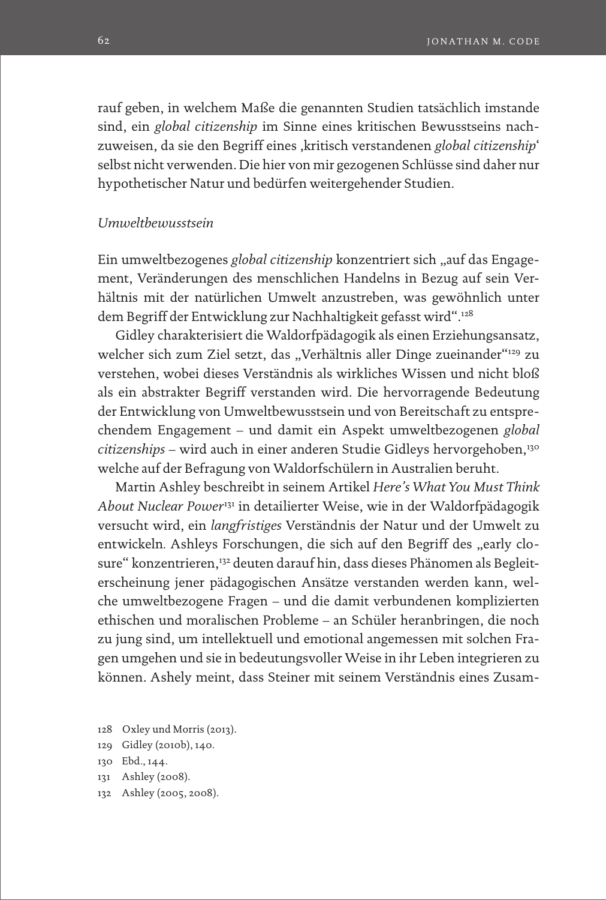rauf geben, in welchem Maße die genannten Studien tatsächlich imstande sind, ein *global citizenship* im Sinne eines kritischen Bewusstseins nachzuweisen, da sie den Begriff eines ‚kritisch verstandenen *global citizenship*' selbst nicht verwenden. Die hier von mir gezogenen Schlüsse sind daher nur hypothetischer Natur und bedürfen weitergehender Studien.

*Umweltbewusstsein*

Ein umweltbezogenes *global citizenship* konzentriert sich „auf das Engagement, Veränderungen des menschlichen Handelns in Bezug auf sein Verhältnis mit der natürlichen Umwelt anzustreben, was gewöhnlich unter dem Begriff der Entwicklung zur Nachhaltigkeit gefasst wird".[128]

Gidley charakterisiert die Waldorfpädagogik als einen Erziehungsansatz, welcher sich zum Ziel setzt, das „Verhältnis aller Dinge zueinander"[129] zu verstehen, wobei dieses Verständnis als wirkliches Wissen und nicht bloß als ein abstrakter Begriff verstanden wird. Die hervorragende Bedeutung der Entwicklung von Umweltbewusstsein und von Bereitschaft zu entsprechendem Engagement – und damit ein Aspekt umweltbezogenen *global citizenships* – wird auch in einer anderen Studie Gidleys hervorgehoben,[130] welche auf der Befragung von Waldorfschülern in Australien beruht.

Martin Ashley beschreibt in seinem Artikel *Here's What You Must Think About Nuclear Power*[131] in detaillierter Weise, wie in der Waldorfpädagogik versucht wird, ein *langfristiges* Verständnis der Natur und der Umwelt zu entwickeln. Ashleys Forschungen, die sich auf den Begriff des „early closure" konzentrieren,[132] deuten darauf hin, dass dieses Phänomen als Begleiterscheinung jener pädagogischen Ansätze verstanden werden kann, welche umweltbezogene Fragen – und die damit verbundenen komplizierten ethischen und moralischen Probleme – an Schüler heranbringen, die noch zu jung sind, um intellektuell und emotional angemessen mit solchen Fragen umgehen und sie in bedeutungsvoller Weise in ihr Leben integrieren zu können. Ashely meint, dass Steiner mit seinem Verständnis eines Zusam-

128 Oxley und Morris (2013).

129 Gidley (2010b), 140.

130 Ebd., 144.

131 Ashley (2008).

132 Ashley (2005, 2008).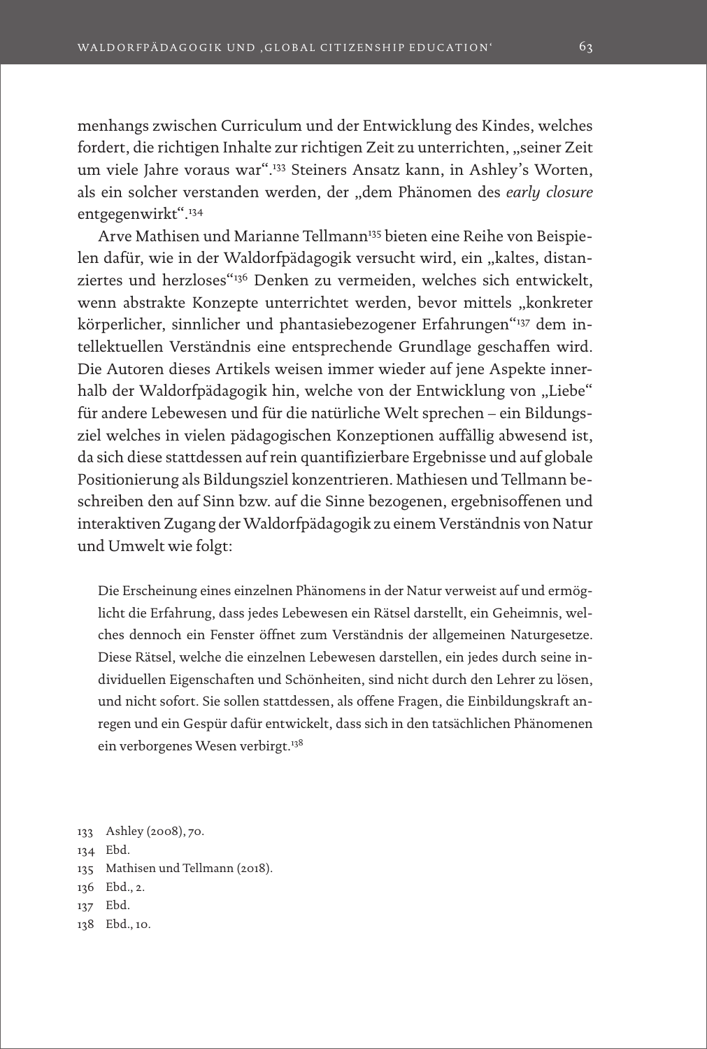menhangs zwischen Curriculum und der Entwicklung des Kindes, welches fordert, die richtigen Inhalte zur richtigen Zeit zu unterrichten, „seiner Zeit um viele Jahre voraus war".[133] Steiners Ansatz kann, in Ashley's Worten, als ein solcher verstanden werden, der „dem Phänomen des *early closure* entgegenwirkt".[134]

Arve Mathisen und Marianne Tellmann[135] bieten eine Reihe von Beispielen dafür, wie in der Waldorfpädagogik versucht wird, ein „kaltes, distanziertes und herzloses"[136] Denken zu vermeiden, welches sich entwickelt, wenn abstrakte Konzepte unterrichtet werden, bevor mittels „konkreter körperlicher, sinnlicher und phantasiebezogener Erfahrungen"[137] dem intellektuellen Verständnis eine entsprechende Grundlage geschaffen wird. Die Autoren dieses Artikels weisen immer wieder auf jene Aspekte innerhalb der Waldorfpädagogik hin, welche von der Entwicklung von „Liebe" für andere Lebewesen und für die natürliche Welt sprechen – ein Bildungsziel welches in vielen pädagogischen Konzeptionen auffällig abwesend ist, da sich diese stattdessen auf rein quantifizierbare Ergebnisse und auf globale Positionierung als Bildungsziel konzentrieren. Mathiesen und Tellmann beschreiben den auf Sinn bzw. auf die Sinne bezogenen, ergebnisoffenen und interaktiven Zugang der Waldorfpädagogik zu einem Verständnis von Natur und Umwelt wie folgt:

> Die Erscheinung eines einzelnen Phänomens in der Natur verweist auf und ermöglicht die Erfahrung, dass jedes Lebewesen ein Rätsel darstellt, ein Geheimnis, welches dennoch ein Fenster öffnet zum Verständnis der allgemeinen Naturgesetze. Diese Rätsel, welche die einzelnen Lebewesen darstellen, ein jedes durch seine individuellen Eigenschaften und Schönheiten, sind nicht durch den Lehrer zu lösen, und nicht sofort. Sie sollen stattdessen, als offene Fragen, die Einbildungskraft anregen und ein Gespür dafür entwickelt, dass sich in den tatsächlichen Phänomenen ein verborgenes Wesen verbirgt.[138]

133 Ashley (2008), 70.
134 Ebd.
135 Mathisen und Tellmann (2018).
136 Ebd., 2.
137 Ebd.
138 Ebd., 10.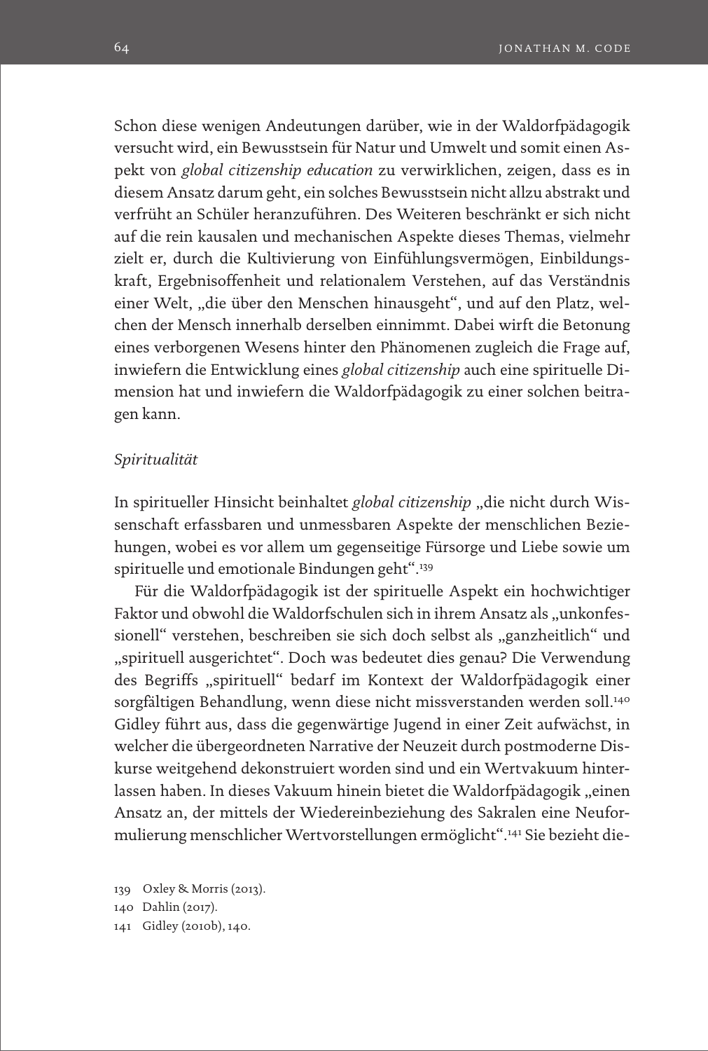Schon diese wenigen Andeutungen darüber, wie in der Waldorfpädagogik versucht wird, ein Bewusstsein für Natur und Umwelt und somit einen Aspekt von *global citizenship education* zu verwirklichen, zeigen, dass es in diesem Ansatz darum geht, ein solches Bewusstsein nicht allzu abstrakt und verfrüht an Schüler heranzuführen. Des Weiteren beschränkt er sich nicht auf die rein kausalen und mechanischen Aspekte dieses Themas, vielmehr zielt er, durch die Kultivierung von Einfühlungsvermögen, Einbildungskraft, Ergebnisoffenheit und relationalem Verstehen, auf das Verständnis einer Welt, „die über den Menschen hinausgeht", und auf den Platz, welchen der Mensch innerhalb derselben einnimmt. Dabei wirft die Betonung eines verborgenen Wesens hinter den Phänomenen zugleich die Frage auf, inwiefern die Entwicklung eines *global citizenship* auch eine spirituelle Dimension hat und inwiefern die Waldorfpädagogik zu einer solchen beitragen kann.

*Spiritualität*

In spiritueller Hinsicht beinhaltet *global citizenship* „die nicht durch Wissenschaft erfassbaren und unmessbaren Aspekte der menschlichen Beziehungen, wobei es vor allem um gegenseitige Fürsorge und Liebe sowie um spirituelle und emotionale Bindungen geht".[139]

Für die Waldorfpädagogik ist der spirituelle Aspekt ein hochwichtiger Faktor und obwohl die Waldorfschulen sich in ihrem Ansatz als „unkonfessionell" verstehen, beschreiben sie sich doch selbst als „ganzheitlich" und „spirituell ausgerichtet". Doch was bedeutet dies genau? Die Verwendung des Begriffs „spirituell" bedarf im Kontext der Waldorfpädagogik einer sorgfältigen Behandlung, wenn diese nicht missverstanden werden soll.[140] Gidley führt aus, dass die gegenwärtige Jugend in einer Zeit aufwächst, in welcher die übergeordneten Narrative der Neuzeit durch postmoderne Diskurse weitgehend dekonstruiert worden sind und ein Wertvakuum hinterlassen haben. In dieses Vakuum hinein bietet die Waldorfpädagogik „einen Ansatz an, der mittels der Wiedereinbeziehung des Sakralen eine Neuformulierung menschlicher Wertvorstellungen ermöglicht".[141] Sie bezieht die-

139 Oxley & Morris (2013).

140 Dahlin (2017).

141 Gidley (2010b), 140.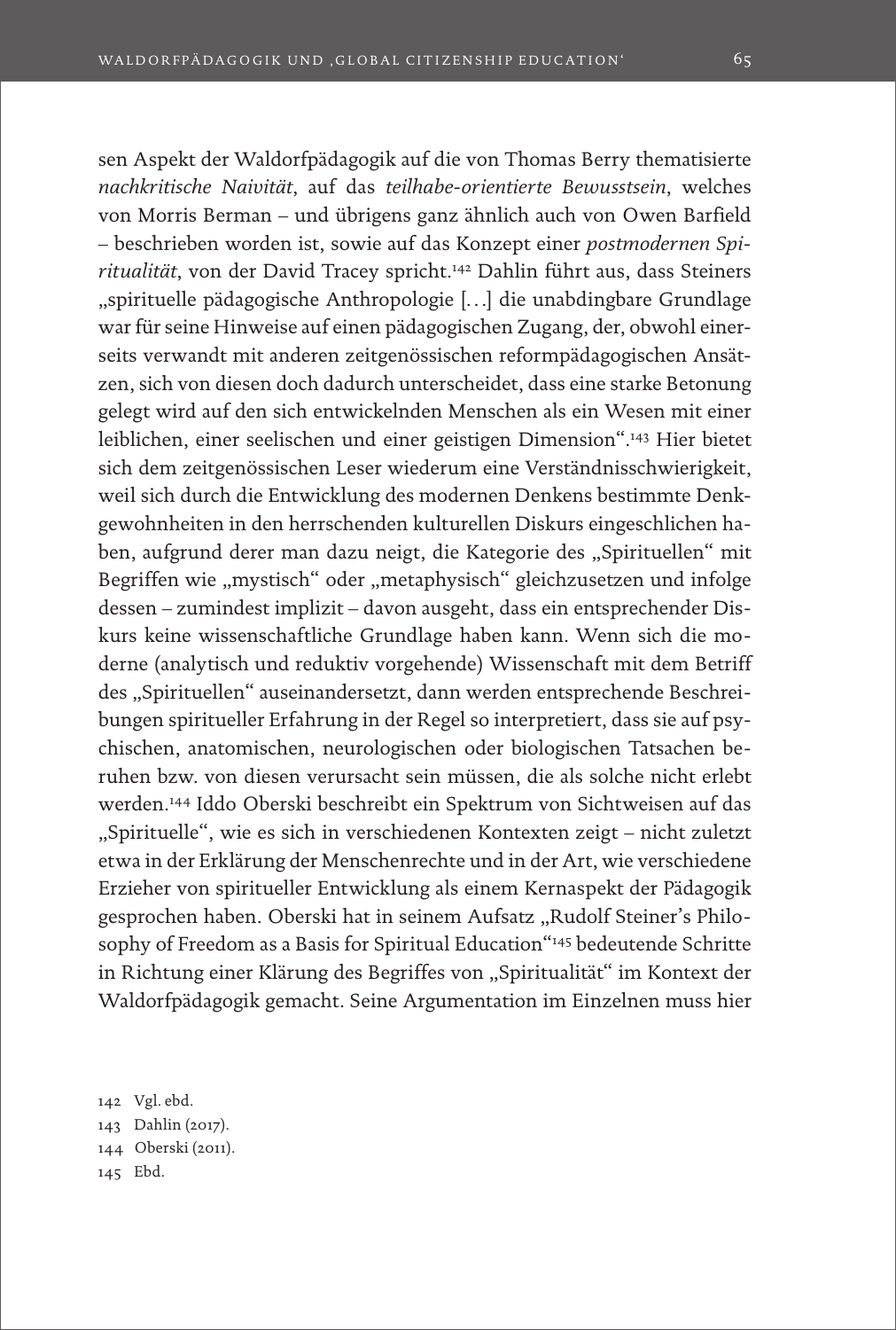sen Aspekt der Waldorfpädagogik auf die von Thomas Berry thematisierte *nachkritische Naivität*, auf das *teilhabe-orientierte Bewusstsein*, welches von Morris Berman – und übrigens ganz ähnlich auch von Owen Barfield – beschrieben worden ist, sowie auf das Konzept einer *postmodernen Spiritualität*, von der David Tracey spricht.[142] Dahlin führt aus, dass Steiners „spirituelle pädagogische Anthropologie […] die unabdingbare Grundlage war für seine Hinweise auf einen pädagogischen Zugang, der, obwohl einerseits verwandt mit anderen zeitgenössischen reformpädagogischen Ansätzen, sich von diesen doch dadurch unterscheidet, dass eine starke Betonung gelegt wird auf den sich entwickelnden Menschen als ein Wesen mit einer leiblichen, einer seelischen und einer geistigen Dimension".[143] Hier bietet sich dem zeitgenössischen Leser wiederum eine Verständnisschwierigkeit, weil sich durch die Entwicklung des modernen Denkens bestimmte Denkgewohnheiten in den herrschenden kulturellen Diskurs eingeschlichen haben, aufgrund derer man dazu neigt, die Kategorie des „Spirituellen" mit Begriffen wie „mystisch" oder „metaphysisch" gleichzusetzen und infolge dessen – zumindest implizit – davon ausgeht, dass ein entsprechender Diskurs keine wissenschaftliche Grundlage haben kann. Wenn sich die moderne (analytisch und reduktiv vorgehende) Wissenschaft mit dem Betriff des „Spirituellen" auseinandersetzt, dann werden entsprechende Beschreibungen spiritueller Erfahrung in der Regel so interpretiert, dass sie auf psychischen, anatomischen, neurologischen oder biologischen Tatsachen beruhen bzw. von diesen verursacht sein müssen, die als solche nicht erlebt werden.[144] Iddo Oberski beschreibt ein Spektrum von Sichtweisen auf das „Spirituelle", wie es sich in verschiedenen Kontexten zeigt – nicht zuletzt etwa in der Erklärung der Menschenrechte und in der Art, wie verschiedene Erzieher von spiritueller Entwicklung als einem Kernaspekt der Pädagogik gesprochen haben. Oberski hat in seinem Aufsatz „Rudolf Steiner's Philosophy of Freedom as a Basis for Spiritual Education"[145] bedeutende Schritte in Richtung einer Klärung des Begriffes von „Spiritualität" im Kontext der Waldorfpädagogik gemacht. Seine Argumentation im Einzelnen muss hier

142 Vgl. ebd.

143 Dahlin (2017).

144 Oberski (2011).

145 Ebd.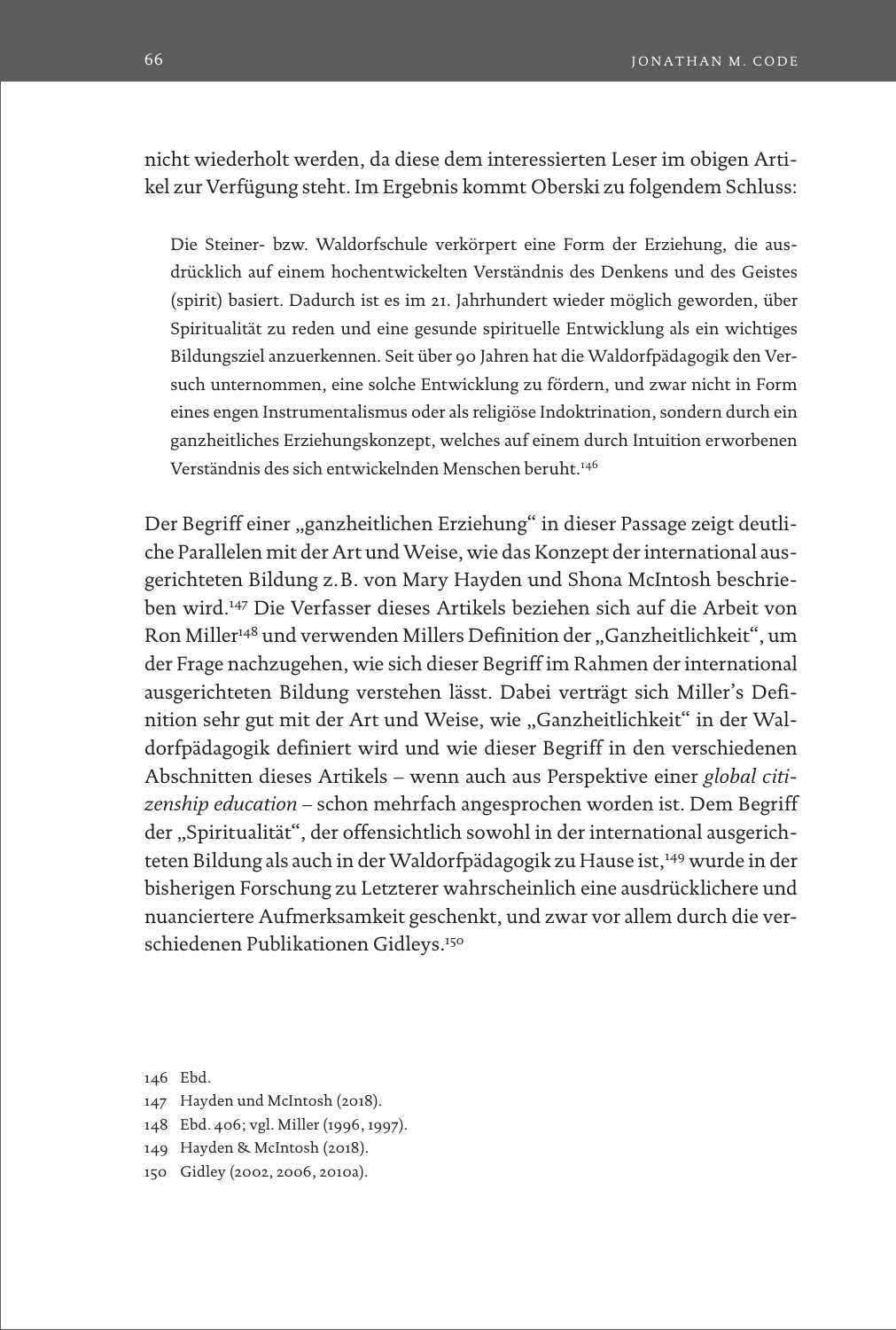nicht wiederholt werden, da diese dem interessierten Leser im obigen Artikel zur Verfügung steht. Im Ergebnis kommt Oberski zu folgendem Schluss:

> Die Steiner- bzw. Waldorfschule verkörpert eine Form der Erziehung, die ausdrücklich auf einem hochentwickelten Verständnis des Denkens und des Geistes (spirit) basiert. Dadurch ist es im 21. Jahrhundert wieder möglich geworden, über Spiritualität zu reden und eine gesunde spirituelle Entwicklung als ein wichtiges Bildungsziel anzuerkennen. Seit über 90 Jahren hat die Waldorfpädagogik den Versuch unternommen, eine solche Entwicklung zu fördern, und zwar nicht in Form eines engen Instrumentalismus oder als religiöse Indoktrination, sondern durch ein ganzheitliches Erziehungskonzept, welches auf einem durch Intuition erworbenen Verständnis des sich entwickelnden Menschen beruht.[146]

Der Begriff einer „ganzheitlichen Erziehung" in dieser Passage zeigt deutliche Parallelen mit der Art und Weise, wie das Konzept der international ausgerichteten Bildung z.B. von Mary Hayden und Shona McIntosh beschrieben wird.[147] Die Verfasser dieses Artikels beziehen sich auf die Arbeit von Ron Miller[148] und verwenden Millers Definition der „Ganzheitlichkeit", um der Frage nachzugehen, wie sich dieser Begriff im Rahmen der international ausgerichteten Bildung verstehen lässt. Dabei verträgt sich Miller's Definition sehr gut mit der Art und Weise, wie „Ganzheitlichkeit" in der Waldorfpädagogik definiert wird und wie dieser Begriff in den verschiedenen Abschnitten dieses Artikels – wenn auch aus Perspektive einer *global citizenship education* – schon mehrfach angesprochen worden ist. Dem Begriff der „Spiritualität", der offensichtlich sowohl in der international ausgerichteten Bildung als auch in der Waldorfpädagogik zu Hause ist,[149] wurde in der bisherigen Forschung zu Letzterer wahrscheinlich eine ausdrücklichere und nuanciertere Aufmerksamkeit geschenkt, und zwar vor allem durch die verschiedenen Publikationen Gidleys.[150]

146 Ebd.

147 Hayden und McIntosh (2018).

148 Ebd. 406; vgl. Miller (1996, 1997).

149 Hayden & McIntosh (2018).

150 Gidley (2002, 2006, 2010a).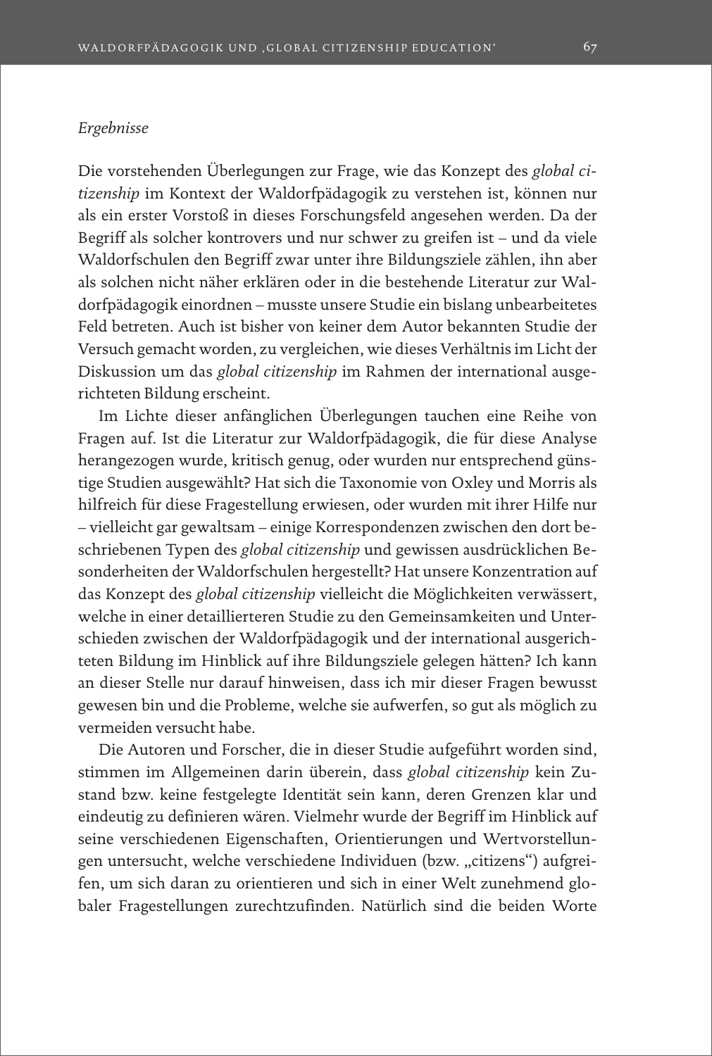*Ergebnisse*

Die vorstehenden Überlegungen zur Frage, wie das Konzept des *global citizenship* im Kontext der Waldorfpädagogik zu verstehen ist, können nur als ein erster Vorstoß in dieses Forschungsfeld angesehen werden. Da der Begriff als solcher kontrovers und nur schwer zu greifen ist – und da viele Waldorfschulen den Begriff zwar unter ihre Bildungsziele zählen, ihn aber als solchen nicht näher erklären oder in die bestehende Literatur zur Waldorfpädagogik einordnen – musste unsere Studie ein bislang unbearbeitetes Feld betreten. Auch ist bisher von keiner dem Autor bekannten Studie der Versuch gemacht worden, zu vergleichen, wie dieses Verhältnis im Licht der Diskussion um das *global citizenship* im Rahmen der international ausgerichteten Bildung erscheint.

Im Lichte dieser anfänglichen Überlegungen tauchen eine Reihe von Fragen auf. Ist die Literatur zur Waldorfpädagogik, die für diese Analyse herangezogen wurde, kritisch genug, oder wurden nur entsprechend günstige Studien ausgewählt? Hat sich die Taxonomie von Oxley und Morris als hilfreich für diese Fragestellung erwiesen, oder wurden mit ihrer Hilfe nur – vielleicht gar gewaltsam – einige Korrespondenzen zwischen den dort beschriebenen Typen des *global citizenship* und gewissen ausdrücklichen Besonderheiten der Waldorfschulen hergestellt? Hat unsere Konzentration auf das Konzept des *global citizenship* vielleicht die Möglichkeiten verwässert, welche in einer detaillierteren Studie zu den Gemeinsamkeiten und Unterschieden zwischen der Waldorfpädagogik und der international ausgerichteten Bildung im Hinblick auf ihre Bildungsziele gelegen hätten? Ich kann an dieser Stelle nur darauf hinweisen, dass ich mir dieser Fragen bewusst gewesen bin und die Probleme, welche sie aufwerfen, so gut als möglich zu vermeiden versucht habe.

Die Autoren und Forscher, die in dieser Studie aufgeführt worden sind, stimmen im Allgemeinen darin überein, dass *global citizenship* kein Zustand bzw. keine festgelegte Identität sein kann, deren Grenzen klar und eindeutig zu definieren wären. Vielmehr wurde der Begriff im Hinblick auf seine verschiedenen Eigenschaften, Orientierungen und Wertvorstellungen untersucht, welche verschiedene Individuen (bzw. „citizens") aufgreifen, um sich daran zu orientieren und sich in einer Welt zunehmend globaler Fragestellungen zurechtzufinden. Natürlich sind die beiden Worte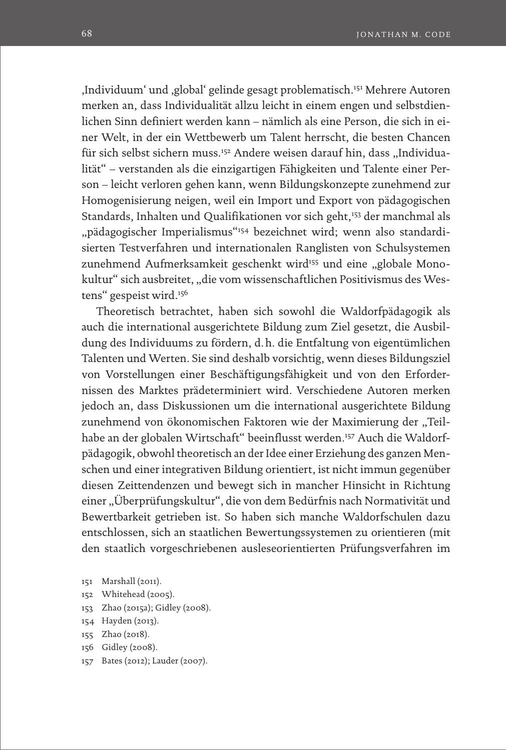‚Individuum' und ‚global' gelinde gesagt problematisch.[151] Mehrere Autoren merken an, dass Individualität allzu leicht in einem engen und selbstdienlichen Sinn definiert werden kann – nämlich als eine Person, die sich in einer Welt, in der ein Wettbewerb um Talent herrscht, die besten Chancen für sich selbst sichern muss.[152] Andere weisen darauf hin, dass „Individualität" – verstanden als die einzigartigen Fähigkeiten und Talente einer Person – leicht verloren gehen kann, wenn Bildungskonzepte zunehmend zur Homogenisierung neigen, weil ein Import und Export von pädagogischen Standards, Inhalten und Qualifikationen vor sich geht,[153] der manchmal als „pädagogischer Imperialismus"[154] bezeichnet wird; wenn also standardisierten Testverfahren und internationalen Ranglisten von Schulsystemen zunehmend Aufmerksamkeit geschenkt wird[155] und eine „globale Monokultur" sich ausbreitet, „die vom wissenschaftlichen Positivismus des Westens" gespeist wird.[156]

Theoretisch betrachtet, haben sich sowohl die Waldorfpädagogik als auch die international ausgerichtete Bildung zum Ziel gesetzt, die Ausbildung des Individuums zu fördern, d. h. die Entfaltung von eigentümlichen Talenten und Werten. Sie sind deshalb vorsichtig, wenn dieses Bildungsziel von Vorstellungen einer Beschäftigungsfähigkeit und von den Erfordernissen des Marktes prädeterminiert wird. Verschiedene Autoren merken jedoch an, dass Diskussionen um die international ausgerichtete Bildung zunehmend von ökonomischen Faktoren wie der Maximierung der „Teilhabe an der globalen Wirtschaft" beeinflusst werden.[157] Auch die Waldorfpädagogik, obwohl theoretisch an der Idee einer Erziehung des ganzen Menschen und einer integrativen Bildung orientiert, ist nicht immun gegenüber diesen Zeittendenzen und bewegt sich in mancher Hinsicht in Richtung einer „Überprüfungskultur", die von dem Bedürfnis nach Normativität und Bewertbarkeit getrieben ist. So haben sich manche Waldorfschulen dazu entschlossen, sich an staatlichen Bewertungssystemen zu orientieren (mit den staatlich vorgeschriebenen ausleseorientierten Prüfungsverfahren im

151 Marshall (2011).
152 Whitehead (2005).
153 Zhao (2015a); Gidley (2008).
154 Hayden (2013).
155 Zhao (2018).
156 Gidley (2008).
157 Bates (2012); Lauder (2007).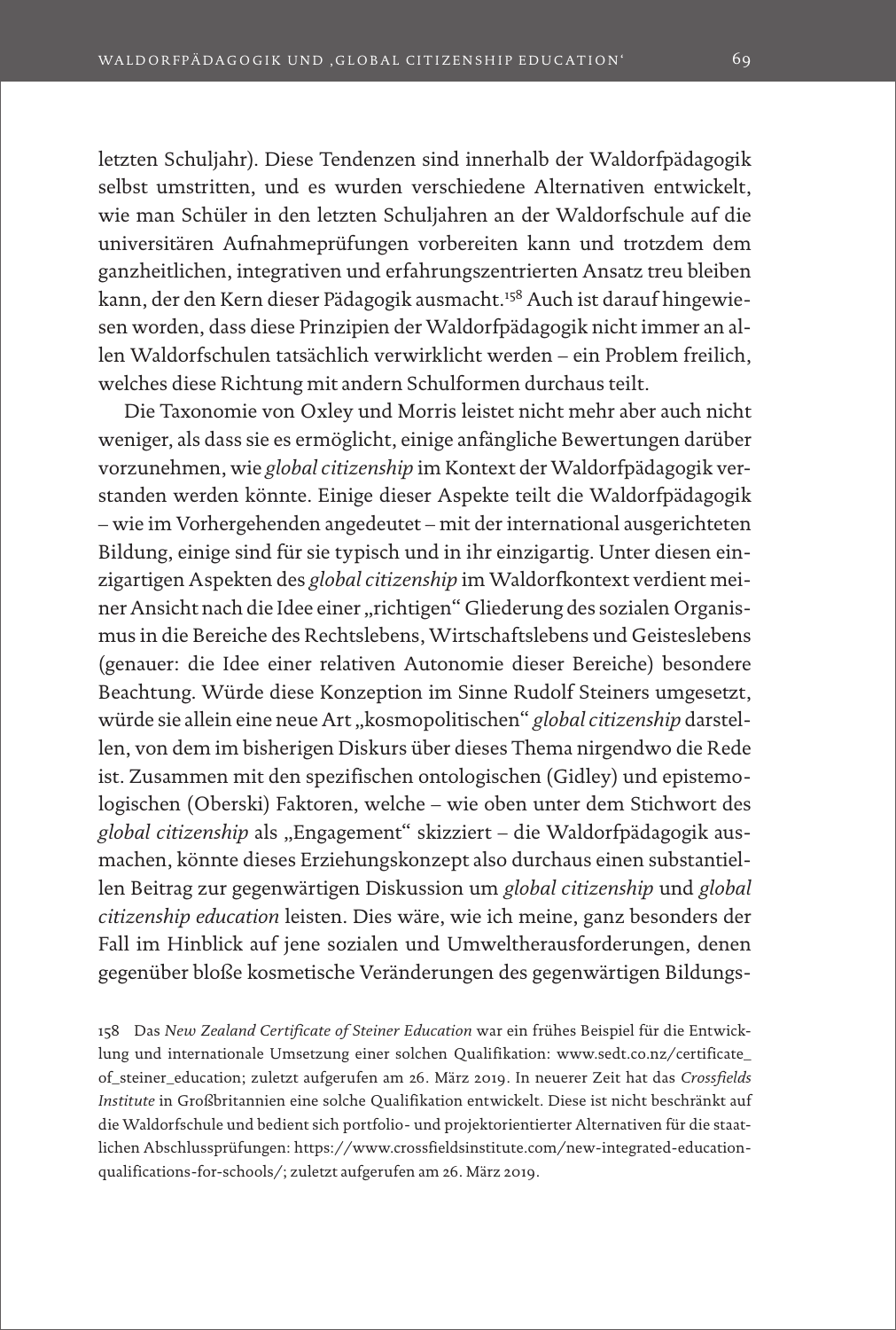letzten Schuljahr). Diese Tendenzen sind innerhalb der Waldorfpädagogik selbst umstritten, und es wurden verschiedene Alternativen entwickelt, wie man Schüler in den letzten Schuljahren an der Waldorfschule auf die universitären Aufnahmeprüfungen vorbereiten kann und trotzdem dem ganzheitlichen, integrativen und erfahrungszentrierten Ansatz treu bleiben kann, der den Kern dieser Pädagogik ausmacht.[158] Auch ist darauf hingewiesen worden, dass diese Prinzipien der Waldorfpädagogik nicht immer an allen Waldorfschulen tatsächlich verwirklicht werden – ein Problem freilich, welches diese Richtung mit andern Schulformen durchaus teilt.

Die Taxonomie von Oxley und Morris leistet nicht mehr aber auch nicht weniger, als dass sie es ermöglicht, einige anfängliche Bewertungen darüber vorzunehmen, wie *global citizenship* im Kontext der Waldorfpädagogik verstanden werden könnte. Einige dieser Aspekte teilt die Waldorfpädagogik – wie im Vorhergehenden angedeutet – mit der international ausgerichteten Bildung, einige sind für sie typisch und in ihr einzigartig. Unter diesen einzigartigen Aspekten des *global citizenship* im Waldorfkontext verdient meiner Ansicht nach die Idee einer „richtigen" Gliederung des sozialen Organismus in die Bereiche des Rechtslebens, Wirtschaftslebens und Geisteslebens (genauer: die Idee einer relativen Autonomie dieser Bereiche) besondere Beachtung. Würde diese Konzeption im Sinne Rudolf Steiners umgesetzt, würde sie allein eine neue Art „kosmopolitischen" *global citizenship* darstellen, von dem im bisherigen Diskurs über dieses Thema nirgendwo die Rede ist. Zusammen mit den spezifischen ontologischen (Gidley) und epistemologischen (Oberski) Faktoren, welche – wie oben unter dem Stichwort des *global citizenship* als „Engagement" skizziert – die Waldorfpädagogik ausmachen, könnte dieses Erziehungskonzept also durchaus einen substantiellen Beitrag zur gegenwärtigen Diskussion um *global citizenship* und *global citizenship education* leisten. Dies wäre, wie ich meine, ganz besonders der Fall im Hinblick auf jene sozialen und Umweltherausforderungen, denen gegenüber bloße kosmetische Veränderungen des gegenwärtigen Bildungs-

158 Das *New Zealand Certificate of Steiner Education* war ein frühes Beispiel für die Entwicklung und internationale Umsetzung einer solchen Qualifikation: www.sedt.co.nz/certificate_of_steiner_education; zuletzt aufgerufen am 26. März 2019. In neuerer Zeit hat das *Crossfields Institute* in Großbritannien eine solche Qualifikation entwickelt. Diese ist nicht beschränkt auf die Waldorfschule und bedient sich portfolio- und projektorientierter Alternativen für die staatlichen Abschlussprüfungen: https://www.crossfieldsinstitute.com/new-integrated-education-qualifications-for-schools/; zuletzt aufgerufen am 26. März 2019.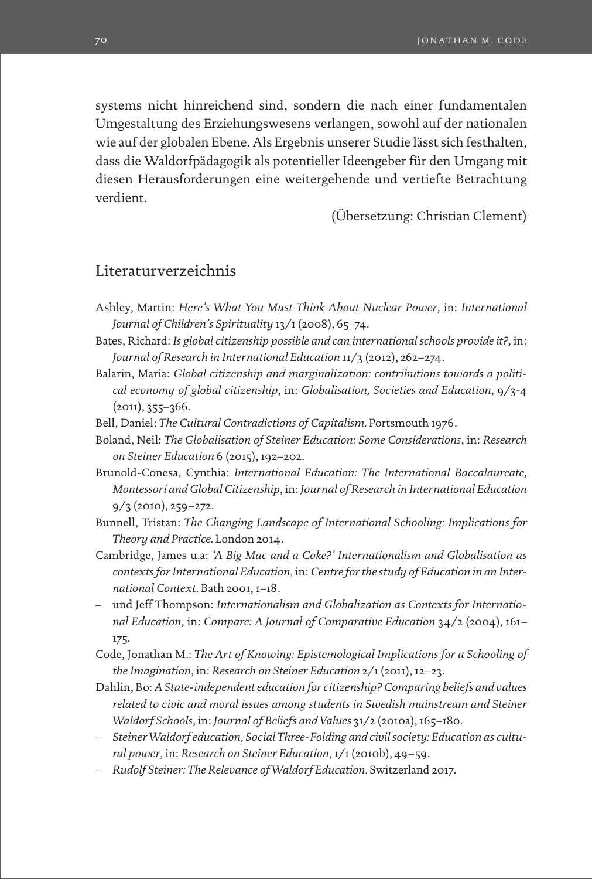systems nicht hinreichend sind, sondern die nach einer fundamentalen Umgestaltung des Erziehungswesens verlangen, sowohl auf der nationalen wie auf der globalen Ebene. Als Ergebnis unserer Studie lässt sich festhalten, dass die Waldorfpädagogik als potentieller Ideengeber für den Umgang mit diesen Herausforderungen eine weitergehende und vertiefte Betrachtung verdient.

(Übersetzung: Christian Clement)

## Literaturverzeichnis

Ashley, Martin: *Here's What You Must Think About Nuclear Power*, in: *International Journal of Children's Spirituality* 13/1 (2008), 65–74.

Bates, Richard: *Is global citizenship possible and can international schools provide it?,* in: *Journal of Research in International Education* 11/3 (2012), 262–274.

Balarin, Maria: *Global citizenship and marginalization: contributions towards a political economy of global citizenship*, in: *Globalisation, Societies and Education*, 9/3-4 (2011), 355–366.

Bell, Daniel: *The Cultural Contradictions of Capitalism.* Portsmouth 1976.

Boland, Neil: *The Globalisation of Steiner Education: Some Considerations*, in: *Research on Steiner Education* 6 (2015), 192–202.

Brunold-Conesa, Cynthia: *International Education: The International Baccalaureate, Montessori and Global Citizenship*, in: *Journal of Research in International Education* 9/3 (2010), 259–272.

Bunnell, Tristan: *The Changing Landscape of International Schooling: Implications for Theory and Practice.* London 2014.

Cambridge, James u.a: *'A Big Mac and a Coke?' Internationalism and Globalisation as contexts for International Education*, in: *Centre for the study of Education in an International Context*. Bath 2001, 1–18.

– und Jeff Thompson: *Internationalism and Globalization as Contexts for International Education*, in: *Compare: A Journal of Comparative Education* 34/2 (2004), 161–175.

Code, Jonathan M.: *The Art of Knowing: Epistemological Implications for a Schooling of the Imagination*, in: *Research on Steiner Education* 2/1 (2011), 12–23.

Dahlin, Bo: *A State-independent education for citizenship? Comparing beliefs and values related to civic and moral issues among students in Swedish mainstream and Steiner Waldorf Schools*, in: *Journal of Beliefs and Values* 31/2 (2010a), 165–180.

– *Steiner Waldorf education, Social Three-Folding and civil society: Education as cultural power*, in: *Research on Steiner Education*, 1/1 (2010b), 49–59.

– *Rudolf Steiner: The Relevance of Waldorf Education.* Switzerland 2017.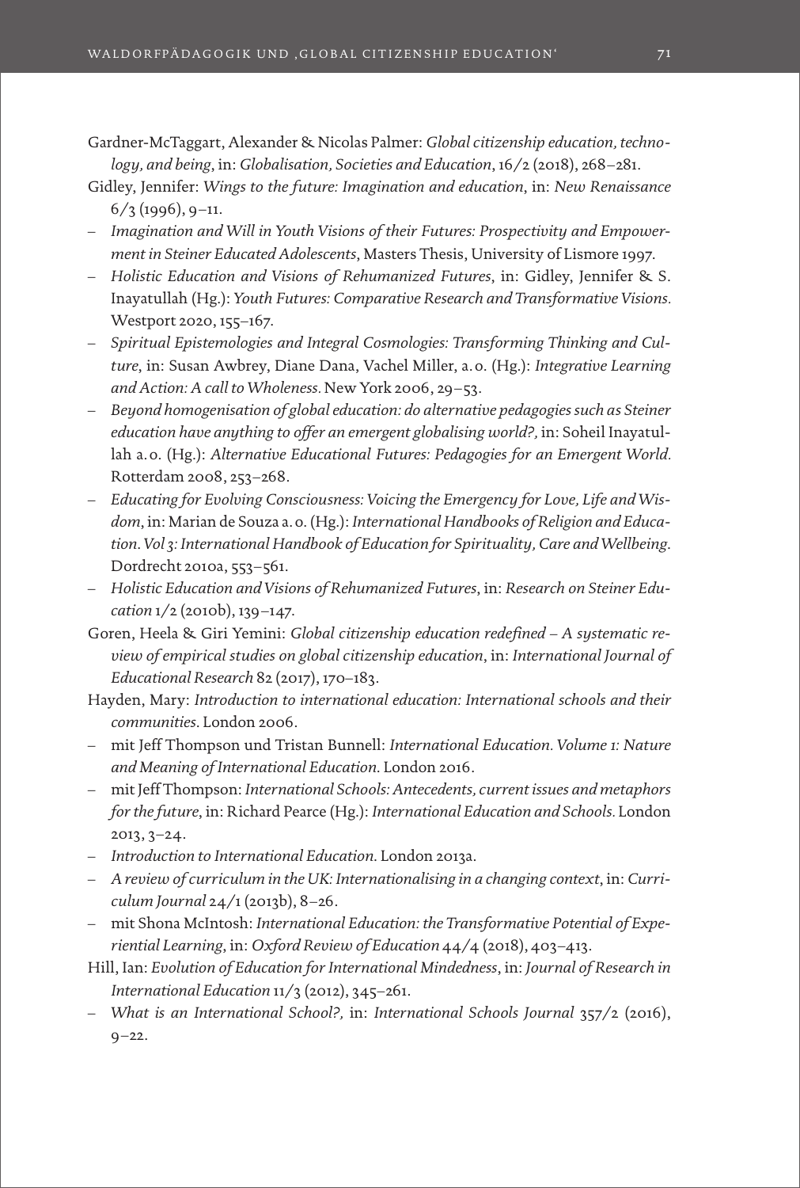Gardner-McTaggart, Alexander & Nicolas Palmer: *Global citizenship education, technology, and being*, in: *Globalisation, Societies and Education*, 16/2 (2018), 268–281.

Gidley, Jennifer: *Wings to the future: Imagination and education*, in: *New Renaissance* 6/3 (1996), 9–11.

– *Imagination and Will in Youth Visions of their Futures: Prospectivity and Empowerment in Steiner Educated Adolescents*, Masters Thesis, University of Lismore 1997.

– *Holistic Education and Visions of Rehumanized Futures*, in: Gidley, Jennifer & S. Inayatullah (Hg.): *Youth Futures: Comparative Research and Transformative Visions.* Westport 2020, 155–167.

– *Spiritual Epistemologies and Integral Cosmologies: Transforming Thinking and Culture*, in: Susan Awbrey, Diane Dana, Vachel Miller, a. o. (Hg.): *Integrative Learning and Action: A call to Wholeness.* New York 2006, 29–53.

– *Beyond homogenisation of global education: do alternative pedagogies such as Steiner education have anything to offer an emergent globalising world?,* in: Soheil Inayatullah a. o. (Hg.): *Alternative Educational Futures: Pedagogies for an Emergent World.* Rotterdam 2008, 253–268.

– *Educating for Evolving Consciousness: Voicing the Emergency for Love, Life and Wisdom*, in: Marian de Souza a. o. (Hg.): *International Handbooks of Religion and Education. Vol 3: International Handbook of Education for Spirituality, Care and Wellbeing.* Dordrecht 2010a, 553–561.

– *Holistic Education and Visions of Rehumanized Futures*, in: *Research on Steiner Education* 1/2 (2010b), 139–147.

Goren, Heela & Giri Yemini: *Global citizenship education redefined – A systematic review of empirical studies on global citizenship education*, in: *International Journal of Educational Research* 82 (2017), 170–183.

Hayden, Mary: *Introduction to international education: International schools and their communities*. London 2006.

– mit Jeff Thompson und Tristan Bunnell: *International Education. Volume 1: Nature and Meaning of International Education.* London 2016.

– mit Jeff Thompson: *International Schools: Antecedents, current issues and metaphors for the future*, in: Richard Pearce (Hg.): *International Education and Schools.* London 2013, 3–24.

– *Introduction to International Education*. London 2013a.

– *A review of curriculum in the UK: Internationalising in a changing context*, in: *Curriculum Journal* 24/1 (2013b), 8–26.

– mit Shona McIntosh: *International Education: the Transformative Potential of Experiential Learning*, in: *Oxford Review of Education* 44/4 (2018), 403–413.

Hill, Ian: *Evolution of Education for International Mindedness*, in: *Journal of Research in International Education* 11/3 (2012), 345–261.

– *What is an International School?,* in: *International Schools Journal* 357/2 (2016), 9–22.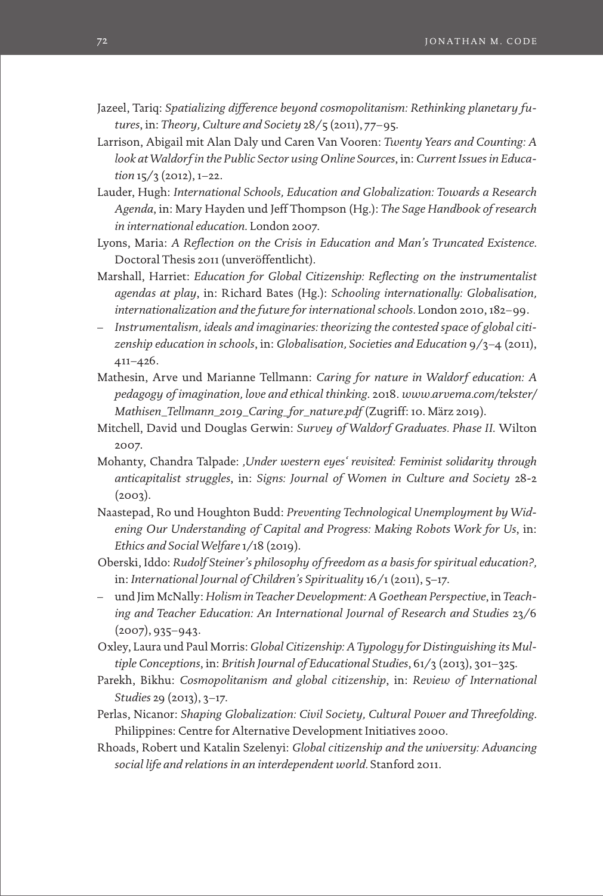Jazeel, Tariq: *Spatializing difference beyond cosmopolitanism: Rethinking planetary futures*, in: *Theory, Culture and Society* 28/5 (2011), 77–95.

Larrison, Abigail mit Alan Daly und Caren Van Vooren: *Twenty Years and Counting: A look at Waldorf in the Public Sector using Online Sources*, in: *Current Issues in Education* 15/3 (2012), 1–22.

Lauder, Hugh: *International Schools, Education and Globalization: Towards a Research Agenda*, in: Mary Hayden und Jeff Thompson (Hg.): *The Sage Handbook of research in international education*. London 2007.

Lyons, Maria: *A Reflection on the Crisis in Education and Man's Truncated Existence*. Doctoral Thesis 2011 (unveröffentlicht).

Marshall, Harriet: *Education for Global Citizenship: Reflecting on the instrumentalist agendas at play*, in: Richard Bates (Hg.): *Schooling internationally: Globalisation, internationalization and the future for international schools*. London 2010, 182–99.

– *Instrumentalism, ideals and imaginaries: theorizing the contested space of global citizenship education in schools*, in: *Globalisation, Societies and Education* 9/3–4 (2011), 411–426.

Mathesin, Arve und Marianne Tellmann: *Caring for nature in Waldorf education: A pedagogy of imagination, love and ethical thinking*. 2018. *www.arvema.com/tekster/Mathisen_Tellmann_2019_Caring_for_nature.pdf* (Zugriff: 10. März 2019).

Mitchell, David und Douglas Gerwin: *Survey of Waldorf Graduates. Phase II*. Wilton 2007.

Mohanty, Chandra Talpade: *‚Under western eyes' revisited: Feminist solidarity through anticapitalist struggles*, in: *Signs: Journal of Women in Culture and Society* 28-2 (2003).

Naastepad, Ro und Houghton Budd: *Preventing Technological Unemployment by Widening Our Understanding of Capital and Progress: Making Robots Work for Us*, in: *Ethics and Social Welfare* 1/18 (2019).

Oberski, Iddo: *Rudolf Steiner's philosophy of freedom as a basis for spiritual education?,* in: *International Journal of Children's Spirituality* 16/1 (2011), 5–17.

– und Jim McNally: *Holism in Teacher Development: A Goethean Perspective*, in *Teaching and Teacher Education: An International Journal of Research and Studies* 23/6 (2007), 935–943.

Oxley, Laura und Paul Morris: *Global Citizenship: A Typology for Distinguishing its Multiple Conceptions*, in: *British Journal of Educational Studies*, 61/3 (2013), 301–325.

Parekh, Bikhu: *Cosmopolitanism and global citizenship*, in: *Review of International Studies* 29 (2013), 3–17.

Perlas, Nicanor: *Shaping Globalization: Civil Society, Cultural Power and Threefolding*. Philippines: Centre for Alternative Development Initiatives 2000.

Rhoads, Robert und Katalin Szelenyi: *Global citizenship and the university: Advancing social life and relations in an interdependent world*. Stanford 2011.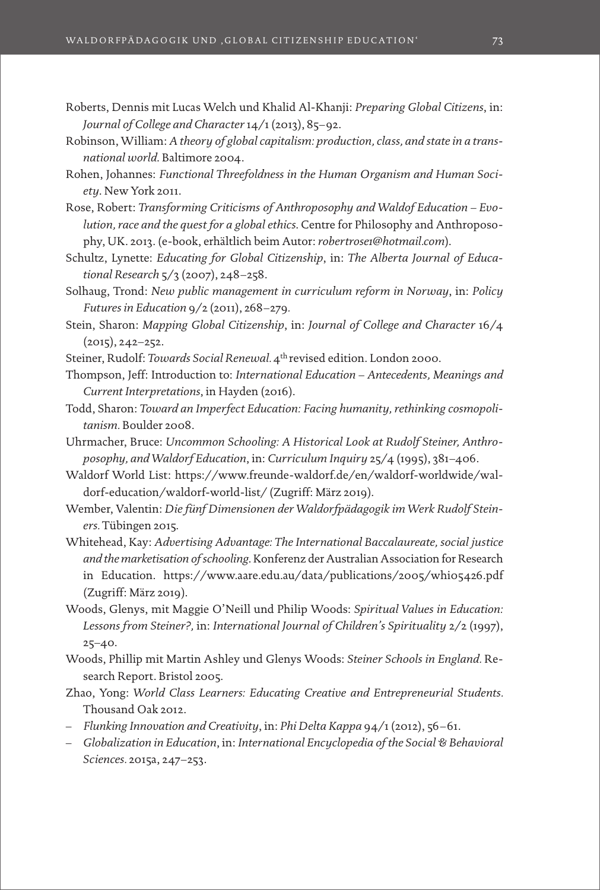Roberts, Dennis mit Lucas Welch und Khalid Al-Khanji: *Preparing Global Citizens*, in: *Journal of College and Character* 14/1 (2013), 85–92.

Robinson, William: *A theory of global capitalism: production, class, and state in a transnational world.* Baltimore 2004.

Rohen, Johannes: *Functional Threefoldness in the Human Organism and Human Society*. New York 2011.

Rose, Robert: *Transforming Criticisms of Anthroposophy and Waldof Education – Evolution, race and the quest for a global ethics.* Centre for Philosophy and Anthroposophy, UK. 2013. (e-book, erhältlich beim Autor: *robertrose1@hotmail.com*).

Schultz, Lynette: *Educating for Global Citizenship*, in: *The Alberta Journal of Educational Research* 5/3 (2007), 248–258.

Solhaug, Trond: *New public management in curriculum reform in Norway*, in: *Policy Futures in Education* 9/2 (2011), 268–279.

Stein, Sharon: *Mapping Global Citizenship*, in: *Journal of College and Character* 16/4 (2015), 242–252.

Steiner, Rudolf: *Towards Social Renewal.* 4th revised edition. London 2000.

Thompson, Jeff: Introduction to: *International Education – Antecedents, Meanings and Current Interpretations*, in Hayden (2016).

Todd, Sharon: *Toward an Imperfect Education: Facing humanity, rethinking cosmopolitanism.* Boulder 2008.

Uhrmacher, Bruce: *Uncommon Schooling: A Historical Look at Rudolf Steiner, Anthroposophy, and Waldorf Education*, in: *Curriculum Inquiry* 25/4 (1995), 381–406.

Waldorf World List: https://www.freunde-waldorf.de/en/waldorf-worldwide/waldorf-education/waldorf-world-list/ (Zugriff: März 2019).

Wember, Valentin: *Die fünf Dimensionen der Waldorfpädagogik im Werk Rudolf Steiners.* Tübingen 2015.

Whitehead, Kay: *Advertising Advantage: The International Baccalaureate, social justice and the marketisation of schooling.* Konferenz der Australian Association for Research in Education. https://www.aare.edu.au/data/publications/2005/whi05426.pdf (Zugriff: März 2019).

Woods, Glenys, mit Maggie O'Neill und Philip Woods: *Spiritual Values in Education: Lessons from Steiner?,* in: *International Journal of Children's Spirituality* 2/2 (1997), 25–40.

Woods, Phillip mit Martin Ashley und Glenys Woods: *Steiner Schools in England.* Research Report. Bristol 2005.

Zhao, Yong: *World Class Learners: Educating Creative and Entrepreneurial Students.* Thousand Oak 2012.

– *Flunking Innovation and Creativity*, in: *Phi Delta Kappa* 94/1 (2012), 56–61.

– *Globalization in Education*, in: *International Encyclopedia of the Social & Behavioral Sciences.* 2015a, 247–253.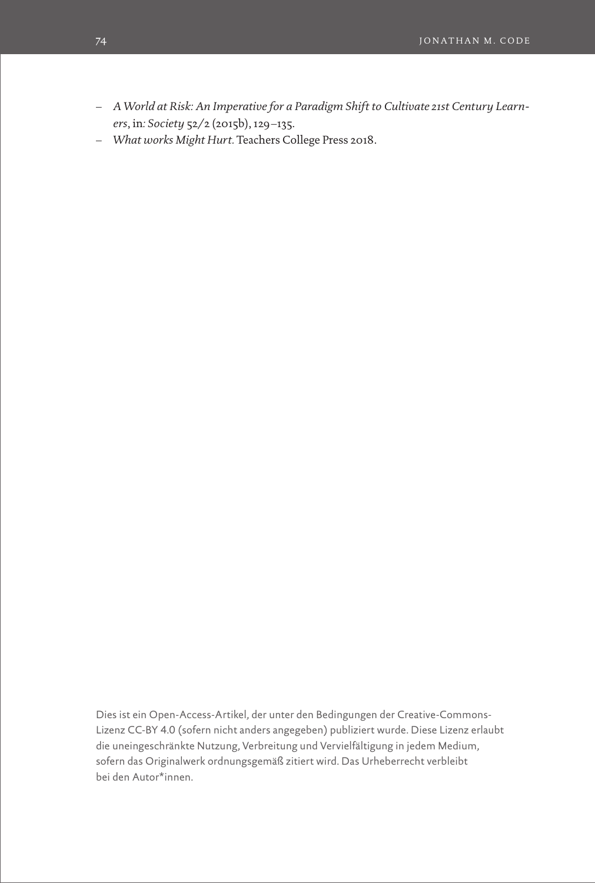– *A World at Risk: An Imperative for a Paradigm Shift to Cultivate 21st Century Learners*, in*: Society* 52/2 (2015b), 129–135.
– *What works Might Hurt.* Teachers College Press 2018.

Dies ist ein Open-Access-Artikel, der unter den Bedingungen der Creative-Commons-Lizenz CC-BY 4.0 (sofern nicht anders angegeben) publiziert wurde. Diese Lizenz erlaubt die uneingeschränkte Nutzung, Verbreitung und Vervielfältigung in jedem Medium, sofern das Originalwerk ordnungsgemäß zitiert wird. Das Urheberrecht verbleibt bei den Autor*innen.